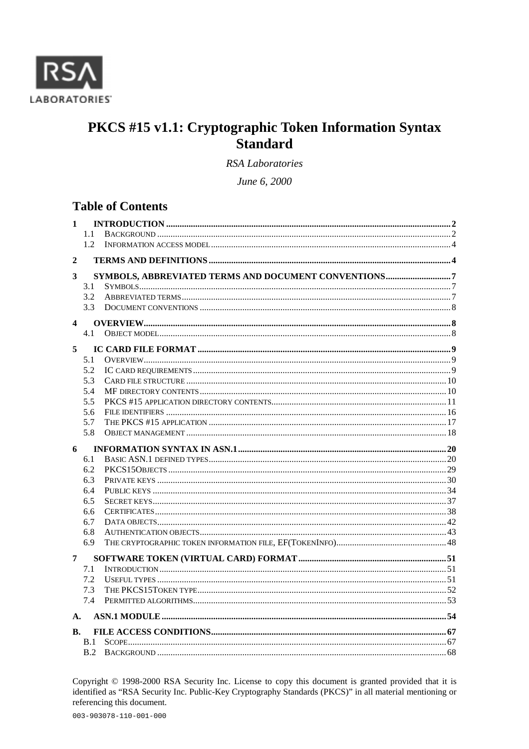# PKCS #15 v1.1: Cryptographic Token Information Syntax Standard

*RSA Laboratories*

*June 6, 2000*

## Table of Contents

1 INTRODUCTION ..... 2
- 1.1 BACKGROUND ..... 2
- 1.2 INFORMATION ACCESS MODEL ..... 4

2 TERMS AND DEFINITIONS ..... 4

3 SYMBOLS, ABBREVIATED TERMS AND DOCUMENT CONVENTIONS ..... 7
- 3.1 SYMBOLS ..... 7
- 3.2 ABBREVIATED TERMS ..... 7
- 3.3 DOCUMENT CONVENTIONS ..... 8

4 OVERVIEW ..... 8
- 4.1 OBJECT MODEL ..... 8

5 IC CARD FILE FORMAT ..... 9
- 5.1 OVERVIEW ..... 9
- 5.2 IC CARD REQUIREMENTS ..... 9
- 5.3 CARD FILE STRUCTURE ..... 10
- 5.4 MF DIRECTORY CONTENTS ..... 10
- 5.5 PKCS #15 APPLICATION DIRECTORY CONTENTS ..... 11
- 5.6 FILE IDENTIFIERS ..... 16
- 5.7 THE PKCS #15 APPLICATION ..... 17
- 5.8 OBJECT MANAGEMENT ..... 18

6 INFORMATION SYNTAX IN ASN.1 ..... 20
- 6.1 BASIC ASN.1 DEFINED TYPES ..... 20
- 6.2 PKCS15OBJECTS ..... 29
- 6.3 PRIVATE KEYS ..... 30
- 6.4 PUBLIC KEYS ..... 34
- 6.5 SECRET KEYS ..... 37
- 6.6 CERTIFICATES ..... 38
- 6.7 DATA OBJECTS ..... 42
- 6.8 AUTHENTICATION OBJECTS ..... 43
- 6.9 THE CRYPTOGRAPHIC TOKEN INFORMATION FILE, EF(TOKENINFO) ..... 48

7 SOFTWARE TOKEN (VIRTUAL CARD) FORMAT ..... 51
- 7.1 INTRODUCTION ..... 51
- 7.2 USEFUL TYPES ..... 51
- 7.3 THE PKCS15TOKEN TYPE ..... 52
- 7.4 PERMITTED ALGORITHMS ..... 53

A. ASN.1 MODULE ..... 54

B. FILE ACCESS CONDITIONS ..... 67
- B.1 SCOPE ..... 67
- B.2 BACKGROUND ..... 68

Copyright © 1998-2000 RSA Security Inc. License to copy this document is granted provided that it is identified as "RSA Security Inc. Public-Key Cryptography Standards (PKCS)" in all material mentioning or referencing this document.

003-903078-110-001-000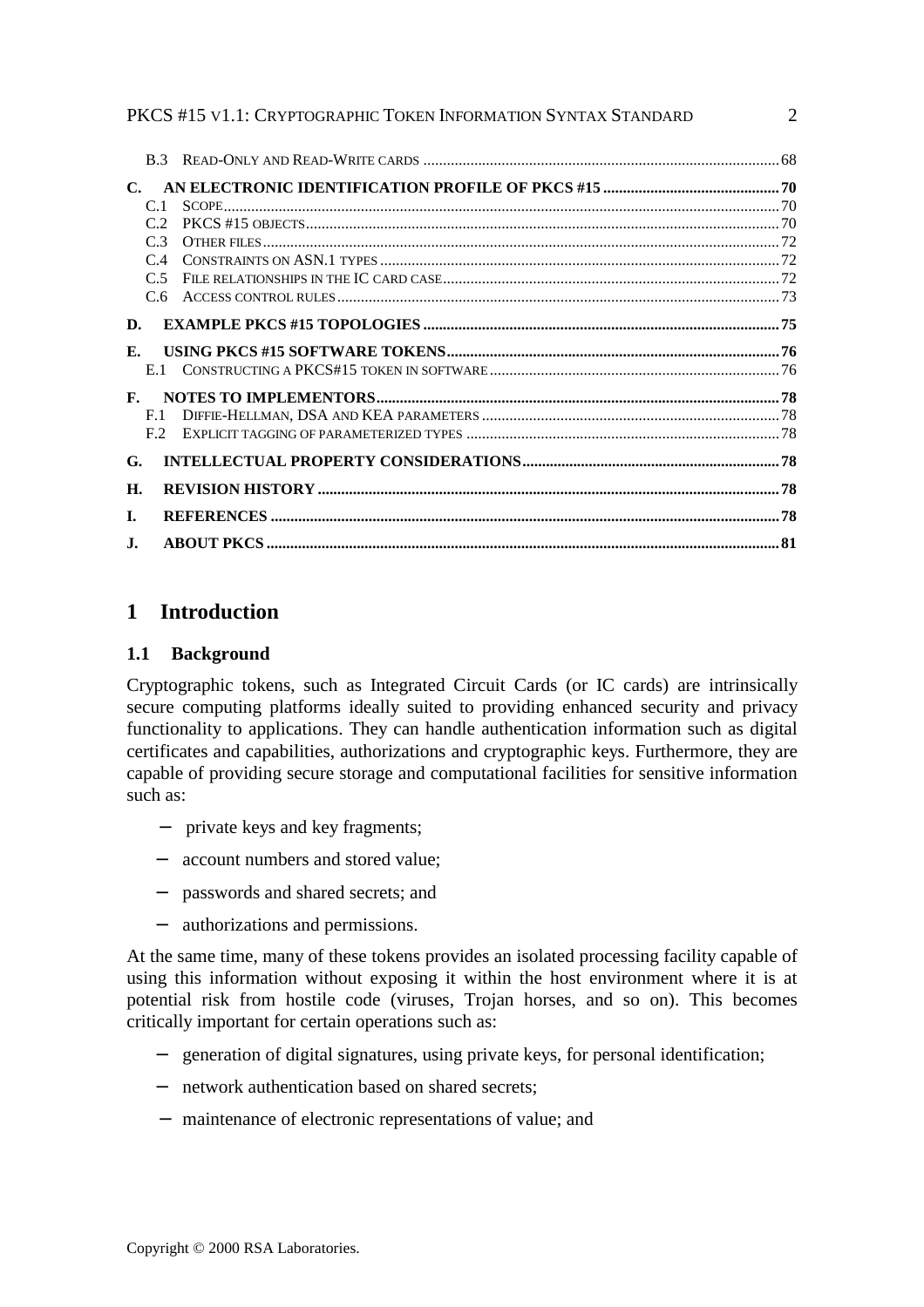B.3 READ-ONLY AND READ-WRITE CARDS ........................................................................................ 68

**C. AN ELECTRONIC IDENTIFICATION PROFILE OF PKCS #15 ............................................. 70**

C.1 SCOPE ........................................................................................................................... 70
C.2 PKCS #15 OBJECTS ........................................................................................................ 70
C.3 OTHER FILES .................................................................................................................. 72
C.4 CONSTRAINTS ON ASN.1 TYPES ..................................................................................... 72
C.5 FILE RELATIONSHIPS IN THE IC CARD CASE ..................................................................... 72
C.6 ACCESS CONTROL RULES ................................................................................................ 73

**D. EXAMPLE PKCS #15 TOPOLOGIES ........................................................................................ 75**

**E. USING PKCS #15 SOFTWARE TOKENS .................................................................................. 76**

E.1 CONSTRUCTING A PKCS#15 TOKEN IN SOFTWARE ......................................................... 76

**F. NOTES TO IMPLEMENTORS ..................................................................................................... 78**

F.1 DIFFIE-HELLMAN, DSA AND KEA PARAMETERS ............................................................ 78
F.2 EXPLICIT TAGGING OF PARAMETERIZED TYPES ................................................................ 78

**G. INTELLECTUAL PROPERTY CONSIDERATIONS .................................................................. 78**

**H. REVISION HISTORY ................................................................................................................. 78**

**I. REFERENCES ............................................................................................................................. 78**

**J. ABOUT PKCS ............................................................................................................................. 81**

# 1 Introduction

## 1.1 Background

Cryptographic tokens, such as Integrated Circuit Cards (or IC cards) are intrinsically secure computing platforms ideally suited to providing enhanced security and privacy functionality to applications. They can handle authentication information such as digital certificates and capabilities, authorizations and cryptographic keys. Furthermore, they are capable of providing secure storage and computational facilities for sensitive information such as:

- private keys and key fragments;
- account numbers and stored value;
- passwords and shared secrets; and
- authorizations and permissions.

At the same time, many of these tokens provides an isolated processing facility capable of using this information without exposing it within the host environment where it is at potential risk from hostile code (viruses, Trojan horses, and so on). This becomes critically important for certain operations such as:

- generation of digital signatures, using private keys, for personal identification;
- network authentication based on shared secrets;
- maintenance of electronic representations of value; and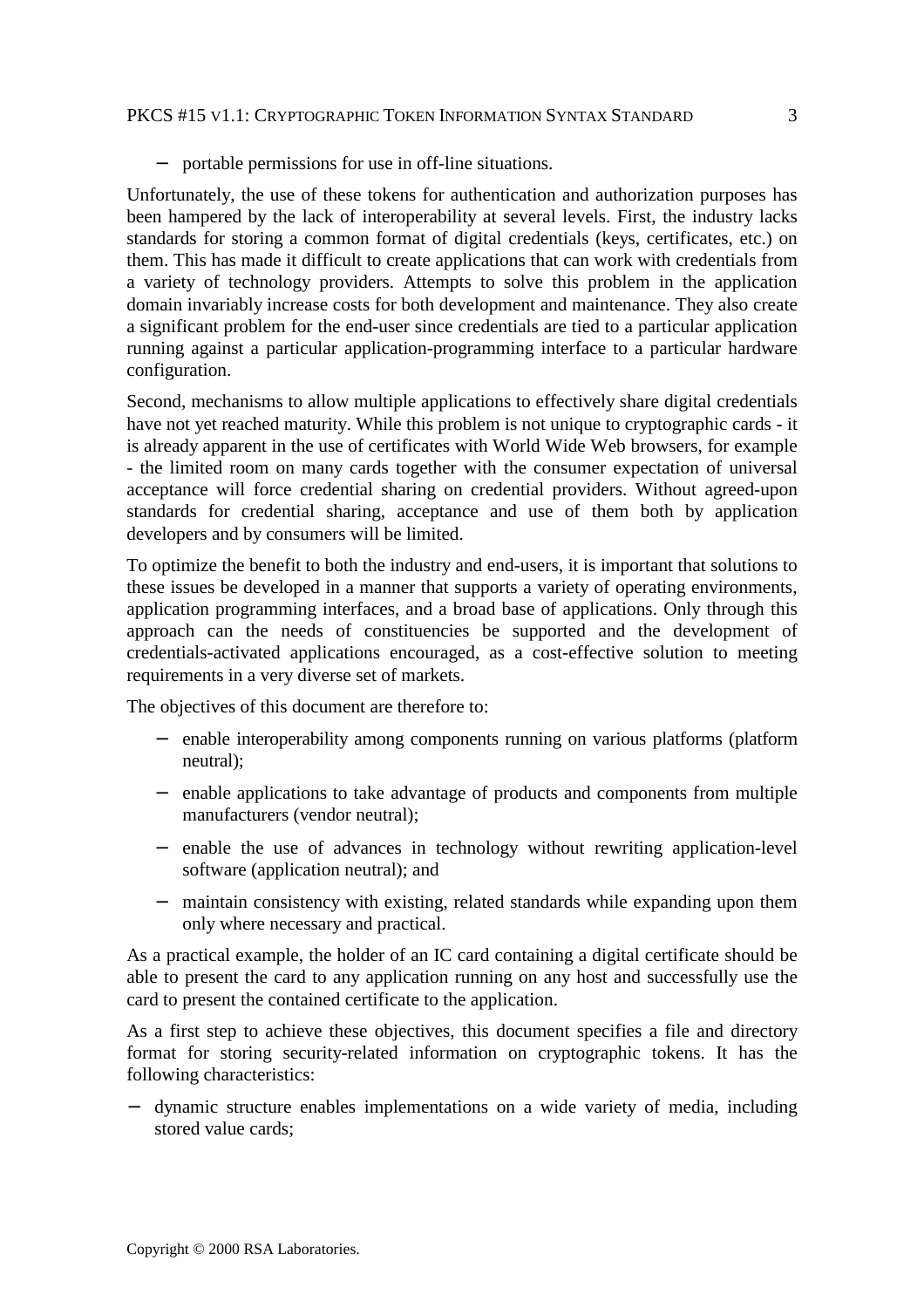- portable permissions for use in off-line situations.

Unfortunately, the use of these tokens for authentication and authorization purposes has been hampered by the lack of interoperability at several levels. First, the industry lacks standards for storing a common format of digital credentials (keys, certificates, etc.) on them. This has made it difficult to create applications that can work with credentials from a variety of technology providers. Attempts to solve this problem in the application domain invariably increase costs for both development and maintenance. They also create a significant problem for the end-user since credentials are tied to a particular application running against a particular application-programming interface to a particular hardware configuration.

Second, mechanisms to allow multiple applications to effectively share digital credentials have not yet reached maturity. While this problem is not unique to cryptographic cards - it is already apparent in the use of certificates with World Wide Web browsers, for example - the limited room on many cards together with the consumer expectation of universal acceptance will force credential sharing on credential providers. Without agreed-upon standards for credential sharing, acceptance and use of them both by application developers and by consumers will be limited.

To optimize the benefit to both the industry and end-users, it is important that solutions to these issues be developed in a manner that supports a variety of operating environments, application programming interfaces, and a broad base of applications. Only through this approach can the needs of constituencies be supported and the development of credentials-activated applications encouraged, as a cost-effective solution to meeting requirements in a very diverse set of markets.

The objectives of this document are therefore to:

- enable interoperability among components running on various platforms (platform neutral);
- enable applications to take advantage of products and components from multiple manufacturers (vendor neutral);
- enable the use of advances in technology without rewriting application-level software (application neutral); and
- maintain consistency with existing, related standards while expanding upon them only where necessary and practical.

As a practical example, the holder of an IC card containing a digital certificate should be able to present the card to any application running on any host and successfully use the card to present the contained certificate to the application.

As a first step to achieve these objectives, this document specifies a file and directory format for storing security-related information on cryptographic tokens. It has the following characteristics:

- dynamic structure enables implementations on a wide variety of media, including stored value cards;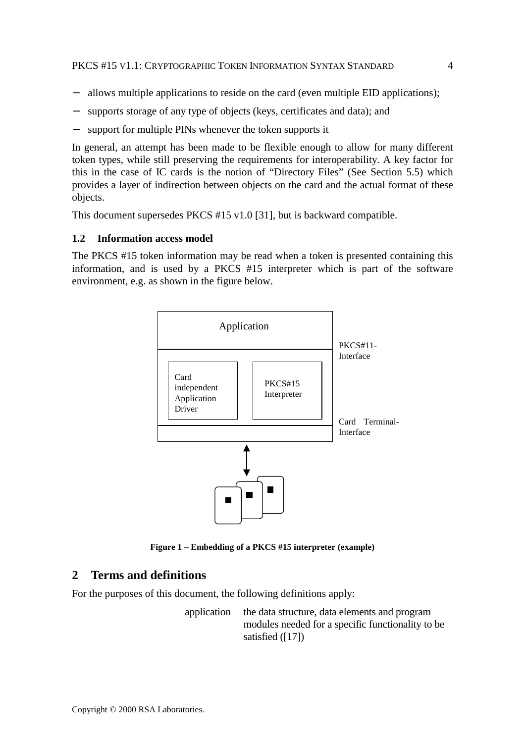- allows multiple applications to reside on the card (even multiple EID applications);
- supports storage of any type of objects (keys, certificates and data); and
- support for multiple PINs whenever the token supports it

In general, an attempt has been made to be flexible enough to allow for many different token types, while still preserving the requirements for interoperability. A key factor for this in the case of IC cards is the notion of "Directory Files" (See Section 5.5) which provides a layer of indirection between objects on the card and the actual format of these objects.

This document supersedes PKCS #15 v1.0 [31], but is backward compatible.

### 1.2 Information access model

The PKCS #15 token information may be read when a token is presented containing this information, and is used by a PKCS #15 interpreter which is part of the software environment, e.g. as shown in the figure below.

Application

PKCS#11-Interface

Card independent Application Driver

PKCS#15 Interpreter

Card Terminal-Interface

**Figure 1 – Embedding of a PKCS #15 interpreter (example)**

## 2 Terms and definitions

For the purposes of this document, the following definitions apply:

application the data structure, data elements and program modules needed for a specific functionality to be satisfied ([17])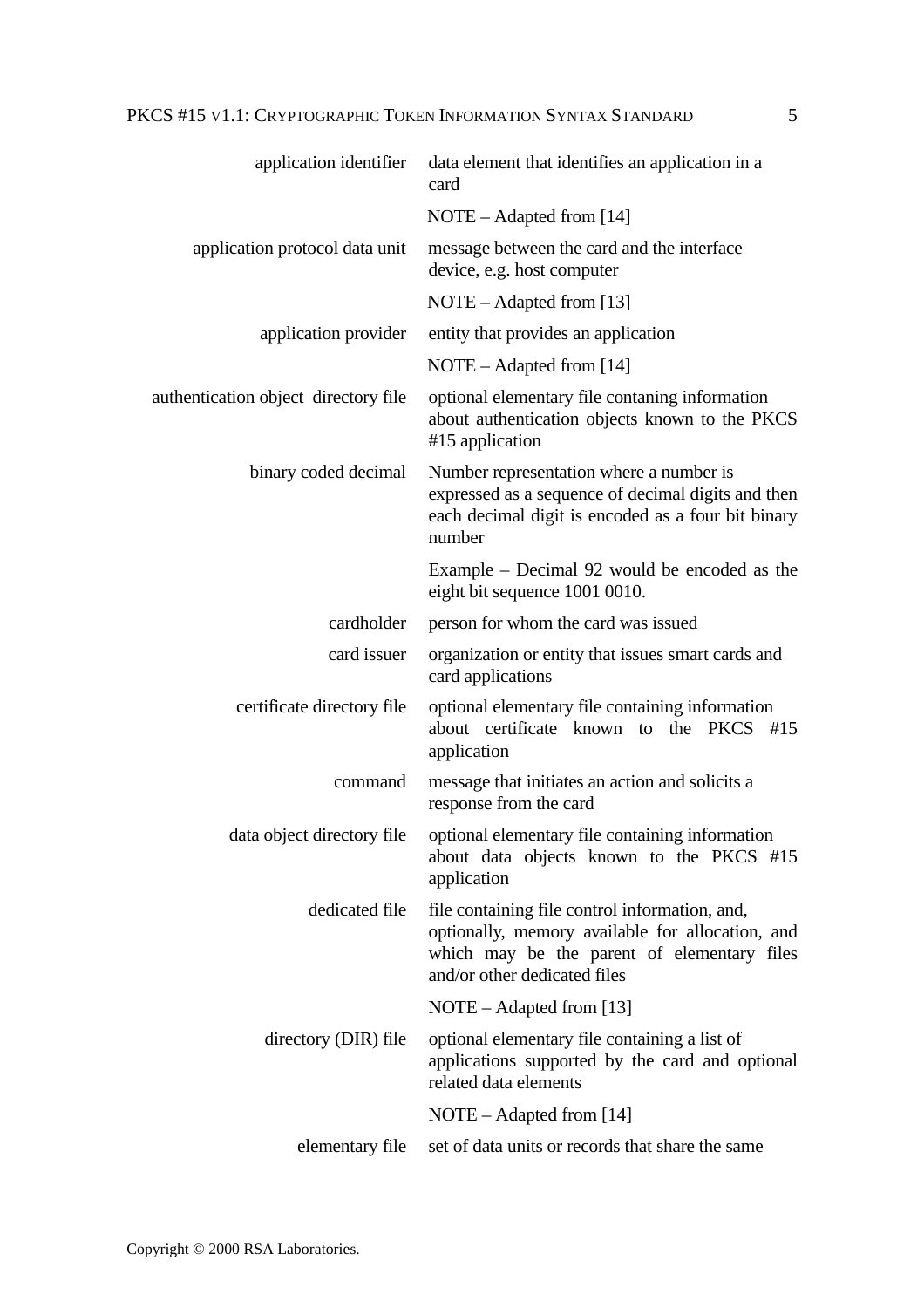| | |
|---|---|
| application identifier | data element that identifies an application in a card<br><br>NOTE – Adapted from [14] |
| application protocol data unit | message between the card and the interface device, e.g. host computer<br><br>NOTE – Adapted from [13] |
| application provider | entity that provides an application<br><br>NOTE – Adapted from [14] |
| authentication object directory file | optional elementary file contaning information about authentication objects known to the PKCS #15 application |
| binary coded decimal | Number representation where a number is expressed as a sequence of decimal digits and then each decimal digit is encoded as a four bit binary number<br><br>Example – Decimal 92 would be encoded as the eight bit sequence 1001 0010. |
| cardholder | person for whom the card was issued |
| card issuer | organization or entity that issues smart cards and card applications |
| certificate directory file | optional elementary file containing information about certificate known to the PKCS #15 application |
| command | message that initiates an action and solicits a response from the card |
| data object directory file | optional elementary file containing information about data objects known to the PKCS #15 application |
| dedicated file | file containing file control information, and, optionally, memory available for allocation, and which may be the parent of elementary files and/or other dedicated files<br><br>NOTE – Adapted from [13] |
| directory (DIR) file | optional elementary file containing a list of applications supported by the card and optional related data elements<br><br>NOTE – Adapted from [14] |
| elementary file | set of data units or records that share the same |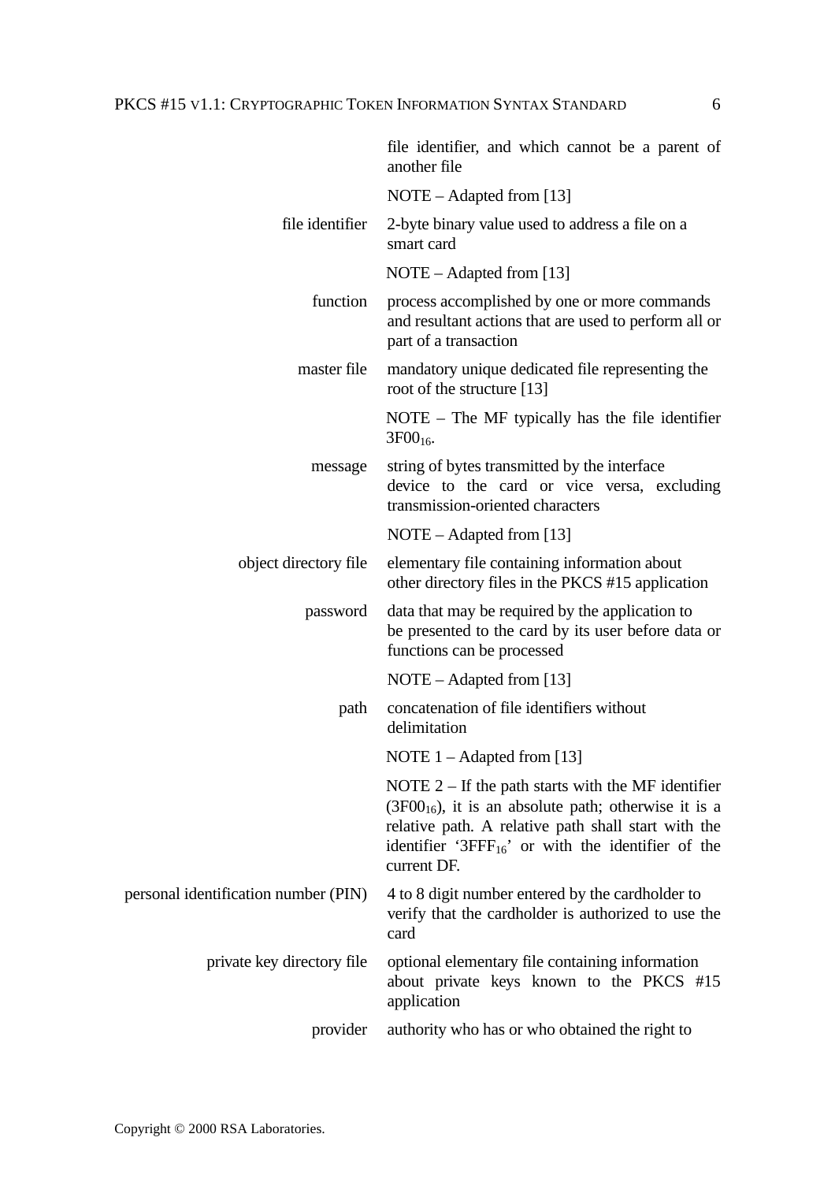file identifier, and which cannot be a parent of another file

NOTE – Adapted from [13]

| | |
|---|---|
| file identifier | 2-byte binary value used to address a file on a smart card<br><br>NOTE – Adapted from [13] |
| function | process accomplished by one or more commands and resultant actions that are used to perform all or part of a transaction |
| master file | mandatory unique dedicated file representing the root of the structure [13]<br><br>NOTE – The MF typically has the file identifier $3F00_{16}$. |
| message | string of bytes transmitted by the interface device to the card or vice versa, excluding transmission-oriented characters<br><br>NOTE – Adapted from [13] |
| object directory file | elementary file containing information about other directory files in the PKCS #15 application |
| password | data that may be required by the application to be presented to the card by its user before data or functions can be processed<br><br>NOTE – Adapted from [13] |
| path | concatenation of file identifiers without delimitation<br><br>NOTE 1 – Adapted from [13]<br><br>NOTE 2 – If the path starts with the MF identifier ($3F00_{16}$), it is an absolute path; otherwise it is a relative path. A relative path shall start with the identifier '$3FFF_{16}$' or with the identifier of the current DF. |
| personal identification number (PIN) | 4 to 8 digit number entered by the cardholder to verify that the cardholder is authorized to use the card |
| private key directory file | optional elementary file containing information about private keys known to the PKCS #15 application |
| provider | authority who has or who obtained the right to |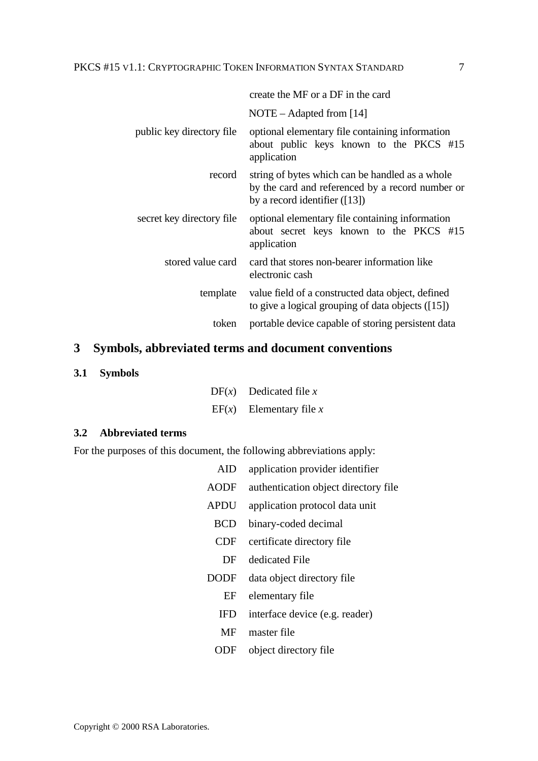create the MF or a DF in the card

NOTE – Adapted from [14]

| | |
|---|---|
| public key directory file | optional elementary file containing information about public keys known to the PKCS #15 application |
| record | string of bytes which can be handled as a whole by the card and referenced by a record number or by a record identifier ([13]) |
| secret key directory file | optional elementary file containing information about secret keys known to the PKCS #15 application |
| stored value card | card that stores non-bearer information like electronic cash |
| template | value field of a constructed data object, defined to give a logical grouping of data objects ([15]) |
| token | portable device capable of storing persistent data |

# 3 Symbols, abbreviated terms and document conventions

## 3.1 Symbols

| | |
|---|---|
| DF(*x*) | Dedicated file *x* |
| EF(*x*) | Elementary file *x* |

## 3.2 Abbreviated terms

For the purposes of this document, the following abbreviations apply:

| | |
|---|---|
| AID | application provider identifier |
| AODF | authentication object directory file |
| APDU | application protocol data unit |
| BCD | binary-coded decimal |
| CDF | certificate directory file |
| DF | dedicated File |
| DODF | data object directory file |
| EF | elementary file |
| IFD | interface device (e.g. reader) |
| MF | master file |
| ODF | object directory file |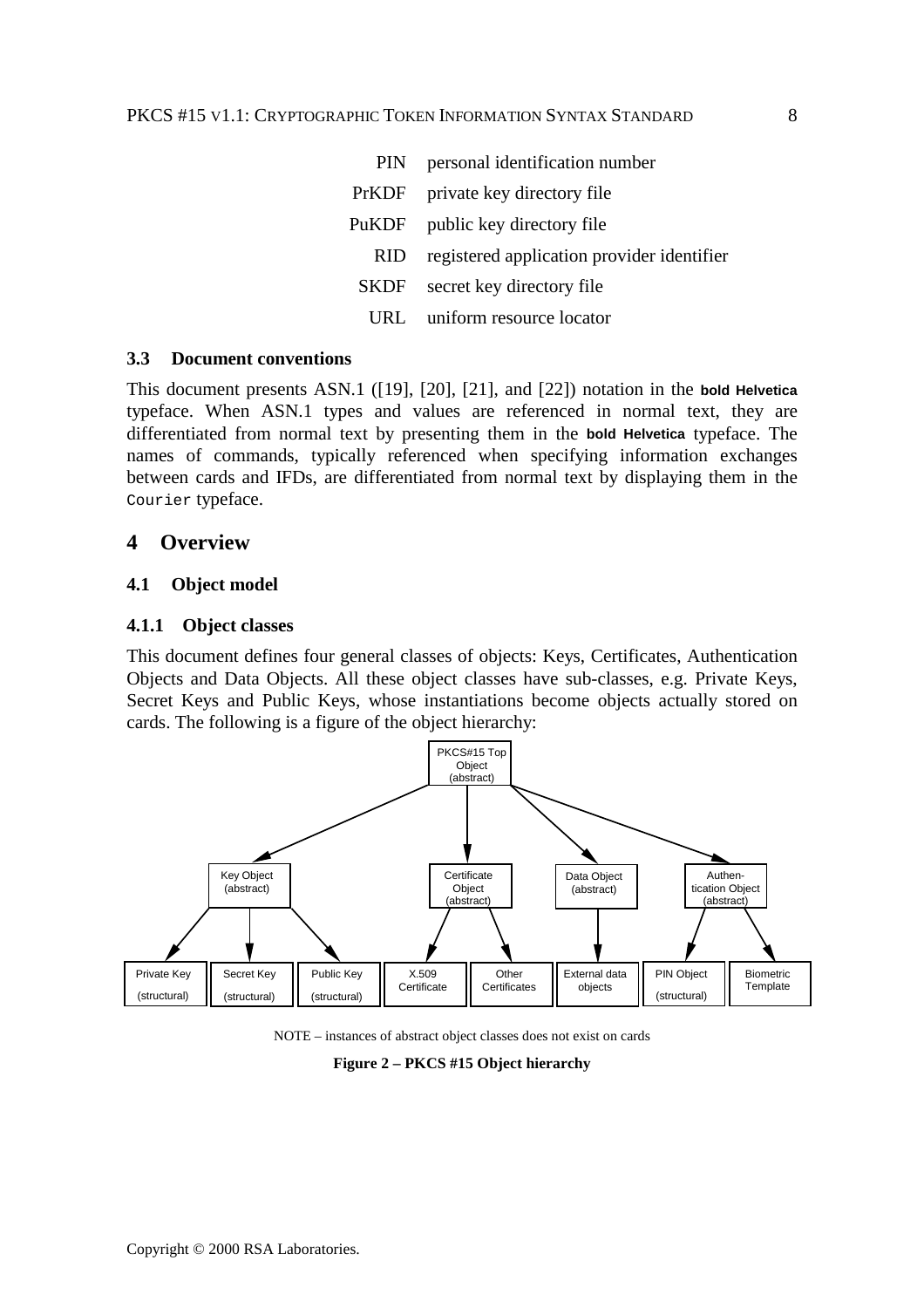| | |
|---|---|
| PIN | personal identification number |
| PrKDF | private key directory file |
| PuKDF | public key directory file |
| RID | registered application provider identifier |
| SKDF | secret key directory file |
| URL | uniform resource locator |

### 3.3 Document conventions

This document presents ASN.1 ([19], [20], [21], and [22]) notation in the **bold Helvetica** typeface. When ASN.1 types and values are referenced in normal text, they are differentiated from normal text by presenting them in the **bold Helvetica** typeface. The names of commands, typically referenced when specifying information exchanges between cards and IFDs, are differentiated from normal text by displaying them in the `Courier` typeface.

## 4 Overview

### 4.1 Object model

#### 4.1.1 Object classes

This document defines four general classes of objects: Keys, Certificates, Authentication Objects and Data Objects. All these object classes have sub-classes, e.g. Private Keys, Secret Keys and Public Keys, whose instantiations become objects actually stored on cards. The following is a figure of the object hierarchy:

PKCS#15 Top Object (abstract)

Key Object (abstract)

Certificate Object (abstract)

Data Object (abstract)

Authen-tication Object (abstract)

Private Key (structural)

Secret Key (structural)

Public Key (structural)

X.509 Certificate

Other Certificates

External data objects

PIN Object (structural)

Biometric Template

NOTE – instances of abstract object classes does not exist on cards

**Figure 2 – PKCS #15 Object hierarchy**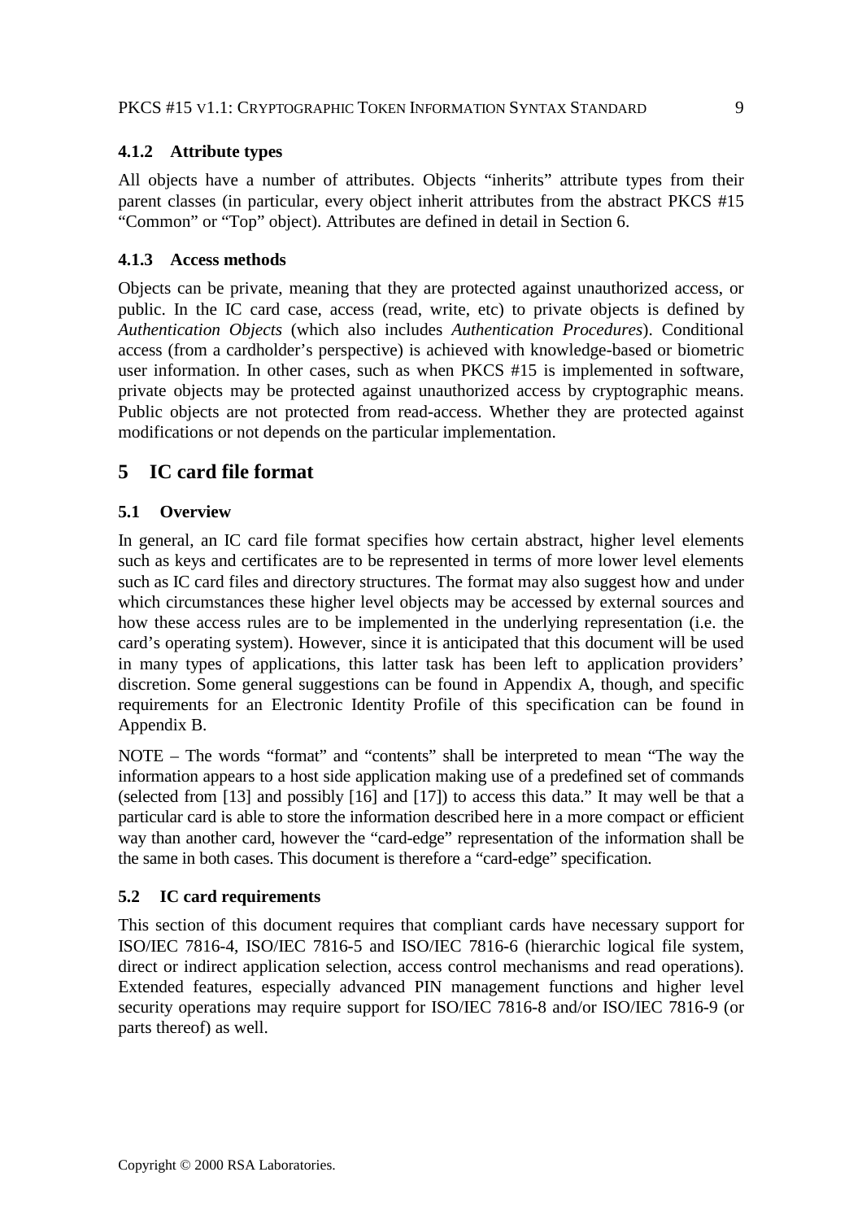### 4.1.2 Attribute types

All objects have a number of attributes. Objects "inherits" attribute types from their parent classes (in particular, every object inherit attributes from the abstract PKCS #15 "Common" or "Top" object). Attributes are defined in detail in Section 6.

### 4.1.3 Access methods

Objects can be private, meaning that they are protected against unauthorized access, or public. In the IC card case, access (read, write, etc) to private objects is defined by *Authentication Objects* (which also includes *Authentication Procedures*). Conditional access (from a cardholder's perspective) is achieved with knowledge-based or biometric user information. In other cases, such as when PKCS #15 is implemented in software, private objects may be protected against unauthorized access by cryptographic means. Public objects are not protected from read-access. Whether they are protected against modifications or not depends on the particular implementation.

# 5 IC card file format

## 5.1 Overview

In general, an IC card file format specifies how certain abstract, higher level elements such as keys and certificates are to be represented in terms of more lower level elements such as IC card files and directory structures. The format may also suggest how and under which circumstances these higher level objects may be accessed by external sources and how these access rules are to be implemented in the underlying representation (i.e. the card's operating system). However, since it is anticipated that this document will be used in many types of applications, this latter task has been left to application providers' discretion. Some general suggestions can be found in Appendix A, though, and specific requirements for an Electronic Identity Profile of this specification can be found in Appendix B.

NOTE – The words "format" and "contents" shall be interpreted to mean "The way the information appears to a host side application making use of a predefined set of commands (selected from [13] and possibly [16] and [17]) to access this data." It may well be that a particular card is able to store the information described here in a more compact or efficient way than another card, however the "card-edge" representation of the information shall be the same in both cases. This document is therefore a "card-edge" specification.

## 5.2 IC card requirements

This section of this document requires that compliant cards have necessary support for ISO/IEC 7816-4, ISO/IEC 7816-5 and ISO/IEC 7816-6 (hierarchic logical file system, direct or indirect application selection, access control mechanisms and read operations). Extended features, especially advanced PIN management functions and higher level security operations may require support for ISO/IEC 7816-8 and/or ISO/IEC 7816-9 (or parts thereof) as well.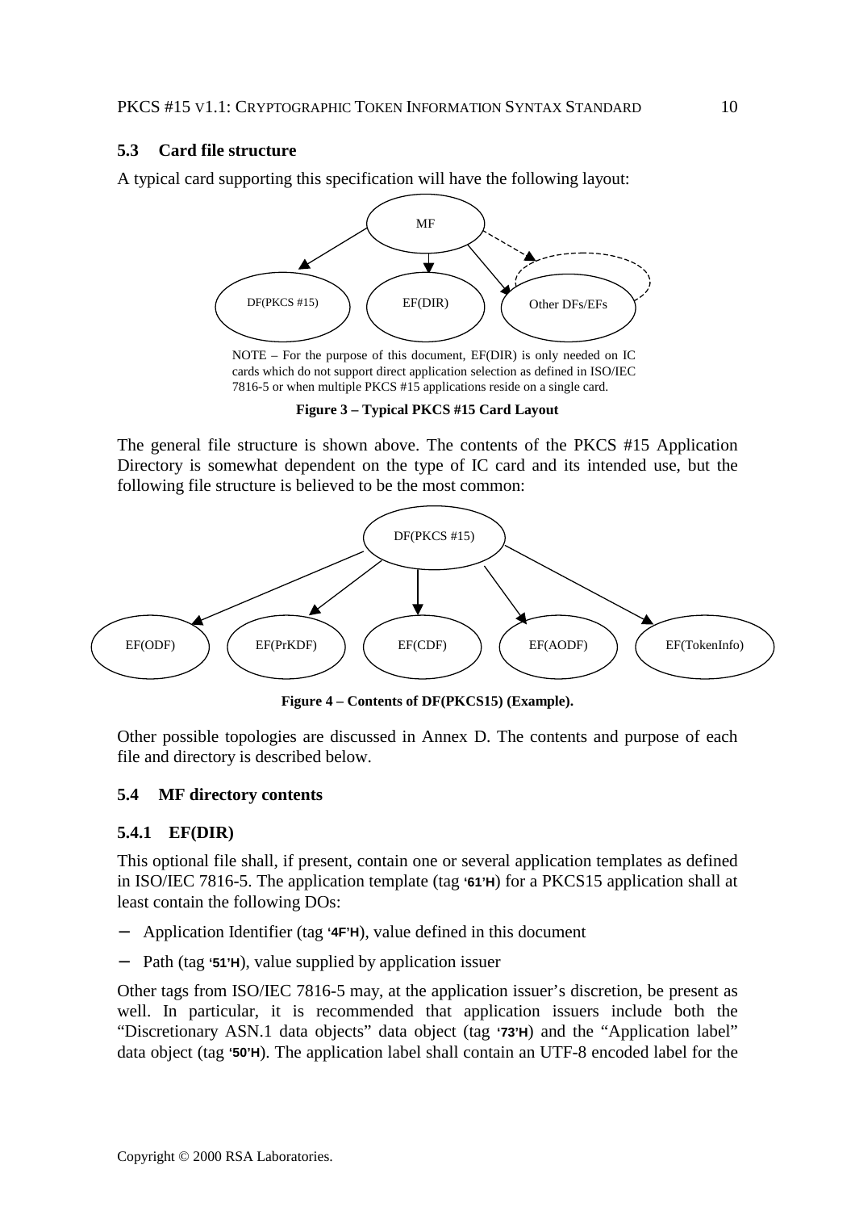### 5.3 Card file structure

A typical card supporting this specification will have the following layout:

MF

DF(PKCS #15)

EF(DIR)

Other DFs/EFs

NOTE – For the purpose of this document, EF(DIR) is only needed on IC cards which do not support direct application selection as defined in ISO/IEC 7816-5 or when multiple PKCS #15 applications reside on a single card.

**Figure 3 – Typical PKCS #15 Card Layout**

The general file structure is shown above. The contents of the PKCS #15 Application Directory is somewhat dependent on the type of IC card and its intended use, but the following file structure is believed to be the most common:

DF(PKCS #15)

EF(ODF)

EF(PrKDF)

EF(CDF)

EF(AODF)

EF(TokenInfo)

**Figure 4 – Contents of DF(PKCS15) (Example).**

Other possible topologies are discussed in Annex D. The contents and purpose of each file and directory is described below.

### 5.4 MF directory contents

#### 5.4.1 EF(DIR)

This optional file shall, if present, contain one or several application templates as defined in ISO/IEC 7816-5. The application template (tag **'61'H**) for a PKCS15 application shall at least contain the following DOs:

- Application Identifier (tag **'4F'H**), value defined in this document
- Path (tag **'51'H**), value supplied by application issuer

Other tags from ISO/IEC 7816-5 may, at the application issuer's discretion, be present as well. In particular, it is recommended that application issuers include both the "Discretionary ASN.1 data objects" data object (tag **'73'H**) and the "Application label" data object (tag **'50'H**). The application label shall contain an UTF-8 encoded label for the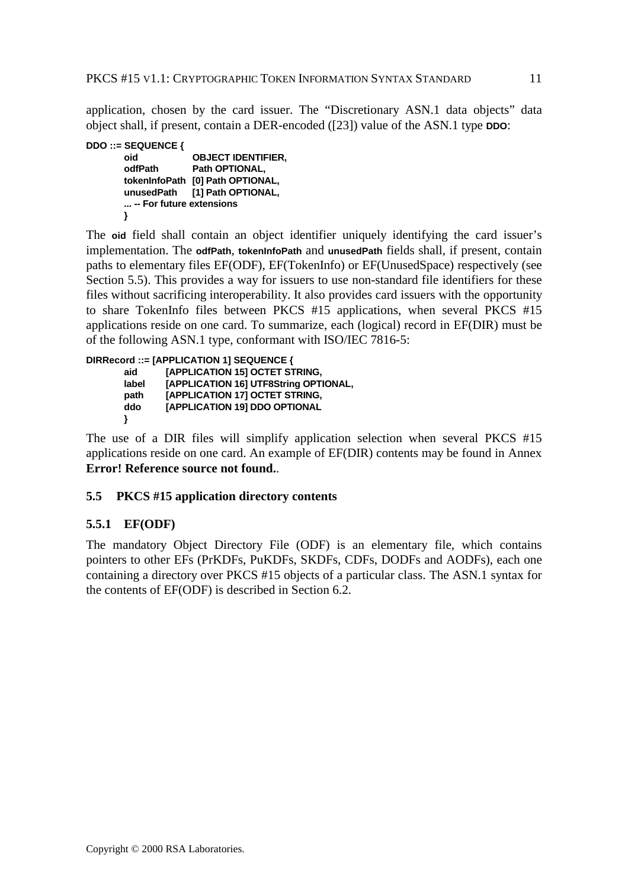application, chosen by the card issuer. The "Discretionary ASN.1 data objects" data object shall, if present, contain a DER-encoded ([23]) value of the ASN.1 type **DDO**:

```
DDO ::= SEQUENCE {
        oid              OBJECT IDENTIFIER,
        odfPath          Path OPTIONAL,
        tokenInfoPath    [0] Path OPTIONAL,
        unusedPath       [1] Path OPTIONAL,
        ... -- For future extensions
        }
```

The **oid** field shall contain an object identifier uniquely identifying the card issuer's implementation. The **odfPath**, **tokenInfoPath** and **unusedPath** fields shall, if present, contain paths to elementary files EF(ODF), EF(TokenInfo) or EF(UnusedSpace) respectively (see Section 5.5). This provides a way for issuers to use non-standard file identifiers for these files without sacrificing interoperability. It also provides card issuers with the opportunity to share TokenInfo files between PKCS #15 applications, when several PKCS #15 applications reside on one card. To summarize, each (logical) record in EF(DIR) must be of the following ASN.1 type, conformant with ISO/IEC 7816-5:

```
DIRRecord ::= [APPLICATION 1] SEQUENCE {
        aid      [APPLICATION 15] OCTET STRING,
        label    [APPLICATION 16] UTF8String OPTIONAL,
        path     [APPLICATION 17] OCTET STRING,
        ddo      [APPLICATION 19] DDO OPTIONAL
        }
```

The use of a DIR files will simplify application selection when several PKCS #15 applications reside on one card. An example of EF(DIR) contents may be found in Annex **Error! Reference source not found.**.

## 5.5 PKCS #15 application directory contents

### 5.5.1 EF(ODF)

The mandatory Object Directory File (ODF) is an elementary file, which contains pointers to other EFs (PrKDFs, PuKDFs, SKDFs, CDFs, DODFs and AODFs), each one containing a directory over PKCS #15 objects of a particular class. The ASN.1 syntax for the contents of EF(ODF) is described in Section 6.2.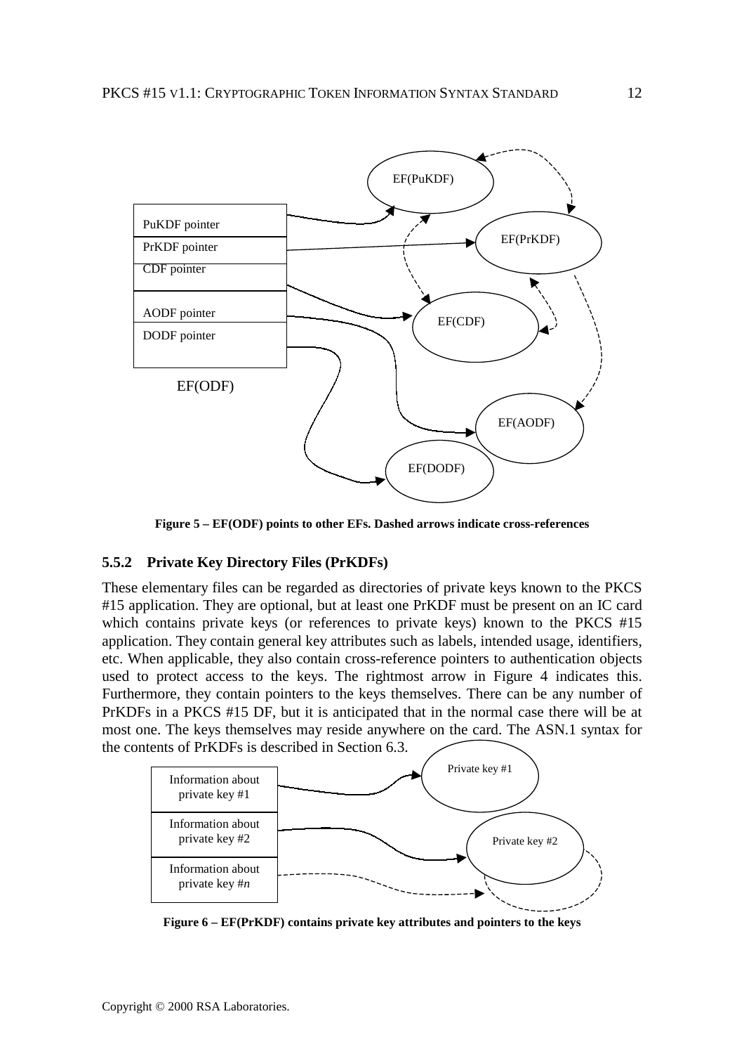PuKDF pointer
PrKDF pointer
CDF pointer
AODF pointer
DODF pointer
EF(ODF)
EF(PuKDF)
EF(PrKDF)
EF(CDF)
EF(AODF)
EF(DODF)

**Figure 5 – EF(ODF) points to other EFs. Dashed arrows indicate cross-references**

### 5.5.2 Private Key Directory Files (PrKDFs)

These elementary files can be regarded as directories of private keys known to the PKCS #15 application. They are optional, but at least one PrKDF must be present on an IC card which contains private keys (or references to private keys) known to the PKCS #15 application. They contain general key attributes such as labels, intended usage, identifiers, etc. When applicable, they also contain cross-reference pointers to authentication objects used to protect access to the keys. The rightmost arrow in Figure 4 indicates this. Furthermore, they contain pointers to the keys themselves. There can be any number of PrKDFs in a PKCS #15 DF, but it is anticipated that in the normal case there will be at most one. The keys themselves may reside anywhere on the card. The ASN.1 syntax for the contents of PrKDFs is described in Section 6.3.

Information about private key #1
Information about private key #2
Information about private key #*n*
Private key #1
Private key #2

**Figure 6 – EF(PrKDF) contains private key attributes and pointers to the keys**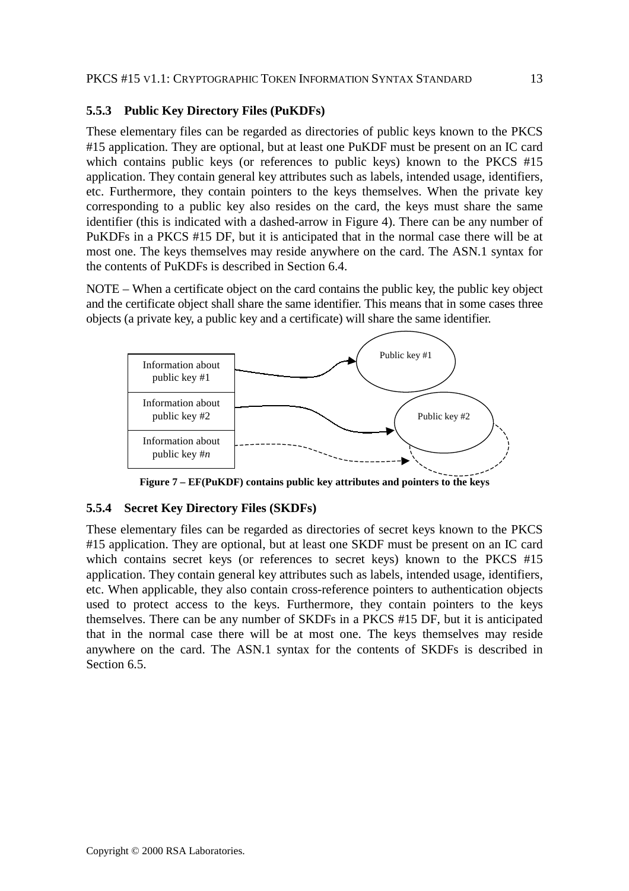### 5.5.3 Public Key Directory Files (PuKDFs)

These elementary files can be regarded as directories of public keys known to the PKCS #15 application. They are optional, but at least one PuKDF must be present on an IC card which contains public keys (or references to public keys) known to the PKCS #15 application. They contain general key attributes such as labels, intended usage, identifiers, etc. Furthermore, they contain pointers to the keys themselves. When the private key corresponding to a public key also resides on the card, the keys must share the same identifier (this is indicated with a dashed-arrow in Figure 4). There can be any number of PuKDFs in a PKCS #15 DF, but it is anticipated that in the normal case there will be at most one. The keys themselves may reside anywhere on the card. The ASN.1 syntax for the contents of PuKDFs is described in Section 6.4.

NOTE – When a certificate object on the card contains the public key, the public key object and the certificate object shall share the same identifier. This means that in some cases three objects (a private key, a public key and a certificate) will share the same identifier.

Information about public key #1

Information about public key #2

Information about public key #*n*

Public key #1

Public key #2

**Figure 7 – EF(PuKDF) contains public key attributes and pointers to the keys**

### 5.5.4 Secret Key Directory Files (SKDFs)

These elementary files can be regarded as directories of secret keys known to the PKCS #15 application. They are optional, but at least one SKDF must be present on an IC card which contains secret keys (or references to secret keys) known to the PKCS #15 application. They contain general key attributes such as labels, intended usage, identifiers, etc. When applicable, they also contain cross-reference pointers to authentication objects used to protect access to the keys. Furthermore, they contain pointers to the keys themselves. There can be any number of SKDFs in a PKCS #15 DF, but it is anticipated that in the normal case there will be at most one. The keys themselves may reside anywhere on the card. The ASN.1 syntax for the contents of SKDFs is described in Section 6.5.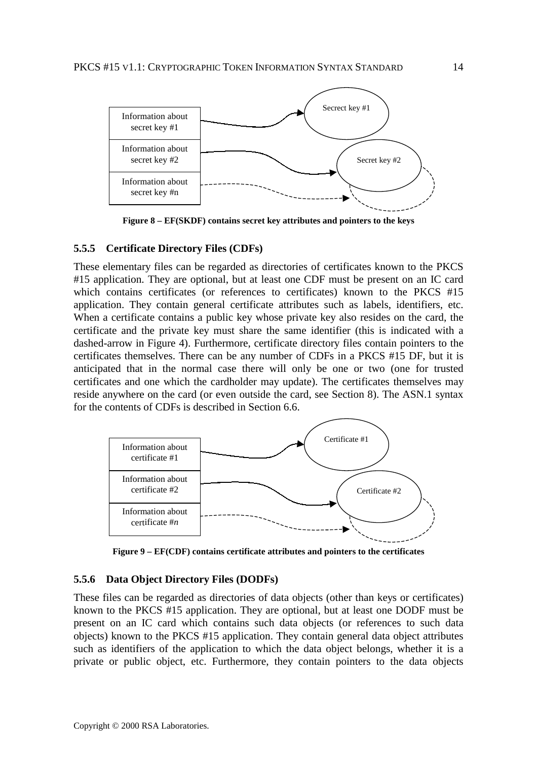Information about secret key #1

Information about secret key #2

Information about secret key #n

Secrect key #1

Secret key #2

**Figure 8 – EF(SKDF) contains secret key attributes and pointers to the keys**

### 5.5.5 Certificate Directory Files (CDFs)

These elementary files can be regarded as directories of certificates known to the PKCS #15 application. They are optional, but at least one CDF must be present on an IC card which contains certificates (or references to certificates) known to the PKCS #15 application. They contain general certificate attributes such as labels, identifiers, etc. When a certificate contains a public key whose private key also resides on the card, the certificate and the private key must share the same identifier (this is indicated with a dashed-arrow in Figure 4). Furthermore, certificate directory files contain pointers to the certificates themselves. There can be any number of CDFs in a PKCS #15 DF, but it is anticipated that in the normal case there will only be one or two (one for trusted certificates and one which the cardholder may update). The certificates themselves may reside anywhere on the card (or even outside the card, see Section 8). The ASN.1 syntax for the contents of CDFs is described in Section 6.6.

Information about certificate #1

Information about certificate #2

Information about certificate #*n*

Certificate #1

Certificate #2

**Figure 9 – EF(CDF) contains certificate attributes and pointers to the certificates**

### 5.5.6 Data Object Directory Files (DODFs)

These files can be regarded as directories of data objects (other than keys or certificates) known to the PKCS #15 application. They are optional, but at least one DODF must be present on an IC card which contains such data objects (or references to such data objects) known to the PKCS #15 application. They contain general data object attributes such as identifiers of the application to which the data object belongs, whether it is a private or public object, etc. Furthermore, they contain pointers to the data objects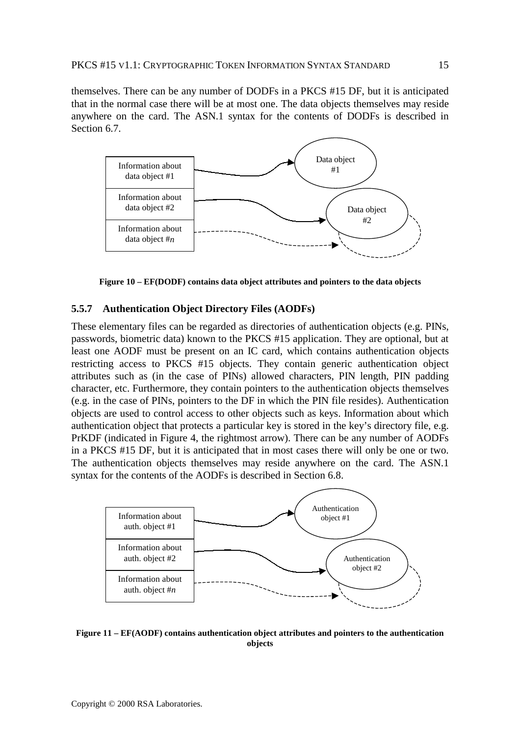themselves. There can be any number of DODFs in a PKCS #15 DF, but it is anticipated that in the normal case there will be at most one. The data objects themselves may reside anywhere on the card. The ASN.1 syntax for the contents of DODFs is described in Section 6.7.

Information about data object #1

Information about data object #2

Information about data object #*n*

Data object #1

Data object #2

**Figure 10 – EF(DODF) contains data object attributes and pointers to the data objects**

### 5.5.7 Authentication Object Directory Files (AODFs)

These elementary files can be regarded as directories of authentication objects (e.g. PINs, passwords, biometric data) known to the PKCS #15 application. They are optional, but at least one AODF must be present on an IC card, which contains authentication objects restricting access to PKCS #15 objects. They contain generic authentication object attributes such as (in the case of PINs) allowed characters, PIN length, PIN padding character, etc. Furthermore, they contain pointers to the authentication objects themselves (e.g. in the case of PINs, pointers to the DF in which the PIN file resides). Authentication objects are used to control access to other objects such as keys. Information about which authentication object that protects a particular key is stored in the key's directory file, e.g. PrKDF (indicated in Figure 4, the rightmost arrow). There can be any number of AODFs in a PKCS #15 DF, but it is anticipated that in most cases there will only be one or two. The authentication objects themselves may reside anywhere on the card. The ASN.1 syntax for the contents of the AODFs is described in Section 6.8.

Information about auth. object #1

Information about auth. object #2

Information about auth. object #*n*

Authentication object #1

Authentication object #2

**Figure 11 – EF(AODF) contains authentication object attributes and pointers to the authentication objects**

Copyright © 2000 RSA Laboratories.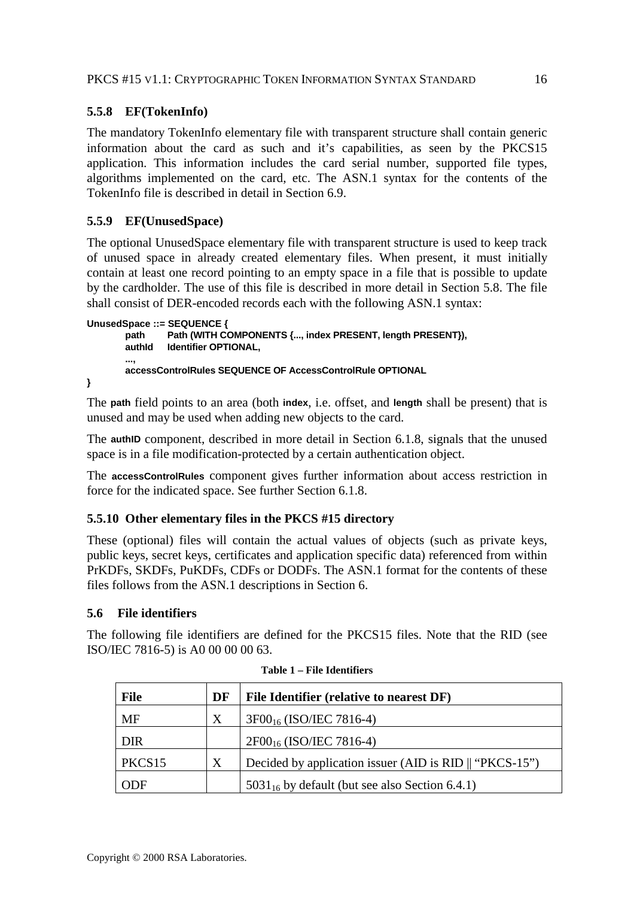### 5.5.8 EF(TokenInfo)

The mandatory TokenInfo elementary file with transparent structure shall contain generic information about the card as such and it's capabilities, as seen by the PKCS15 application. This information includes the card serial number, supported file types, algorithms implemented on the card, etc. The ASN.1 syntax for the contents of the TokenInfo file is described in detail in Section 6.9.

### 5.5.9 EF(UnusedSpace)

The optional UnusedSpace elementary file with transparent structure is used to keep track of unused space in already created elementary files. When present, it must initially contain at least one record pointing to an empty space in a file that is possible to update by the cardholder. The use of this file is described in more detail in Section 5.8. The file shall consist of DER-encoded records each with the following ASN.1 syntax:

```
UnusedSpace ::= SEQUENCE {
        path       Path (WITH COMPONENTS {..., index PRESENT, length PRESENT}),
        authId     Identifier OPTIONAL,
        ...,
        accessControlRules SEQUENCE OF AccessControlRule OPTIONAL
}
```

The **path** field points to an area (both **index**, i.e. offset, and **length** shall be present) that is unused and may be used when adding new objects to the card.

The **authID** component, described in more detail in Section 6.1.8, signals that the unused space is in a file modification-protected by a certain authentication object.

The **accessControlRules** component gives further information about access restriction in force for the indicated space. See further Section 6.1.8.

### 5.5.10 Other elementary files in the PKCS #15 directory

These (optional) files will contain the actual values of objects (such as private keys, public keys, secret keys, certificates and application specific data) referenced from within PrKDFs, SKDFs, PuKDFs, CDFs or DODFs. The ASN.1 format for the contents of these files follows from the ASN.1 descriptions in Section 6.

## 5.6 File identifiers

The following file identifiers are defined for the PKCS15 files. Note that the RID (see ISO/IEC 7816-5) is A0 00 00 00 63.

**Table 1 – File Identifiers**

| File | DF | File Identifier (relative to nearest DF) |
|---|---|---|
| MF | X | $3F00_{16}$ (ISO/IEC 7816-4) |
| DIR | | $2F00_{16}$ (ISO/IEC 7816-4) |
| PKCS15 | X | Decided by application issuer (AID is RID \|\| "PKCS-15") |
| ODF | | $5031_{16}$ by default (but see also Section 6.4.1) |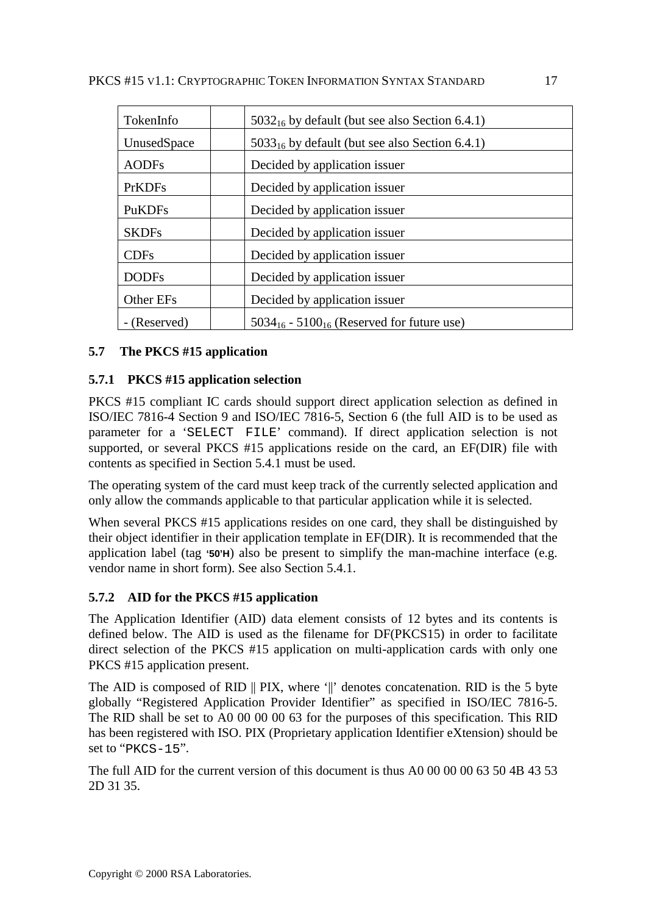| | | |
|---|---|---|
| TokenInfo | | $5032_{16}$ by default (but see also Section 6.4.1) |
| UnusedSpace | | $5033_{16}$ by default (but see also Section 6.4.1) |
| AODFs | | Decided by application issuer |
| PrKDFs | | Decided by application issuer |
| PuKDFs | | Decided by application issuer |
| SKDFs | | Decided by application issuer |
| CDFs | | Decided by application issuer |
| DODFs | | Decided by application issuer |
| Other EFs | | Decided by application issuer |
| - (Reserved) | | $5034_{16}$ - $5100_{16}$ (Reserved for future use) |

### 5.7 The PKCS #15 application

#### 5.7.1 PKCS #15 application selection

PKCS #15 compliant IC cards should support direct application selection as defined in ISO/IEC 7816-4 Section 9 and ISO/IEC 7816-5, Section 6 (the full AID is to be used as parameter for a '`SELECT FILE`' command). If direct application selection is not supported, or several PKCS #15 applications reside on the card, an EF(DIR) file with contents as specified in Section 5.4.1 must be used.

The operating system of the card must keep track of the currently selected application and only allow the commands applicable to that particular application while it is selected.

When several PKCS #15 applications resides on one card, they shall be distinguished by their object identifier in their application template in EF(DIR). It is recommended that the application label (tag **'50'H**) also be present to simplify the man-machine interface (e.g. vendor name in short form). See also Section 5.4.1.

#### 5.7.2 AID for the PKCS #15 application

The Application Identifier (AID) data element consists of 12 bytes and its contents is defined below. The AID is used as the filename for DF(PKCS15) in order to facilitate direct selection of the PKCS #15 application on multi-application cards with only one PKCS #15 application present.

The AID is composed of RID || PIX, where '||' denotes concatenation. RID is the 5 byte globally "Registered Application Provider Identifier" as specified in ISO/IEC 7816-5. The RID shall be set to A0 00 00 00 63 for the purposes of this specification. This RID has been registered with ISO. PIX (Proprietary application Identifier eXtension) should be set to "`PKCS-15`".

The full AID for the current version of this document is thus A0 00 00 00 63 50 4B 43 53 2D 31 35.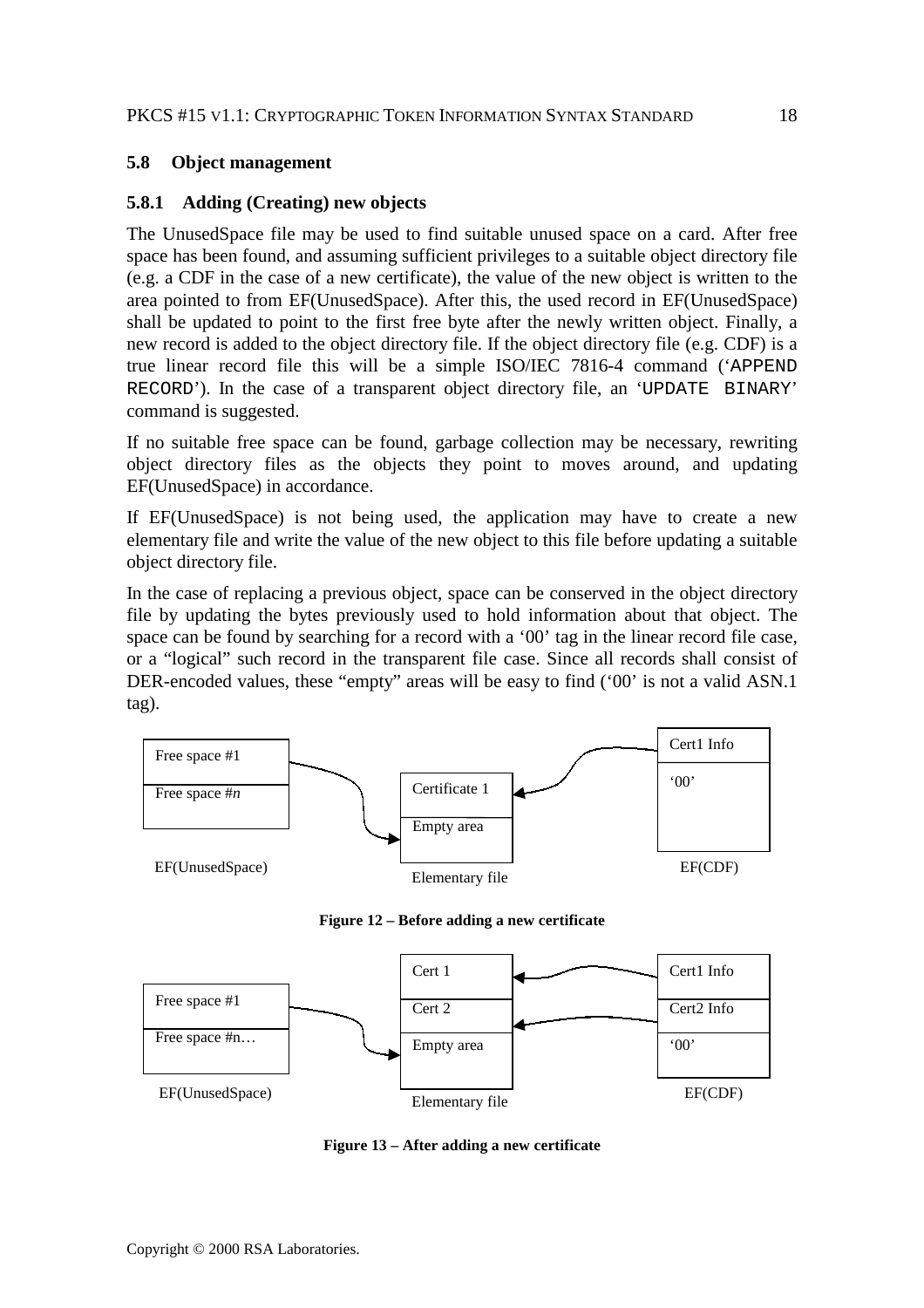### 5.8 Object management

#### 5.8.1 Adding (Creating) new objects

The UnusedSpace file may be used to find suitable unused space on a card. After free space has been found, and assuming sufficient privileges to a suitable object directory file (e.g. a CDF in the case of a new certificate), the value of the new object is written to the area pointed to from EF(UnusedSpace). After this, the used record in EF(UnusedSpace) shall be updated to point to the first free byte after the newly written object. Finally, a new record is added to the object directory file. If the object directory file (e.g. CDF) is a true linear record file this will be a simple ISO/IEC 7816-4 command (‘`APPEND RECORD`’). In the case of a transparent object directory file, an ‘`UPDATE BINARY`’ command is suggested.

If no suitable free space can be found, garbage collection may be necessary, rewriting object directory files as the objects they point to moves around, and updating EF(UnusedSpace) in accordance.

If EF(UnusedSpace) is not being used, the application may have to create a new elementary file and write the value of the new object to this file before updating a suitable object directory file.

In the case of replacing a previous object, space can be conserved in the object directory file by updating the bytes previously used to hold information about that object. The space can be found by searching for a record with a ‘00’ tag in the linear record file case, or a “logical” such record in the transparent file case. Since all records shall consist of DER-encoded values, these “empty” areas will be easy to find (‘00’ is not a valid ASN.1 tag).

Free space #1
Free space #*n*
EF(UnusedSpace)
Certificate 1
Empty area
Elementary file
Cert1 Info
‘00’
EF(CDF)

**Figure 12 – Before adding a new certificate**

Free space #1
Free space #n…
EF(UnusedSpace)
Cert 1
Cert 2
Empty area
Elementary file
Cert1 Info
Cert2 Info
‘00’
EF(CDF)

**Figure 13 – After adding a new certificate**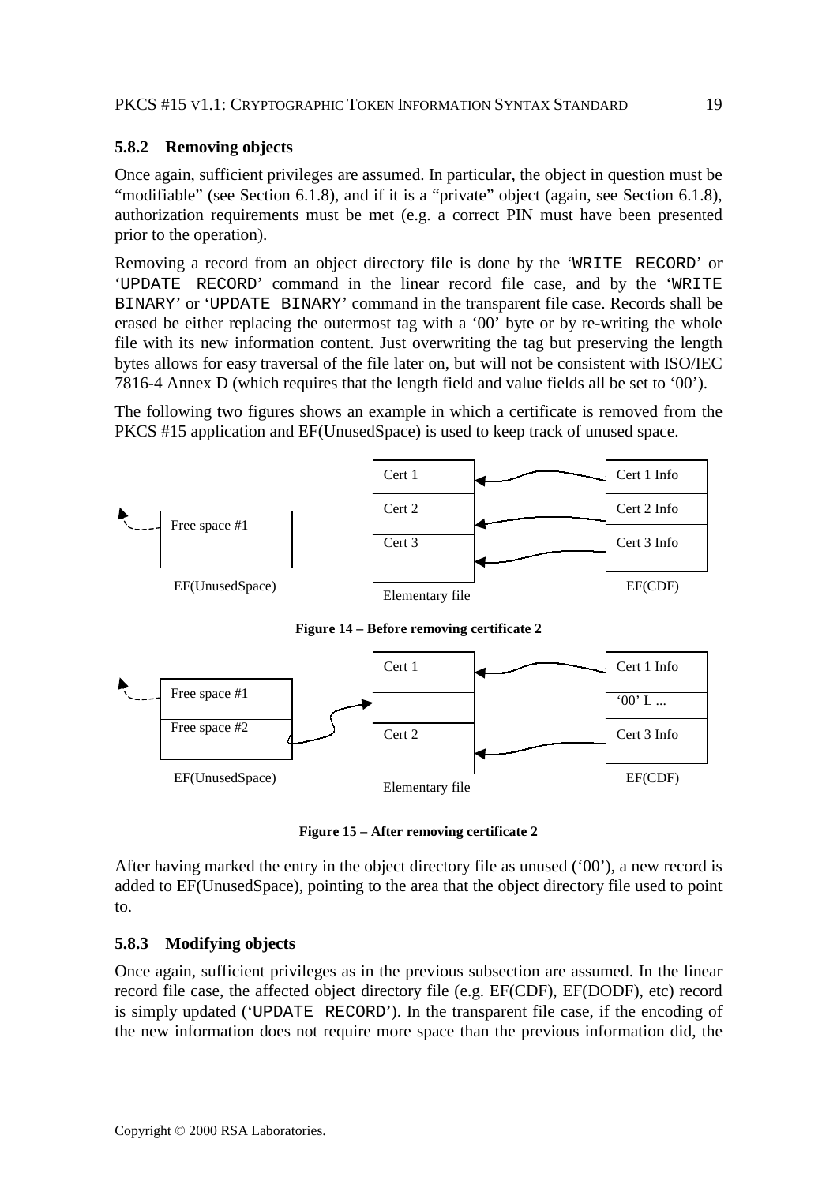### 5.8.2 Removing objects

Once again, sufficient privileges are assumed. In particular, the object in question must be "modifiable" (see Section 6.1.8), and if it is a "private" object (again, see Section 6.1.8), authorization requirements must be met (e.g. a correct PIN must have been presented prior to the operation).

Removing a record from an object directory file is done by the 'WRITE RECORD' or 'UPDATE RECORD' command in the linear record file case, and by the 'WRITE BINARY' or 'UPDATE BINARY' command in the transparent file case. Records shall be erased be either replacing the outermost tag with a '00' byte or by re-writing the whole file with its new information content. Just overwriting the tag but preserving the length bytes allows for easy traversal of the file later on, but will not be consistent with ISO/IEC 7816-4 Annex D (which requires that the length field and value fields all be set to '00').

The following two figures shows an example in which a certificate is removed from the PKCS #15 application and EF(UnusedSpace) is used to keep track of unused space.

Free space #1

EF(UnusedSpace)

Cert 1

Cert 2

Cert 3

Elementary file

Cert 1 Info

Cert 2 Info

Cert 3 Info

EF(CDF)

**Figure 14 – Before removing certificate 2**

Free space #1

Free space #2

EF(UnusedSpace)

Cert 1

Cert 2

Elementary file

Cert 1 Info

'00' L ...

Cert 3 Info

EF(CDF)

**Figure 15 – After removing certificate 2**

After having marked the entry in the object directory file as unused ('00'), a new record is added to EF(UnusedSpace), pointing to the area that the object directory file used to point to.

### 5.8.3 Modifying objects

Once again, sufficient privileges as in the previous subsection are assumed. In the linear record file case, the affected object directory file (e.g. EF(CDF), EF(DODF), etc) record is simply updated ('UPDATE RECORD'). In the transparent file case, if the encoding of the new information does not require more space than the previous information did, the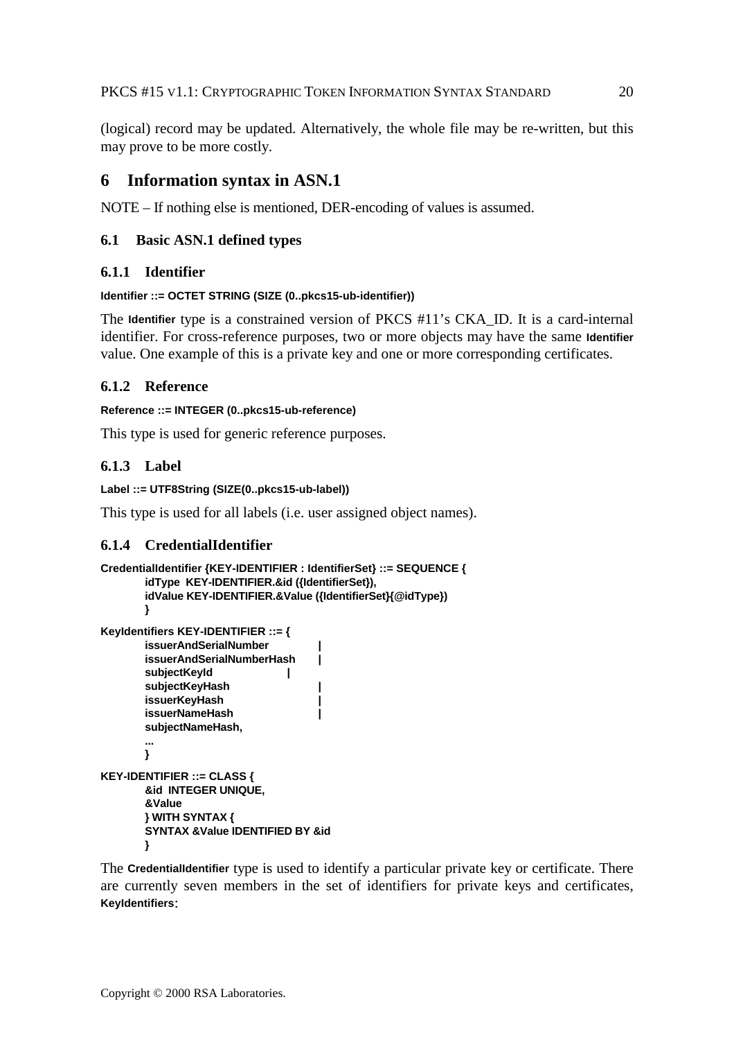(logical) record may be updated. Alternatively, the whole file may be re-written, but this may prove to be more costly.

# 6 Information syntax in ASN.1

NOTE – If nothing else is mentioned, DER-encoding of values is assumed.

## 6.1 Basic ASN.1 defined types

### 6.1.1 Identifier

```
Identifier ::= OCTET STRING (SIZE (0..pkcs15-ub-identifier))
```

The **Identifier** type is a constrained version of PKCS #11's CKA_ID. It is a card-internal identifier. For cross-reference purposes, two or more objects may have the same **Identifier** value. One example of this is a private key and one or more corresponding certificates.

### 6.1.2 Reference

```
Reference ::= INTEGER (0..pkcs15-ub-reference)
```

This type is used for generic reference purposes.

### 6.1.3 Label

```
Label ::= UTF8String (SIZE(0..pkcs15-ub-label))
```

This type is used for all labels (i.e. user assigned object names).

### 6.1.4 CredentialIdentifier

```
CredentialIdentifier {KEY-IDENTIFIER : IdentifierSet} ::= SEQUENCE {
        idType  KEY-IDENTIFIER.&id ({IdentifierSet}),
        idValue KEY-IDENTIFIER.&Value ({IdentifierSet}{@idType})
        }

KeyIdentifiers KEY-IDENTIFIER ::= {
        issuerAndSerialNumber           |
        issuerAndSerialNumberHash       |
        subjectKeyId                    |
        subjectKeyHash                  |
        issuerKeyHash                   |
        issuerNameHash                  |
        subjectNameHash,
        ...
        }

KEY-IDENTIFIER ::= CLASS {
        &id  INTEGER UNIQUE,
        &Value
        } WITH SYNTAX {
        SYNTAX &Value IDENTIFIED BY &id
        }
```

The **CredentialIdentifier** type is used to identify a particular private key or certificate. There are currently seven members in the set of identifiers for private keys and certificates, **KeyIdentifiers**: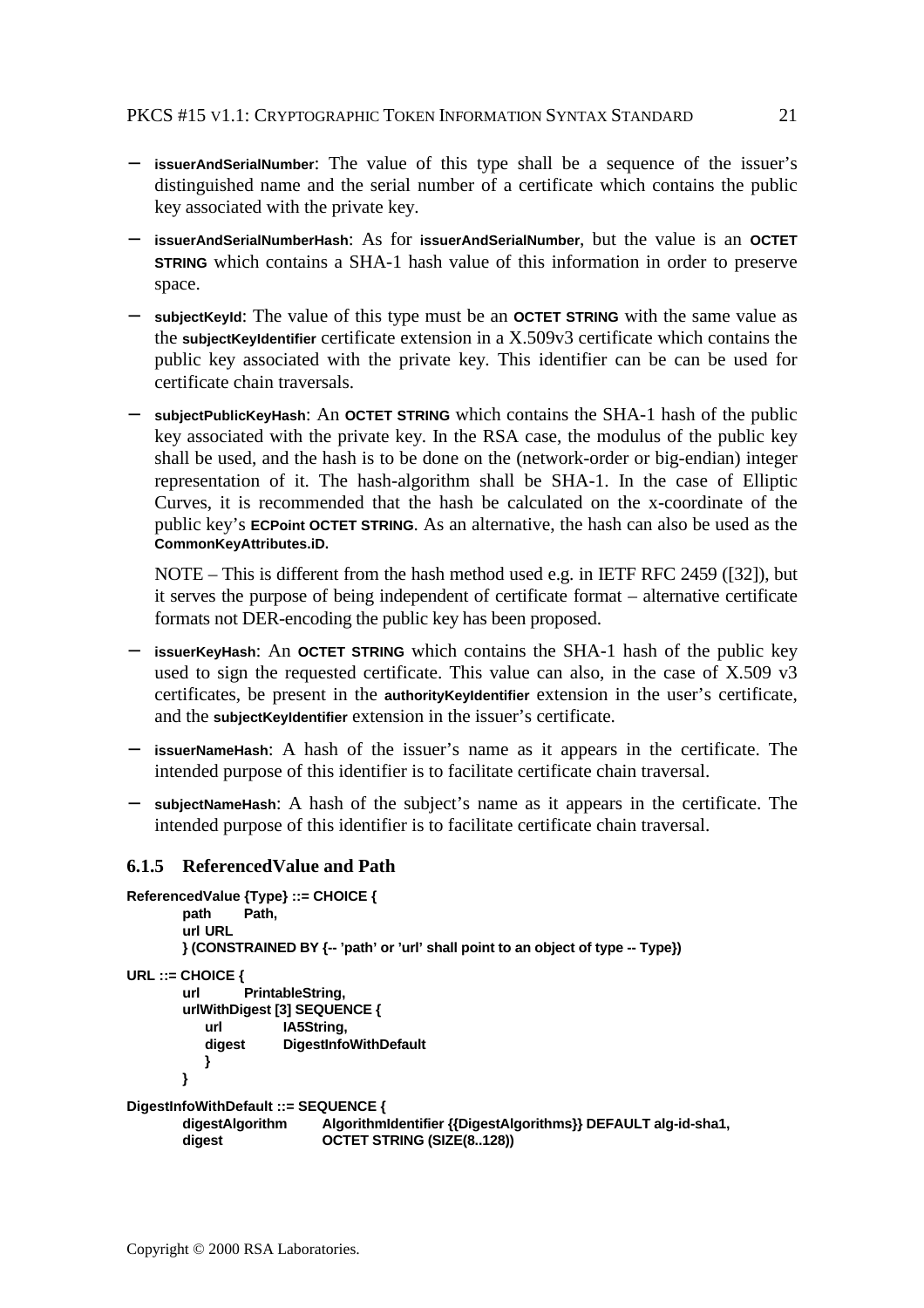- **issuerAndSerialNumber**: The value of this type shall be a sequence of the issuer's distinguished name and the serial number of a certificate which contains the public key associated with the private key.

- **issuerAndSerialNumberHash**: As for **issuerAndSerialNumber**, but the value is an **OCTET STRING** which contains a SHA-1 hash value of this information in order to preserve space.

- **subjectKeyId**: The value of this type must be an **OCTET STRING** with the same value as the **subjectKeyIdentifier** certificate extension in a X.509v3 certificate which contains the public key associated with the private key. This identifier can be can be used for certificate chain traversals.

- **subjectPublicKeyHash**: An **OCTET STRING** which contains the SHA-1 hash of the public key associated with the private key. In the RSA case, the modulus of the public key shall be used, and the hash is to be done on the (network-order or big-endian) integer representation of it. The hash-algorithm shall be SHA-1. In the case of Elliptic Curves, it is recommended that the hash be calculated on the x-coordinate of the public key's **ECPoint OCTET STRING**. As an alternative, the hash can also be used as the **CommonKeyAttributes.iD.**

  NOTE – This is different from the hash method used e.g. in IETF RFC 2459 ([32]), but it serves the purpose of being independent of certificate format – alternative certificate formats not DER-encoding the public key has been proposed.

- **issuerKeyHash**: An **OCTET STRING** which contains the SHA-1 hash of the public key used to sign the requested certificate. This value can also, in the case of X.509 v3 certificates, be present in the **authorityKeyIdentifier** extension in the user's certificate, and the **subjectKeyIdentifier** extension in the issuer's certificate.

- **issuerNameHash**: A hash of the issuer's name as it appears in the certificate. The intended purpose of this identifier is to facilitate certificate chain traversal.

- **subjectNameHash**: A hash of the subject's name as it appears in the certificate. The intended purpose of this identifier is to facilitate certificate chain traversal.

### 6.1.5 ReferencedValue and Path

```
ReferencedValue {Type} ::= CHOICE {
        path        Path,
        url URL
        } (CONSTRAINED BY {-- 'path' or 'url' shall point to an object of type -- Type})

URL ::= CHOICE {
        url         PrintableString,
        urlWithDigest [3] SEQUENCE {
            url             IA5String,
            digest          DigestInfoWithDefault
            }
        }

DigestInfoWithDefault ::= SEQUENCE {
        digestAlgorithm     AlgorithmIdentifier {{DigestAlgorithms}} DEFAULT alg-id-sha1,
        digest              OCTET STRING (SIZE(8..128))
```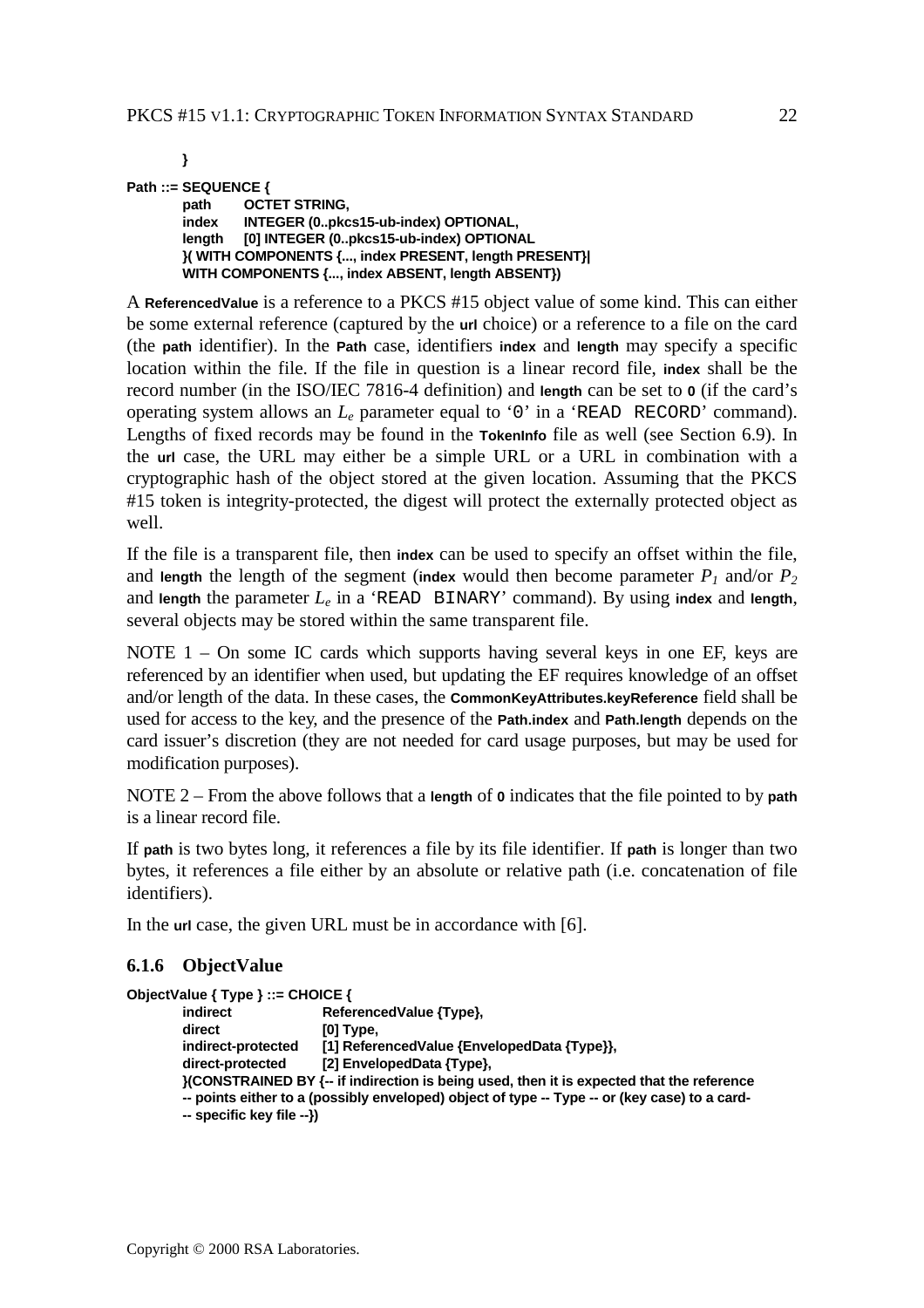```
        }

Path ::= SEQUENCE {
        path      OCTET STRING,
        index     INTEGER (0..pkcs15-ub-index) OPTIONAL,
        length    [0] INTEGER (0..pkcs15-ub-index) OPTIONAL
        }( WITH COMPONENTS {..., index PRESENT, length PRESENT}|
        WITH COMPONENTS {..., index ABSENT, length ABSENT})
```

A **ReferencedValue** is a reference to a PKCS #15 object value of some kind. This can either be some external reference (captured by the **url** choice) or a reference to a file on the card (the **path** identifier). In the **Path** case, identifiers **index** and **length** may specify a specific location within the file. If the file in question is a linear record file, **index** shall be the record number (in the ISO/IEC 7816-4 definition) and **length** can be set to **0** (if the card's operating system allows an $L_e$ parameter equal to '`0`' in a '`READ RECORD`' command). Lengths of fixed records may be found in the **TokenInfo** file as well (see Section 6.9). In the **url** case, the URL may either be a simple URL or a URL in combination with a cryptographic hash of the object stored at the given location. Assuming that the PKCS #15 token is integrity-protected, the digest will protect the externally protected object as well.

If the file is a transparent file, then **index** can be used to specify an offset within the file, and **length** the length of the segment (**index** would then become parameter $P_1$ and/or $P_2$ and **length** the parameter $L_e$ in a '`READ BINARY`' command). By using **index** and **length**, several objects may be stored within the same transparent file.

NOTE 1 – On some IC cards which supports having several keys in one EF, keys are referenced by an identifier when used, but updating the EF requires knowledge of an offset and/or length of the data. In these cases, the **CommonKeyAttributes.keyReference** field shall be used for access to the key, and the presence of the **Path.index** and **Path.length** depends on the card issuer's discretion (they are not needed for card usage purposes, but may be used for modification purposes).

NOTE 2 – From the above follows that a **length** of **0** indicates that the file pointed to by **path** is a linear record file.

If **path** is two bytes long, it references a file by its file identifier. If **path** is longer than two bytes, it references a file either by an absolute or relative path (i.e. concatenation of file identifiers).

In the **url** case, the given URL must be in accordance with [6].

### 6.1.6 ObjectValue

```
ObjectValue { Type } ::= CHOICE {
        indirect            ReferencedValue {Type},
        direct              [0] Type,
        indirect-protected  [1] ReferencedValue {EnvelopedData {Type}},
        direct-protected    [2] EnvelopedData {Type},
        }(CONSTRAINED BY {-- if indirection is being used, then it is expected that the reference
        -- points either to a (possibly enveloped) object of type -- Type -- or (key case) to a card-
        -- specific key file --})
```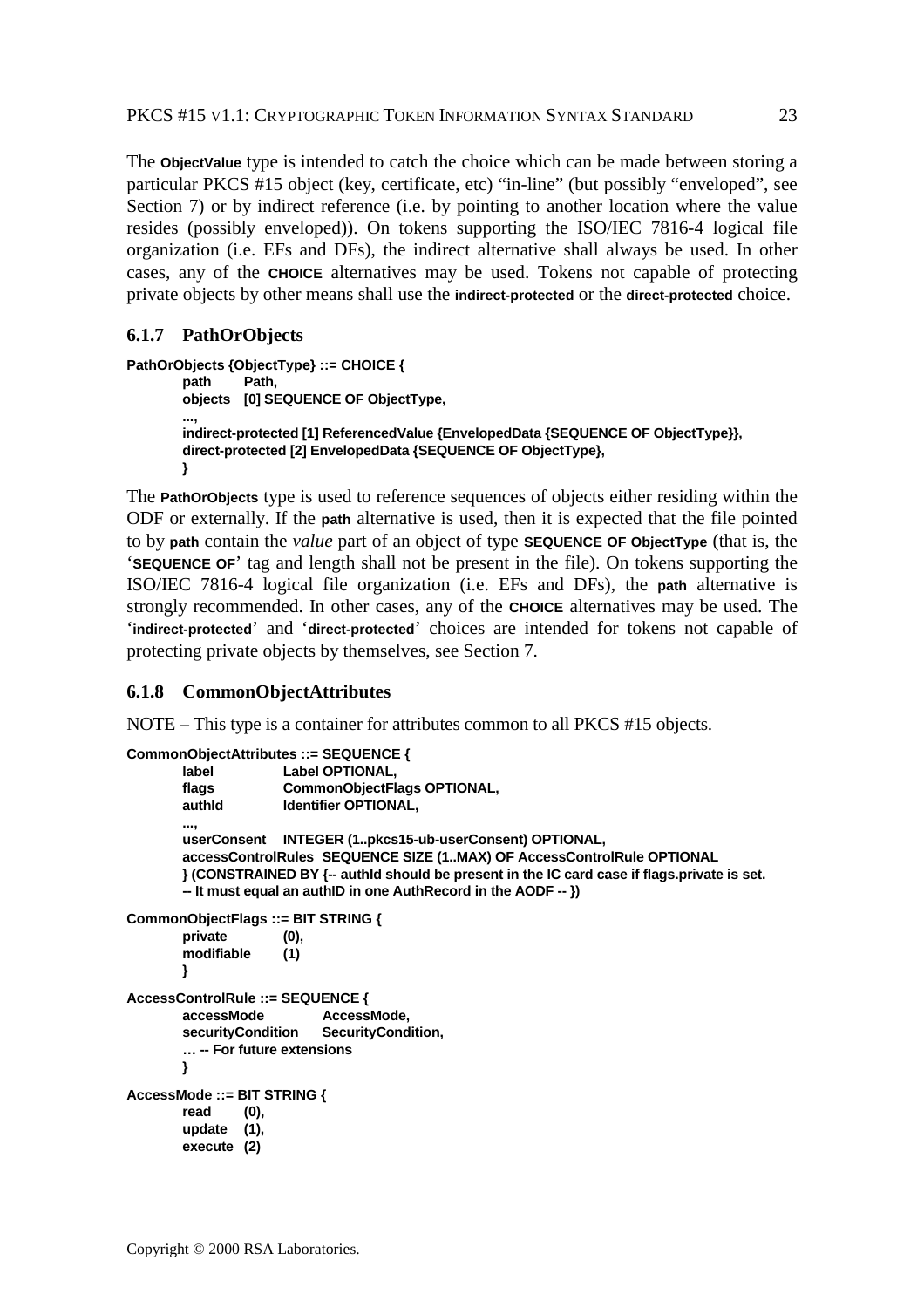The **ObjectValue** type is intended to catch the choice which can be made between storing a particular PKCS #15 object (key, certificate, etc) "in-line" (but possibly "enveloped", see Section 7) or by indirect reference (i.e. by pointing to another location where the value resides (possibly enveloped)). On tokens supporting the ISO/IEC 7816-4 logical file organization (i.e. EFs and DFs), the indirect alternative shall always be used. In other cases, any of the **CHOICE** alternatives may be used. Tokens not capable of protecting private objects by other means shall use the **indirect-protected** or the **direct-protected** choice.

### 6.1.7 PathOrObjects

```
PathOrObjects {ObjectType} ::= CHOICE {
        path        Path,
        objects     [0] SEQUENCE OF ObjectType,
        ...,
        indirect-protected [1] ReferencedValue {EnvelopedData {SEQUENCE OF ObjectType}},
        direct-protected [2] EnvelopedData {SEQUENCE OF ObjectType},
        }
```

The **PathOrObjects** type is used to reference sequences of objects either residing within the ODF or externally. If the **path** alternative is used, then it is expected that the file pointed to by **path** contain the *value* part of an object of type **SEQUENCE OF ObjectType** (that is, the '**SEQUENCE OF**' tag and length shall not be present in the file). On tokens supporting the ISO/IEC 7816-4 logical file organization (i.e. EFs and DFs), the **path** alternative is strongly recommended. In other cases, any of the **CHOICE** alternatives may be used. The '**indirect-protected**' and '**direct-protected**' choices are intended for tokens not capable of protecting private objects by themselves, see Section 7.

### 6.1.8 CommonObjectAttributes

NOTE – This type is a container for attributes common to all PKCS #15 objects.

```
CommonObjectAttributes ::= SEQUENCE {
        label           Label OPTIONAL,
        flags           CommonObjectFlags OPTIONAL,
        authId          Identifier OPTIONAL,
        ...,
        userConsent     INTEGER (1..pkcs15-ub-userConsent) OPTIONAL,
        accessControlRules  SEQUENCE SIZE (1..MAX) OF AccessControlRule OPTIONAL
        } (CONSTRAINED BY {-- authId should be present in the IC card case if flags.private is set.
        -- It must equal an authID in one AuthRecord in the AODF -- })

CommonObjectFlags ::= BIT STRING {
        private         (0),
        modifiable      (1)
        }

AccessControlRule ::= SEQUENCE {
        accessMode              AccessMode,
        securityCondition       SecurityCondition,
        … -- For future extensions
        }

AccessMode ::= BIT STRING {
        read        (0),
        update      (1),
        execute     (2)
```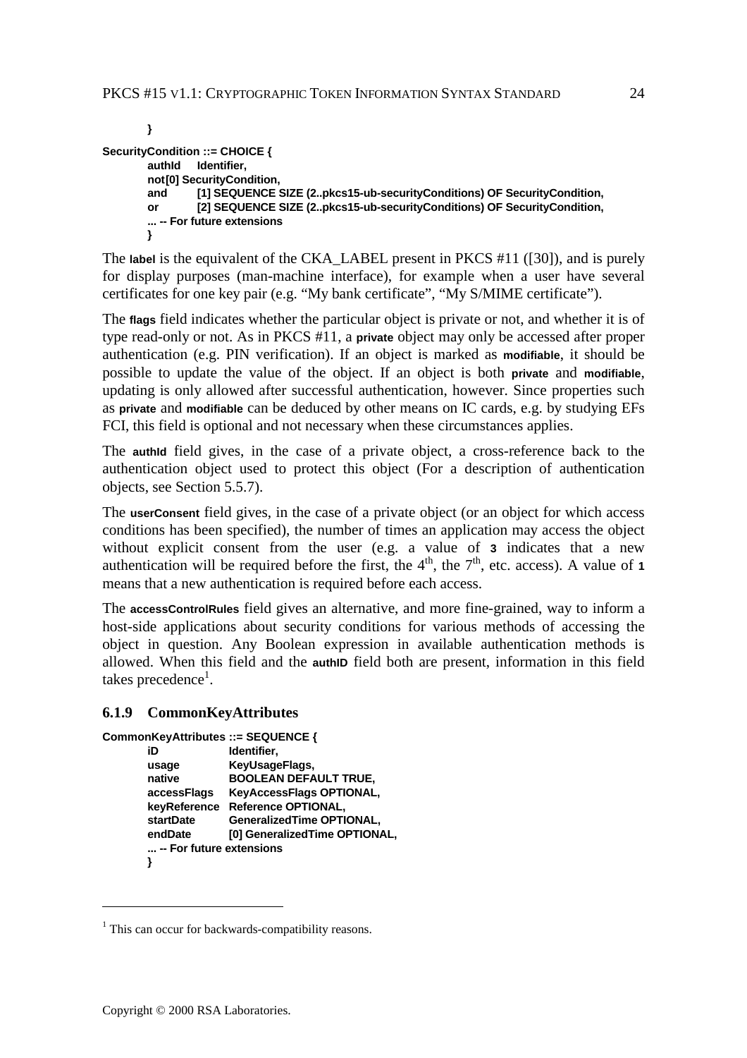```
        }

SecurityCondition ::= CHOICE {
        authId    Identifier,
        not[0] SecurityCondition,
        and       [1] SEQUENCE SIZE (2..pkcs15-ub-securityConditions) OF SecurityCondition,
        or        [2] SEQUENCE SIZE (2..pkcs15-ub-securityConditions) OF SecurityCondition,
        ... -- For future extensions
        }
```

The **label** is the equivalent of the CKA_LABEL present in PKCS #11 ([30]), and is purely for display purposes (man-machine interface), for example when a user have several certificates for one key pair (e.g. "My bank certificate", "My S/MIME certificate").

The **flags** field indicates whether the particular object is private or not, and whether it is of type read-only or not. As in PKCS #11, a **private** object may only be accessed after proper authentication (e.g. PIN verification). If an object is marked as **modifiable**, it should be possible to update the value of the object. If an object is both **private** and **modifiable**, updating is only allowed after successful authentication, however. Since properties such as **private** and **modifiable** can be deduced by other means on IC cards, e.g. by studying EFs FCI, this field is optional and not necessary when these circumstances applies.

The **authId** field gives, in the case of a private object, a cross-reference back to the authentication object used to protect this object (For a description of authentication objects, see Section 5.5.7).

The **userConsent** field gives, in the case of a private object (or an object for which access conditions has been specified), the number of times an application may access the object without explicit consent from the user (e.g. a value of **3** indicates that a new authentication will be required before the first, the 4th, the 7th, etc. access). A value of **1** means that a new authentication is required before each access.

The **accessControlRules** field gives an alternative, and more fine-grained, way to inform a host-side applications about security conditions for various methods of accessing the object in question. Any Boolean expression in available authentication methods is allowed. When this field and the **authID** field both are present, information in this field takes precedence[1].

### 6.1.9 CommonKeyAttributes

```
CommonKeyAttributes ::= SEQUENCE {
        iD              Identifier,
        usage           KeyUsageFlags,
        native          BOOLEAN DEFAULT TRUE,
        accessFlags     KeyAccessFlags OPTIONAL,
        keyReference    Reference OPTIONAL,
        startDate       GeneralizedTime OPTIONAL,
        endDate         [0] GeneralizedTime OPTIONAL,
        ... -- For future extensions
        }
```

---

[1] This can occur for backwards-compatibility reasons.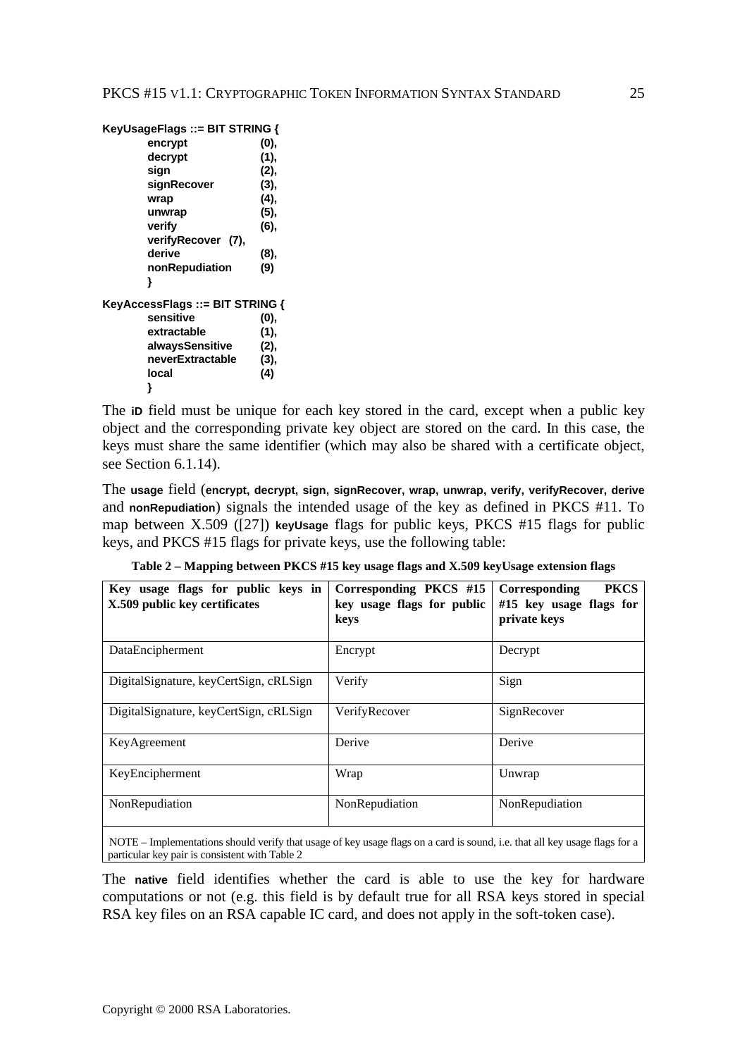```
KeyUsageFlags ::= BIT STRING {
        encrypt             (0),
        decrypt             (1),
        sign                (2),
        signRecover         (3),
        wrap                (4),
        unwrap              (5),
        verify              (6),
        verifyRecover   (7),
        derive              (8),
        nonRepudiation      (9)
        }

KeyAccessFlags ::= BIT STRING {
        sensitive           (0),
        extractable         (1),
        alwaysSensitive     (2),
        neverExtractable    (3),
        local               (4)
        }
```

The **iD** field must be unique for each key stored in the card, except when a public key object and the corresponding private key object are stored on the card. In this case, the keys must share the same identifier (which may also be shared with a certificate object, see Section 6.1.14).

The **usage** field (**encrypt, decrypt, sign, signRecover, wrap, unwrap, verify, verifyRecover, derive** and **nonRepudiation**) signals the intended usage of the key as defined in PKCS #11. To map between X.509 ([27]) **keyUsage** flags for public keys, PKCS #15 flags for public keys, and PKCS #15 flags for private keys, use the following table:

**Table 2 – Mapping between PKCS #15 key usage flags and X.509 keyUsage extension flags**

| Key usage flags for public keys in X.509 public key certificates | Corresponding PKCS #15 key usage flags for public keys | Corresponding PKCS #15 key usage flags for private keys |
|---|---|---|
| DataEncipherment | Encrypt | Decrypt |
| DigitalSignature, keyCertSign, cRLSign | Verify | Sign |
| DigitalSignature, keyCertSign, cRLSign | VerifyRecover | SignRecover |
| KeyAgreement | Derive | Derive |
| KeyEncipherment | Wrap | Unwrap |
| NonRepudiation | NonRepudiation | NonRepudiation |

NOTE – Implementations should verify that usage of key usage flags on a card is sound, i.e. that all key usage flags for a particular key pair is consistent with Table 2

The **native** field identifies whether the card is able to use the key for hardware computations or not (e.g. this field is by default true for all RSA keys stored in special RSA key files on an RSA capable IC card, and does not apply in the soft-token case).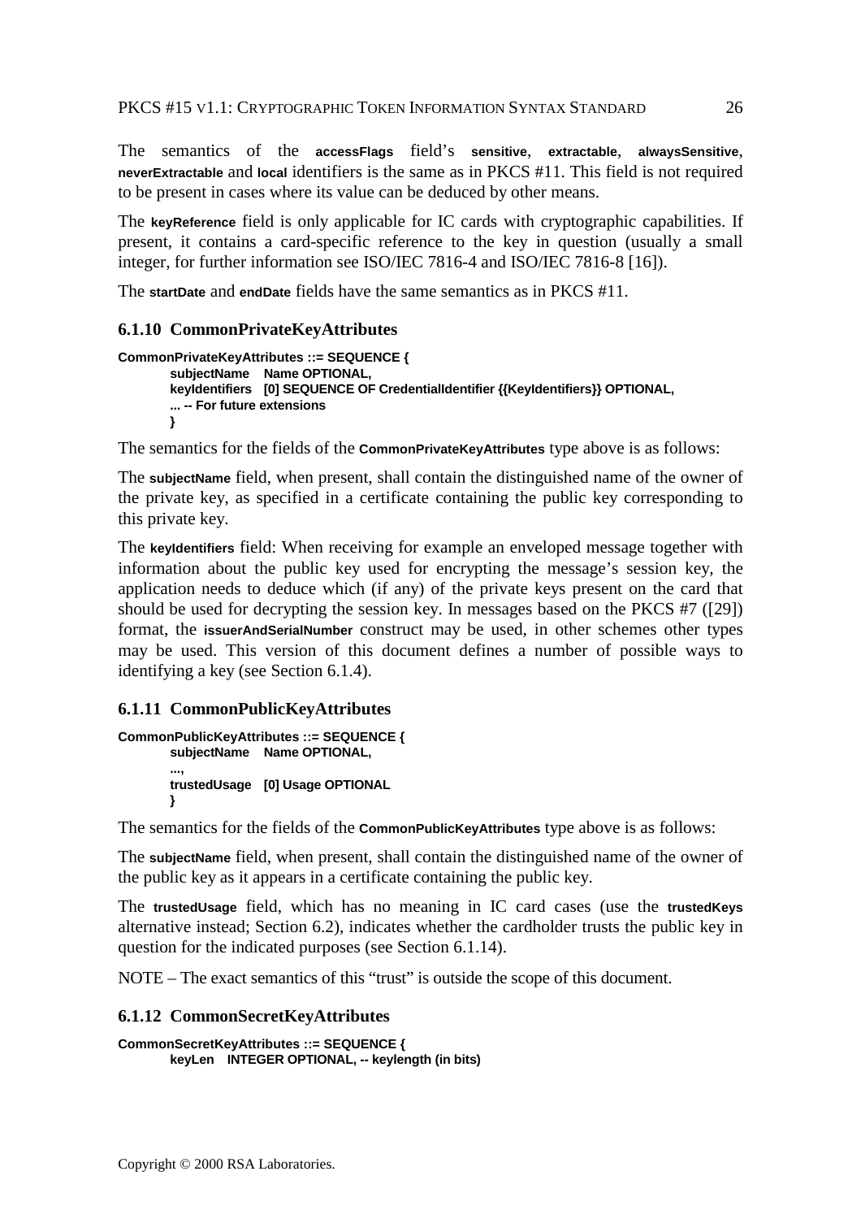The semantics of the **accessFlags** field's **sensitive**, **extractable**, **alwaysSensitive**, **neverExtractable** and **local** identifiers is the same as in PKCS #11. This field is not required to be present in cases where its value can be deduced by other means.

The **keyReference** field is only applicable for IC cards with cryptographic capabilities. If present, it contains a card-specific reference to the key in question (usually a small integer, for further information see ISO/IEC 7816-4 and ISO/IEC 7816-8 [16]).

The **startDate** and **endDate** fields have the same semantics as in PKCS #11.

### 6.1.10 CommonPrivateKeyAttributes

```
CommonPrivateKeyAttributes ::= SEQUENCE {
        subjectName    Name OPTIONAL,
        keyIdentifiers   [0] SEQUENCE OF CredentialIdentifier {{KeyIdentifiers}} OPTIONAL,
        ... -- For future extensions
        }
```

The semantics for the fields of the **CommonPrivateKeyAttributes** type above is as follows:

The **subjectName** field, when present, shall contain the distinguished name of the owner of the private key, as specified in a certificate containing the public key corresponding to this private key.

The **keyIdentifiers** field: When receiving for example an enveloped message together with information about the public key used for encrypting the message's session key, the application needs to deduce which (if any) of the private keys present on the card that should be used for decrypting the session key. In messages based on the PKCS #7 ([29]) format, the **issuerAndSerialNumber** construct may be used, in other schemes other types may be used. This version of this document defines a number of possible ways to identifying a key (see Section 6.1.4).

### 6.1.11 CommonPublicKeyAttributes

```
CommonPublicKeyAttributes ::= SEQUENCE {
        subjectName    Name OPTIONAL,
        ...,
        trustedUsage   [0] Usage OPTIONAL
        }
```

The semantics for the fields of the **CommonPublicKeyAttributes** type above is as follows:

The **subjectName** field, when present, shall contain the distinguished name of the owner of the public key as it appears in a certificate containing the public key.

The **trustedUsage** field, which has no meaning in IC card cases (use the **trustedKeys** alternative instead; Section 6.2), indicates whether the cardholder trusts the public key in question for the indicated purposes (see Section 6.1.14).

NOTE – The exact semantics of this "trust" is outside the scope of this document.

### 6.1.12 CommonSecretKeyAttributes

```
CommonSecretKeyAttributes ::= SEQUENCE {
        keyLen    INTEGER OPTIONAL, -- keylength (in bits)
```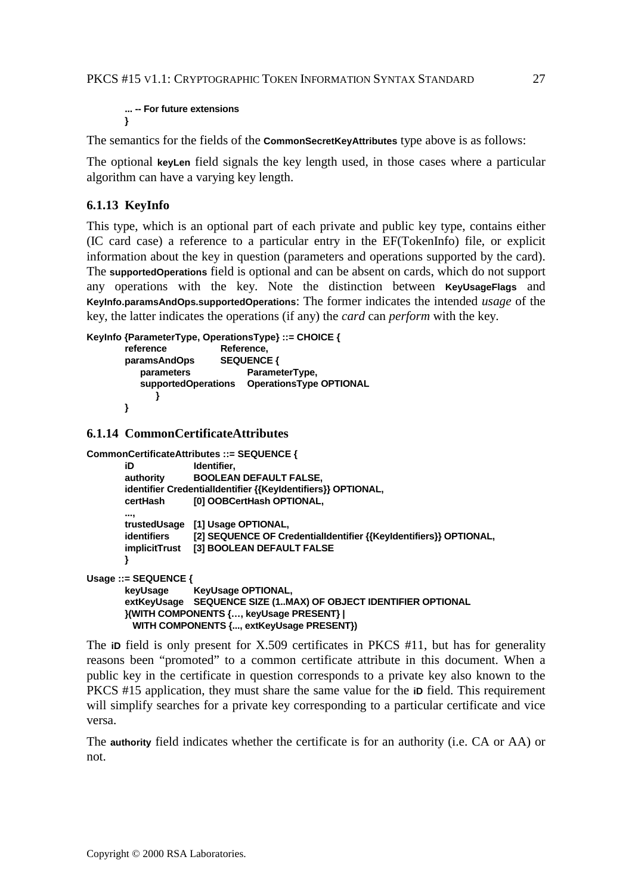```
    ... -- For future extensions
    }
```

The semantics for the fields of the **CommonSecretKeyAttributes** type above is as follows:

The optional **keyLen** field signals the key length used, in those cases where a particular algorithm can have a varying key length.

### 6.1.13 KeyInfo

This type, which is an optional part of each private and public key type, contains either (IC card case) a reference to a particular entry in the EF(TokenInfo) file, or explicit information about the key in question (parameters and operations supported by the card). The **supportedOperations** field is optional and can be absent on cards, which do not support any operations with the key. Note the distinction between **KeyUsageFlags** and **KeyInfo.paramsAndOps.supportedOperations**: The former indicates the intended *usage* of the key, the latter indicates the operations (if any) the *card* can *perform* with the key.

```
KeyInfo {ParameterType, OperationsType} ::= CHOICE {
    reference           Reference,
    paramsAndOps        SEQUENCE {
        parameters              ParameterType,
        supportedOperations     OperationsType OPTIONAL
            }
    }
```

### 6.1.14 CommonCertificateAttributes

```
CommonCertificateAttributes ::= SEQUENCE {
    iD              Identifier,
    authority       BOOLEAN DEFAULT FALSE,
    identifier CredentialIdentifier {{KeyIdentifiers}} OPTIONAL,
    certHash        [0] OOBCertHash OPTIONAL,
    ...,
    trustedUsage    [1] Usage OPTIONAL,
    identifiers     [2] SEQUENCE OF CredentialIdentifier {{KeyIdentifiers}} OPTIONAL,
    implicitTrust   [3] BOOLEAN DEFAULT FALSE
    }

Usage ::= SEQUENCE {
    keyUsage        KeyUsage OPTIONAL,
    extKeyUsage     SEQUENCE SIZE (1..MAX) OF OBJECT IDENTIFIER OPTIONAL
    }(WITH COMPONENTS {…, keyUsage PRESENT} |
      WITH COMPONENTS {..., extKeyUsage PRESENT})
```

The **iD** field is only present for X.509 certificates in PKCS #11, but has for generality reasons been "promoted" to a common certificate attribute in this document. When a public key in the certificate in question corresponds to a private key also known to the PKCS #15 application, they must share the same value for the **iD** field. This requirement will simplify searches for a private key corresponding to a particular certificate and vice versa.

The **authority** field indicates whether the certificate is for an authority (i.e. CA or AA) or not.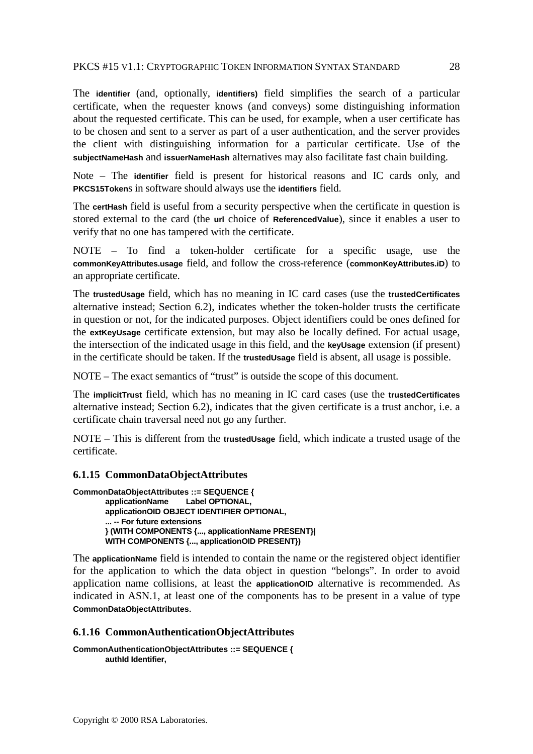The **identifier** (and, optionally, **identifiers)** field simplifies the search of a particular certificate, when the requester knows (and conveys) some distinguishing information about the requested certificate. This can be used, for example, when a user certificate has to be chosen and sent to a server as part of a user authentication, and the server provides the client with distinguishing information for a particular certificate. Use of the **subjectNameHash** and **issuerNameHash** alternatives may also facilitate fast chain building.

Note – The **identifier** field is present for historical reasons and IC cards only, and **PKCS15Token**s in software should always use the **identifiers** field.

The **certHash** field is useful from a security perspective when the certificate in question is stored external to the card (the **url** choice of **ReferencedValue**), since it enables a user to verify that no one has tampered with the certificate.

NOTE – To find a token-holder certificate for a specific usage, use the **commonKeyAttributes.usage** field, and follow the cross-reference (**commonKeyAttributes.iD**) to an appropriate certificate.

The **trustedUsage** field, which has no meaning in IC card cases (use the **trustedCertificates** alternative instead; Section 6.2), indicates whether the token-holder trusts the certificate in question or not, for the indicated purposes. Object identifiers could be ones defined for the **extKeyUsage** certificate extension, but may also be locally defined. For actual usage, the intersection of the indicated usage in this field, and the **keyUsage** extension (if present) in the certificate should be taken. If the **trustedUsage** field is absent, all usage is possible.

NOTE – The exact semantics of "trust" is outside the scope of this document.

The **implicitTrust** field, which has no meaning in IC card cases (use the **trustedCertificates** alternative instead; Section 6.2), indicates that the given certificate is a trust anchor, i.e. a certificate chain traversal need not go any further.

NOTE – This is different from the **trustedUsage** field, which indicate a trusted usage of the certificate.

### 6.1.15 CommonDataObjectAttributes

```
CommonDataObjectAttributes ::= SEQUENCE {
        applicationName     Label OPTIONAL,
        applicationOID OBJECT IDENTIFIER OPTIONAL,
        ... -- For future extensions
        } (WITH COMPONENTS {..., applicationName PRESENT}|
        WITH COMPONENTS {..., applicationOID PRESENT})
```

The **applicationName** field is intended to contain the name or the registered object identifier for the application to which the data object in question "belongs". In order to avoid application name collisions, at least the **applicationOID** alternative is recommended. As indicated in ASN.1, at least one of the components has to be present in a value of type **CommonDataObjectAttributes**.

### 6.1.16 CommonAuthenticationObjectAttributes

```
CommonAuthenticationObjectAttributes ::= SEQUENCE {
        authId Identifier,
```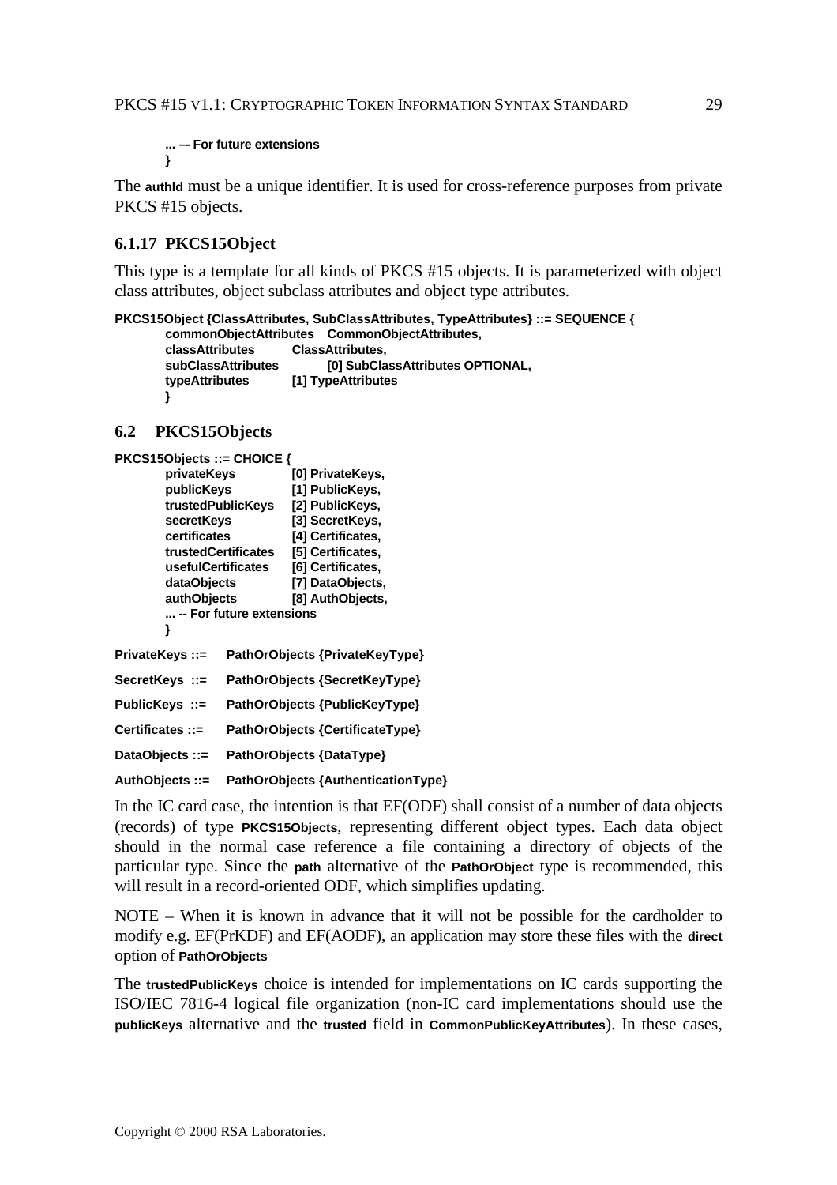```
... –- For future extensions
}
```

The **authId** must be a unique identifier. It is used for cross-reference purposes from private PKCS #15 objects.

### 6.1.17 PKCS15Object

This type is a template for all kinds of PKCS #15 objects. It is parameterized with object class attributes, object subclass attributes and object type attributes.

```
PKCS15Object {ClassAttributes, SubClassAttributes, TypeAttributes} ::= SEQUENCE {
        commonObjectAttributes   CommonObjectAttributes,
        classAttributes          ClassAttributes,
        subClassAttributes       [0] SubClassAttributes OPTIONAL,
        typeAttributes           [1] TypeAttributes
        }
```

## 6.2 PKCS15Objects

```
PKCS15Objects ::= CHOICE {
        privateKeys              [0] PrivateKeys,
        publicKeys               [1] PublicKeys,
        trustedPublicKeys        [2] PublicKeys,
        secretKeys               [3] SecretKeys,
        certificates             [4] Certificates,
        trustedCertificates      [5] Certificates,
        usefulCertificates       [6] Certificates,
        dataObjects              [7] DataObjects,
        authObjects              [8] AuthObjects,
        ... -- For future extensions
        }

PrivateKeys ::=    PathOrObjects {PrivateKeyType}

SecretKeys  ::=    PathOrObjects {SecretKeyType}

PublicKeys  ::=    PathOrObjects {PublicKeyType}

Certificates ::=   PathOrObjects {CertificateType}

DataObjects ::=    PathOrObjects {DataType}

AuthObjects ::=    PathOrObjects {AuthenticationType}
```

In the IC card case, the intention is that EF(ODF) shall consist of a number of data objects (records) of type **PKCS15Objects**, representing different object types. Each data object should in the normal case reference a file containing a directory of objects of the particular type. Since the **path** alternative of the **PathOrObject** type is recommended, this will result in a record-oriented ODF, which simplifies updating.

NOTE – When it is known in advance that it will not be possible for the cardholder to modify e.g. EF(PrKDF) and EF(AODF), an application may store these files with the **direct** option of **PathOrObjects**

The **trustedPublicKeys** choice is intended for implementations on IC cards supporting the ISO/IEC 7816-4 logical file organization (non-IC card implementations should use the **publicKeys** alternative and the **trusted** field in **CommonPublicKeyAttributes**). In these cases,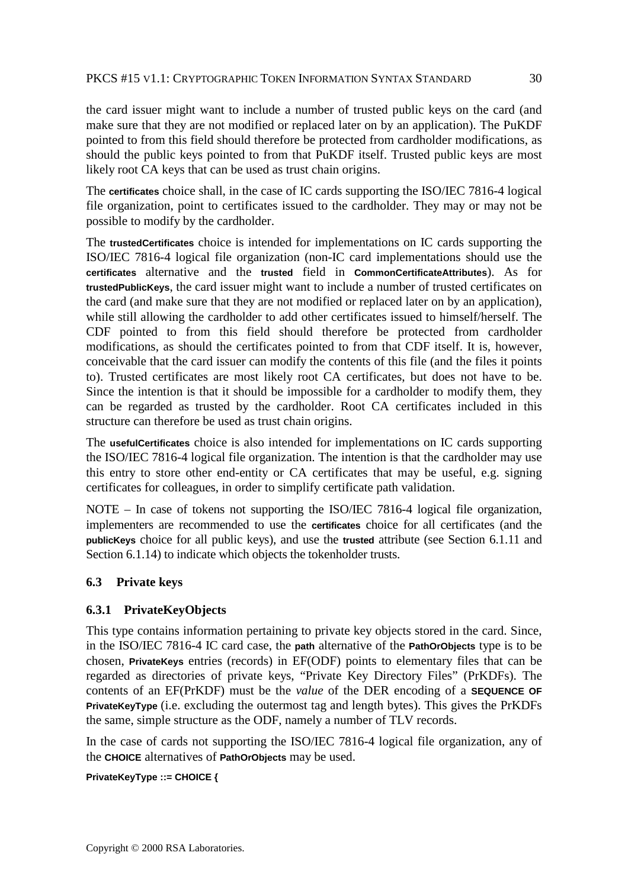the card issuer might want to include a number of trusted public keys on the card (and make sure that they are not modified or replaced later on by an application). The PuKDF pointed to from this field should therefore be protected from cardholder modifications, as should the public keys pointed to from that PuKDF itself. Trusted public keys are most likely root CA keys that can be used as trust chain origins.

The **certificates** choice shall, in the case of IC cards supporting the ISO/IEC 7816-4 logical file organization, point to certificates issued to the cardholder. They may or may not be possible to modify by the cardholder.

The **trustedCertificates** choice is intended for implementations on IC cards supporting the ISO/IEC 7816-4 logical file organization (non-IC card implementations should use the **certificates** alternative and the **trusted** field in **CommonCertificateAttributes**). As for **trustedPublicKeys**, the card issuer might want to include a number of trusted certificates on the card (and make sure that they are not modified or replaced later on by an application), while still allowing the cardholder to add other certificates issued to himself/herself. The CDF pointed to from this field should therefore be protected from cardholder modifications, as should the certificates pointed to from that CDF itself. It is, however, conceivable that the card issuer can modify the contents of this file (and the files it points to). Trusted certificates are most likely root CA certificates, but does not have to be. Since the intention is that it should be impossible for a cardholder to modify them, they can be regarded as trusted by the cardholder. Root CA certificates included in this structure can therefore be used as trust chain origins.

The **usefulCertificates** choice is also intended for implementations on IC cards supporting the ISO/IEC 7816-4 logical file organization. The intention is that the cardholder may use this entry to store other end-entity or CA certificates that may be useful, e.g. signing certificates for colleagues, in order to simplify certificate path validation.

NOTE – In case of tokens not supporting the ISO/IEC 7816-4 logical file organization, implementers are recommended to use the **certificates** choice for all certificates (and the **publicKeys** choice for all public keys), and use the **trusted** attribute (see Section 6.1.11 and Section 6.1.14) to indicate which objects the tokenholder trusts.

### 6.3 Private keys

#### 6.3.1 PrivateKeyObjects

This type contains information pertaining to private key objects stored in the card. Since, in the ISO/IEC 7816-4 IC card case, the **path** alternative of the **PathOrObjects** type is to be chosen, **PrivateKeys** entries (records) in EF(ODF) points to elementary files that can be regarded as directories of private keys, "Private Key Directory Files" (PrKDFs). The contents of an EF(PrKDF) must be the *value* of the DER encoding of a **SEQUENCE OF PrivateKeyType** (i.e. excluding the outermost tag and length bytes). This gives the PrKDFs the same, simple structure as the ODF, namely a number of TLV records.

In the case of cards not supporting the ISO/IEC 7816-4 logical file organization, any of the **CHOICE** alternatives of **PathOrObjects** may be used.

```
PrivateKeyType ::= CHOICE {
```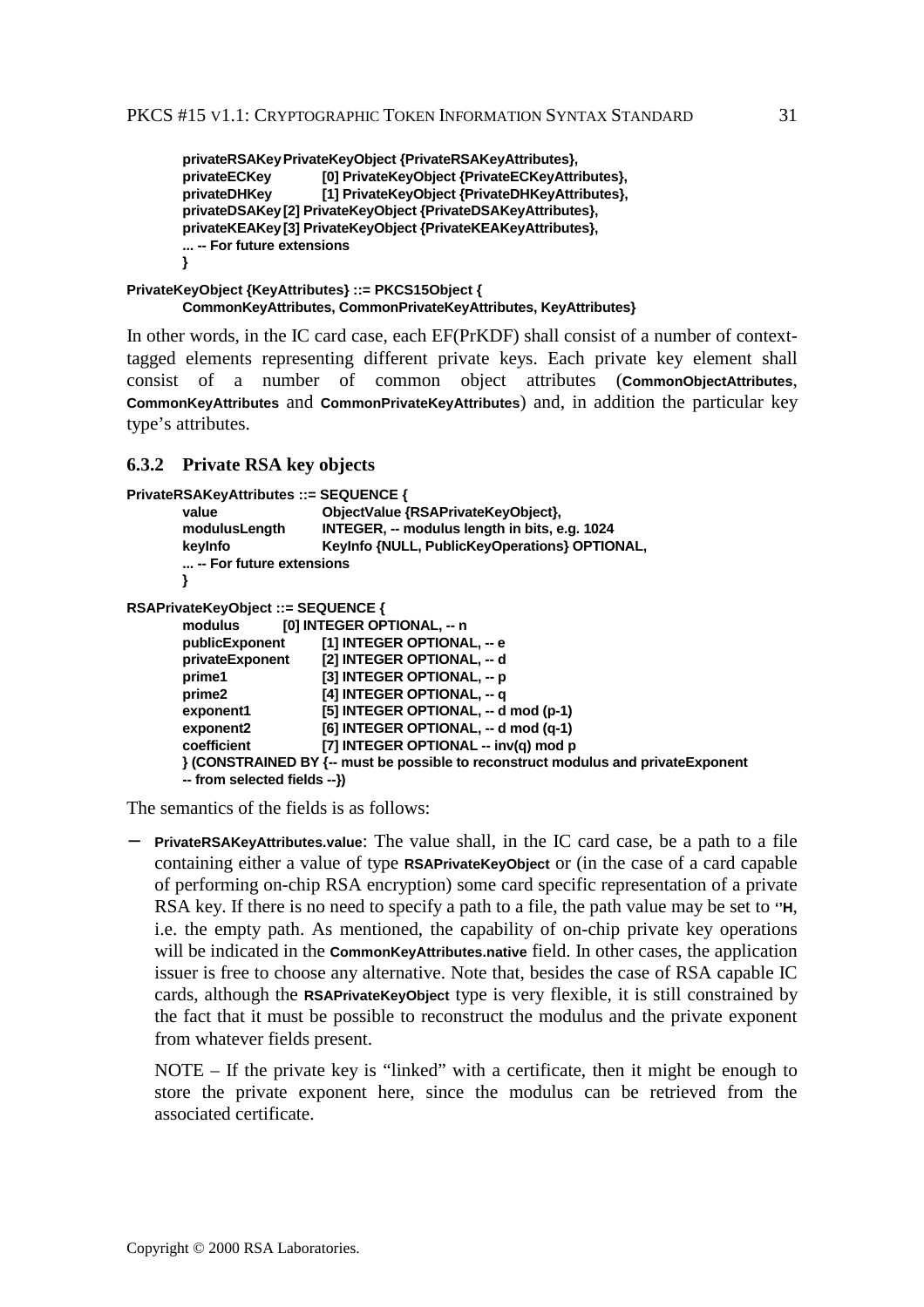```
        privateRSAKey PrivateKeyObject {PrivateRSAKeyAttributes},
        privateECKey        [0] PrivateKeyObject {PrivateECKeyAttributes},
        privateDHKey        [1] PrivateKeyObject {PrivateDHKeyAttributes},
        privateDSAKey [2] PrivateKeyObject {PrivateDSAKeyAttributes},
        privateKEAKey [3] PrivateKeyObject {PrivateKEAKeyAttributes},
        ... -- For future extensions
        }

PrivateKeyObject {KeyAttributes} ::= PKCS15Object {
        CommonKeyAttributes, CommonPrivateKeyAttributes, KeyAttributes}
```

In other words, in the IC card case, each EF(PrKDF) shall consist of a number of context-tagged elements representing different private keys. Each private key element shall consist of a number of common object attributes (**CommonObjectAttributes**, **CommonKeyAttributes** and **CommonPrivateKeyAttributes**) and, in addition the particular key type's attributes.

### 6.3.2 Private RSA key objects

```
PrivateRSAKeyAttributes ::= SEQUENCE {
        value               ObjectValue {RSAPrivateKeyObject},
        modulusLength       INTEGER, -- modulus length in bits, e.g. 1024
        keyInfo             KeyInfo {NULL, PublicKeyOperations} OPTIONAL,
        ... -- For future extensions
        }

RSAPrivateKeyObject ::= SEQUENCE {
        modulus         [0] INTEGER OPTIONAL, -- n
        publicExponent      [1] INTEGER OPTIONAL, -- e
        privateExponent     [2] INTEGER OPTIONAL, -- d
        prime1              [3] INTEGER OPTIONAL, -- p
        prime2              [4] INTEGER OPTIONAL, -- q
        exponent1           [5] INTEGER OPTIONAL, -- d mod (p-1)
        exponent2           [6] INTEGER OPTIONAL, -- d mod (q-1)
        coefficient         [7] INTEGER OPTIONAL -- inv(q) mod p
        } (CONSTRAINED BY {-- must be possible to reconstruct modulus and privateExponent
        -- from selected fields --})
```

The semantics of the fields is as follows:

- **PrivateRSAKeyAttributes.value**: The value shall, in the IC card case, be a path to a file containing either a value of type **RSAPrivateKeyObject** or (in the case of a card capable of performing on-chip RSA encryption) some card specific representation of a private RSA key. If there is no need to specify a path to a file, the path value may be set to **''H**, i.e. the empty path. As mentioned, the capability of on-chip private key operations will be indicated in the **CommonKeyAttributes.native** field. In other cases, the application issuer is free to choose any alternative. Note that, besides the case of RSA capable IC cards, although the **RSAPrivateKeyObject** type is very flexible, it is still constrained by the fact that it must be possible to reconstruct the modulus and the private exponent from whatever fields present.

  NOTE – If the private key is "linked" with a certificate, then it might be enough to store the private exponent here, since the modulus can be retrieved from the associated certificate.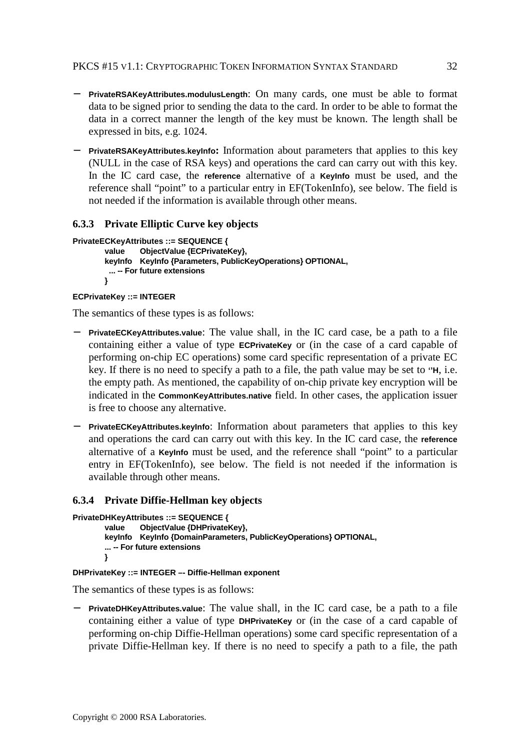- **PrivateRSAKeyAttributes.modulusLength**: On many cards, one must be able to format data to be signed prior to sending the data to the card. In order to be able to format the data in a correct manner the length of the key must be known. The length shall be expressed in bits, e.g. 1024.

- **PrivateRSAKeyAttributes.keyInfo:** Information about parameters that applies to this key (NULL in the case of RSA keys) and operations the card can carry out with this key. In the IC card case, the **reference** alternative of a **KeyInfo** must be used, and the reference shall "point" to a particular entry in EF(TokenInfo), see below. The field is not needed if the information is available through other means.

### 6.3.3 Private Elliptic Curve key objects

```
PrivateECKeyAttributes ::= SEQUENCE {
        value     ObjectValue {ECPrivateKey},
        keyInfo   KeyInfo {Parameters, PublicKeyOperations} OPTIONAL,
          ... -- For future extensions
        }

ECPrivateKey ::= INTEGER
```

The semantics of these types is as follows:

- **PrivateECKeyAttributes.value**: The value shall, in the IC card case, be a path to a file containing either a value of type **ECPrivateKey** or (in the case of a card capable of performing on-chip EC operations) some card specific representation of a private EC key. If there is no need to specify a path to a file, the path value may be set to **''H**, i.e. the empty path. As mentioned, the capability of on-chip private key encryption will be indicated in the **CommonKeyAttributes.native** field. In other cases, the application issuer is free to choose any alternative.

- **PrivateECKeyAttributes.keyInfo**: Information about parameters that applies to this key and operations the card can carry out with this key. In the IC card case, the **reference** alternative of a **KeyInfo** must be used, and the reference shall "point" to a particular entry in EF(TokenInfo), see below. The field is not needed if the information is available through other means.

### 6.3.4 Private Diffie-Hellman key objects

```
PrivateDHKeyAttributes ::= SEQUENCE {
        value     ObjectValue {DHPrivateKey},
        keyInfo   KeyInfo {DomainParameters, PublicKeyOperations} OPTIONAL,
        ... -- For future extensions
        }

DHPrivateKey ::= INTEGER –- Diffie-Hellman exponent
```

The semantics of these types is as follows:

- **PrivateDHKeyAttributes.value**: The value shall, in the IC card case, be a path to a file containing either a value of type **DHPrivateKey** or (in the case of a card capable of performing on-chip Diffie-Hellman operations) some card specific representation of a private Diffie-Hellman key. If there is no need to specify a path to a file, the path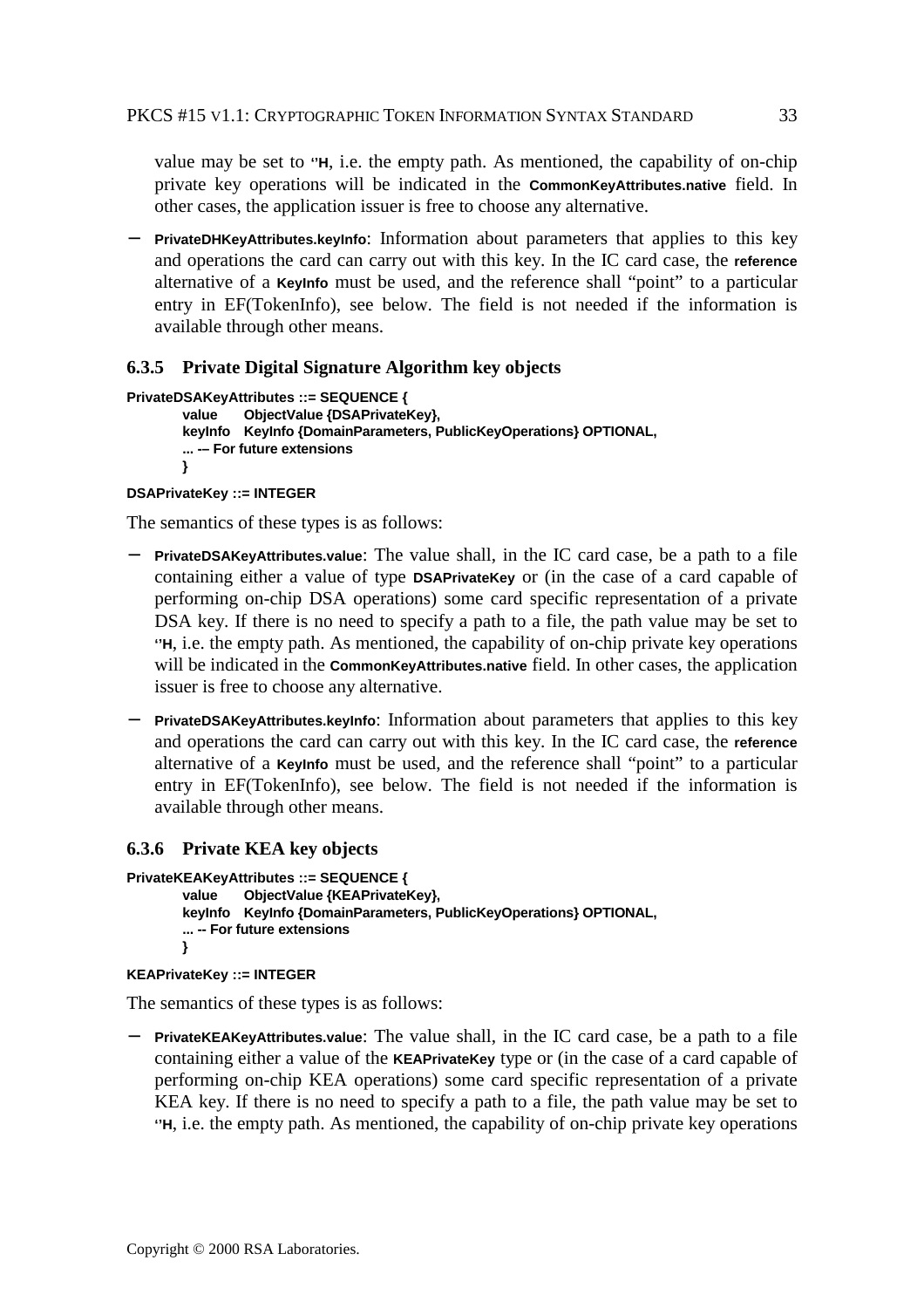value may be set to **''H**, i.e. the empty path. As mentioned, the capability of on-chip private key operations will be indicated in the **CommonKeyAttributes.native** field. In other cases, the application issuer is free to choose any alternative.

- **PrivateDHKeyAttributes.keyInfo**: Information about parameters that applies to this key and operations the card can carry out with this key. In the IC card case, the **reference** alternative of a **KeyInfo** must be used, and the reference shall "point" to a particular entry in EF(TokenInfo), see below. The field is not needed if the information is available through other means.

### 6.3.5 Private Digital Signature Algorithm key objects

```
PrivateDSAKeyAttributes ::= SEQUENCE {
        value      ObjectValue {DSAPrivateKey},
        keyInfo    KeyInfo {DomainParameters, PublicKeyOperations} OPTIONAL,
        ... -- For future extensions
        }

DSAPrivateKey ::= INTEGER
```

The semantics of these types is as follows:

- **PrivateDSAKeyAttributes.value**: The value shall, in the IC card case, be a path to a file containing either a value of type **DSAPrivateKey** or (in the case of a card capable of performing on-chip DSA operations) some card specific representation of a private DSA key. If there is no need to specify a path to a file, the path value may be set to **''H**, i.e. the empty path. As mentioned, the capability of on-chip private key operations will be indicated in the **CommonKeyAttributes.native** field. In other cases, the application issuer is free to choose any alternative.

- **PrivateDSAKeyAttributes.keyInfo**: Information about parameters that applies to this key and operations the card can carry out with this key. In the IC card case, the **reference** alternative of a **KeyInfo** must be used, and the reference shall "point" to a particular entry in EF(TokenInfo), see below. The field is not needed if the information is available through other means.

### 6.3.6 Private KEA key objects

```
PrivateKEAKeyAttributes ::= SEQUENCE {
        value      ObjectValue {KEAPrivateKey},
        keyInfo    KeyInfo {DomainParameters, PublicKeyOperations} OPTIONAL,
        ... -- For future extensions
        }

KEAPrivateKey ::= INTEGER
```

The semantics of these types is as follows:

- **PrivateKEAKeyAttributes.value**: The value shall, in the IC card case, be a path to a file containing either a value of the **KEAPrivateKey** type or (in the case of a card capable of performing on-chip KEA operations) some card specific representation of a private KEA key. If there is no need to specify a path to a file, the path value may be set to **''H**, i.e. the empty path. As mentioned, the capability of on-chip private key operations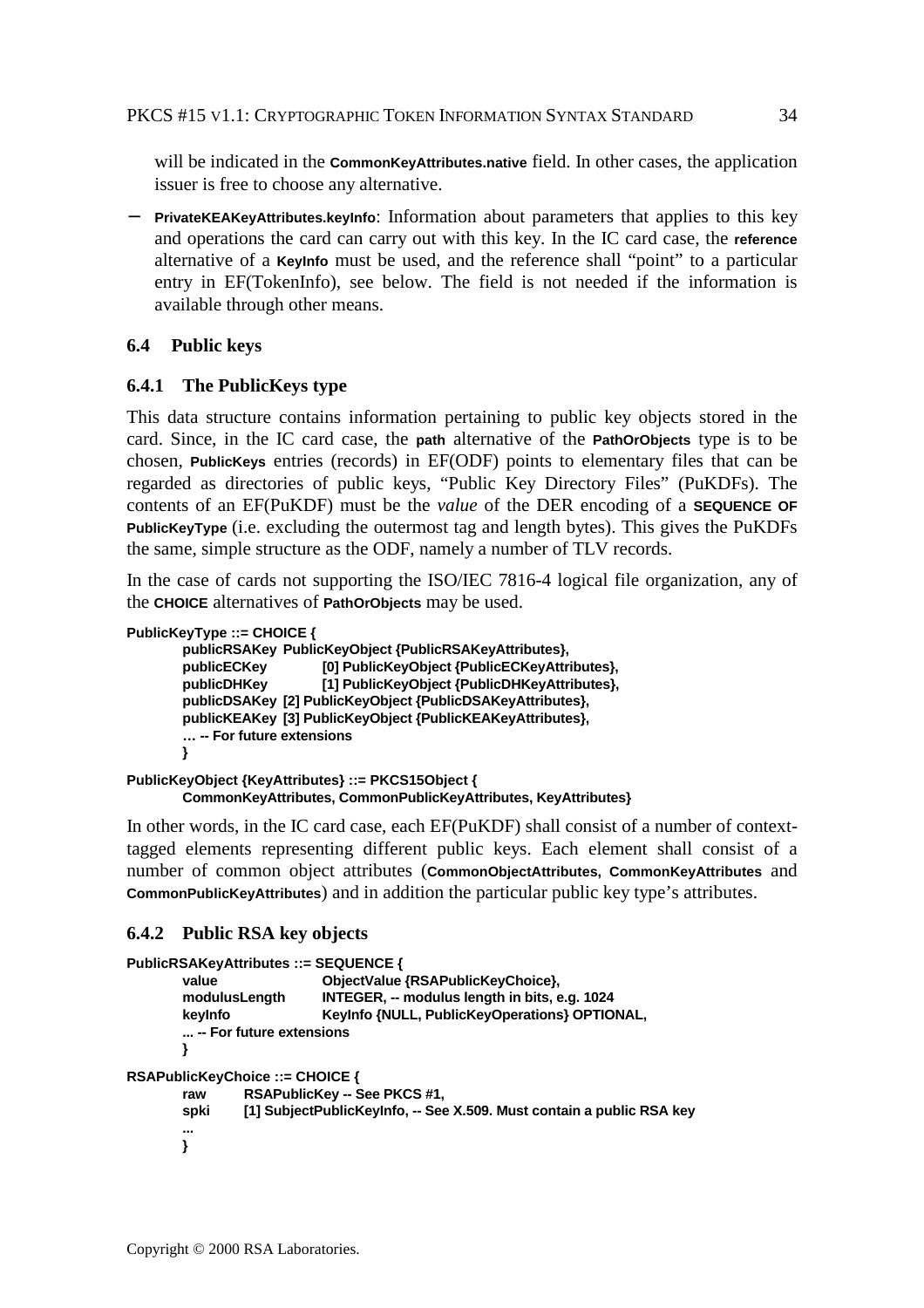will be indicated in the **CommonKeyAttributes.native** field. In other cases, the application issuer is free to choose any alternative.

- **PrivateKEAKeyAttributes.keyInfo**: Information about parameters that applies to this key and operations the card can carry out with this key. In the IC card case, the **reference** alternative of a **KeyInfo** must be used, and the reference shall "point" to a particular entry in EF(TokenInfo), see below. The field is not needed if the information is available through other means.

## 6.4 Public keys

### 6.4.1 The PublicKeys type

This data structure contains information pertaining to public key objects stored in the card. Since, in the IC card case, the **path** alternative of the **PathOrObjects** type is to be chosen, **PublicKeys** entries (records) in EF(ODF) points to elementary files that can be regarded as directories of public keys, "Public Key Directory Files" (PuKDFs). The contents of an EF(PuKDF) must be the *value* of the DER encoding of a **SEQUENCE OF PublicKeyType** (i.e. excluding the outermost tag and length bytes). This gives the PuKDFs the same, simple structure as the ODF, namely a number of TLV records.

In the case of cards not supporting the ISO/IEC 7816-4 logical file organization, any of the **CHOICE** alternatives of **PathOrObjects** may be used.

```
PublicKeyType ::= CHOICE {
        publicRSAKey  PublicKeyObject {PublicRSAKeyAttributes},
        publicECKey          [0] PublicKeyObject {PublicECKeyAttributes},
        publicDHKey          [1] PublicKeyObject {PublicDHKeyAttributes},
        publicDSAKey  [2] PublicKeyObject {PublicDSAKeyAttributes},
        publicKEAKey  [3] PublicKeyObject {PublicKEAKeyAttributes},
        … -- For future extensions
        }

PublicKeyObject {KeyAttributes} ::= PKCS15Object {
        CommonKeyAttributes, CommonPublicKeyAttributes, KeyAttributes}
```

In other words, in the IC card case, each EF(PuKDF) shall consist of a number of context-tagged elements representing different public keys. Each element shall consist of a number of common object attributes (**CommonObjectAttributes, CommonKeyAttributes** and **CommonPublicKeyAttributes**) and in addition the particular public key type's attributes.

### 6.4.2 Public RSA key objects

```
PublicRSAKeyAttributes ::= SEQUENCE {
        value                ObjectValue {RSAPublicKeyChoice},
        modulusLength        INTEGER, -- modulus length in bits, e.g. 1024
        keyInfo              KeyInfo {NULL, PublicKeyOperations} OPTIONAL,
        ... -- For future extensions
        }

RSAPublicKeyChoice ::= CHOICE {
        raw       RSAPublicKey -- See PKCS #1,
        spki      [1] SubjectPublicKeyInfo, -- See X.509. Must contain a public RSA key
        ...
        }
```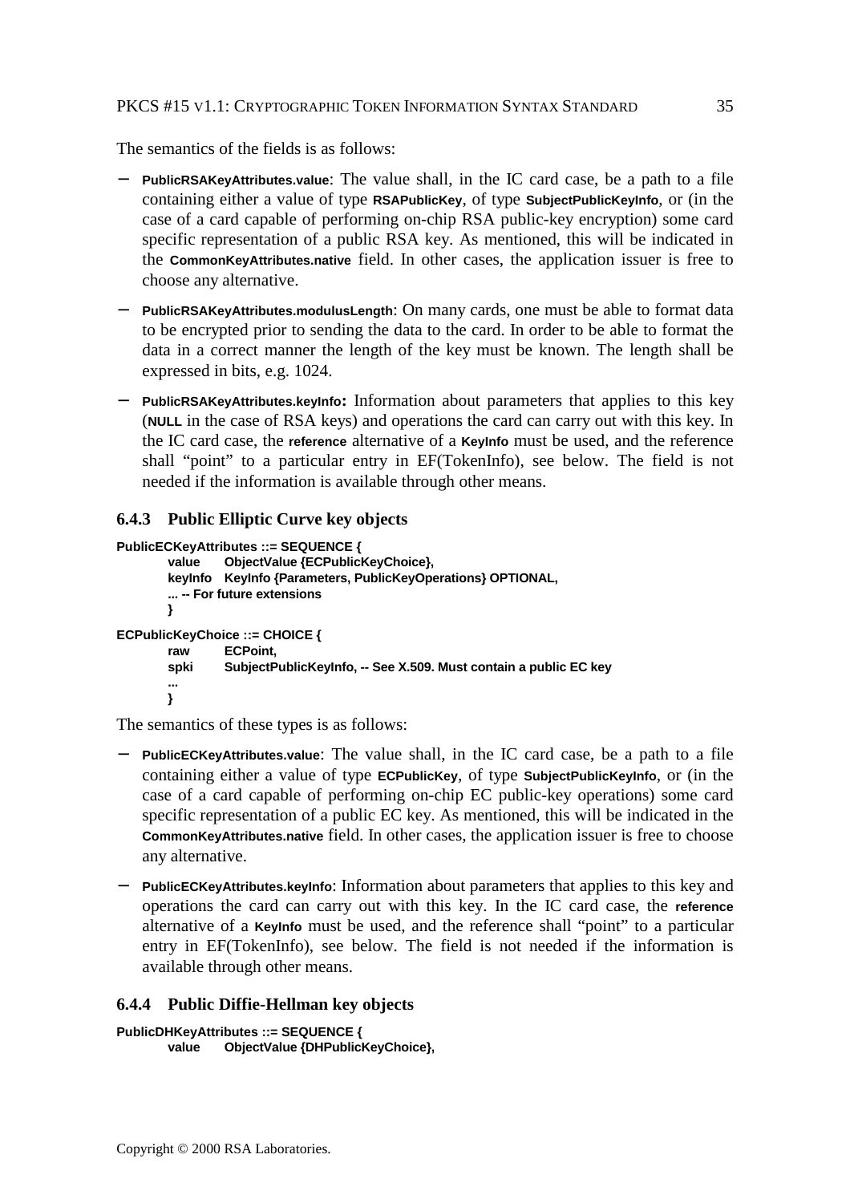The semantics of the fields is as follows:

- **PublicRSAKeyAttributes.value**: The value shall, in the IC card case, be a path to a file containing either a value of type **RSAPublicKey**, of type **SubjectPublicKeyInfo**, or (in the case of a card capable of performing on-chip RSA public-key encryption) some card specific representation of a public RSA key. As mentioned, this will be indicated in the **CommonKeyAttributes.native** field. In other cases, the application issuer is free to choose any alternative.
- **PublicRSAKeyAttributes.modulusLength**: On many cards, one must be able to format data to be encrypted prior to sending the data to the card. In order to be able to format the data in a correct manner the length of the key must be known. The length shall be expressed in bits, e.g. 1024.
- **PublicRSAKeyAttributes.keyInfo**: Information about parameters that applies to this key (**NULL** in the case of RSA keys) and operations the card can carry out with this key. In the IC card case, the **reference** alternative of a **KeyInfo** must be used, and the reference shall "point" to a particular entry in EF(TokenInfo), see below. The field is not needed if the information is available through other means.

### 6.4.3 Public Elliptic Curve key objects

```
PublicECKeyAttributes ::= SEQUENCE {
        value     ObjectValue {ECPublicKeyChoice},
        keyInfo   KeyInfo {Parameters, PublicKeyOperations} OPTIONAL,
        ... -- For future extensions
        }

ECPublicKeyChoice ::= CHOICE {
        raw       ECPoint,
        spki      SubjectPublicKeyInfo, -- See X.509. Must contain a public EC key
        ...
        }
```

The semantics of these types is as follows:

- **PublicECKeyAttributes.value**: The value shall, in the IC card case, be a path to a file containing either a value of type **ECPublicKey**, of type **SubjectPublicKeyInfo**, or (in the case of a card capable of performing on-chip EC public-key operations) some card specific representation of a public EC key. As mentioned, this will be indicated in the **CommonKeyAttributes.native** field. In other cases, the application issuer is free to choose any alternative.
- **PublicECKeyAttributes.keyInfo**: Information about parameters that applies to this key and operations the card can carry out with this key. In the IC card case, the **reference** alternative of a **KeyInfo** must be used, and the reference shall "point" to a particular entry in EF(TokenInfo), see below. The field is not needed if the information is available through other means.

### 6.4.4 Public Diffie-Hellman key objects

```
PublicDHKeyAttributes ::= SEQUENCE {
        value     ObjectValue {DHPublicKeyChoice},
```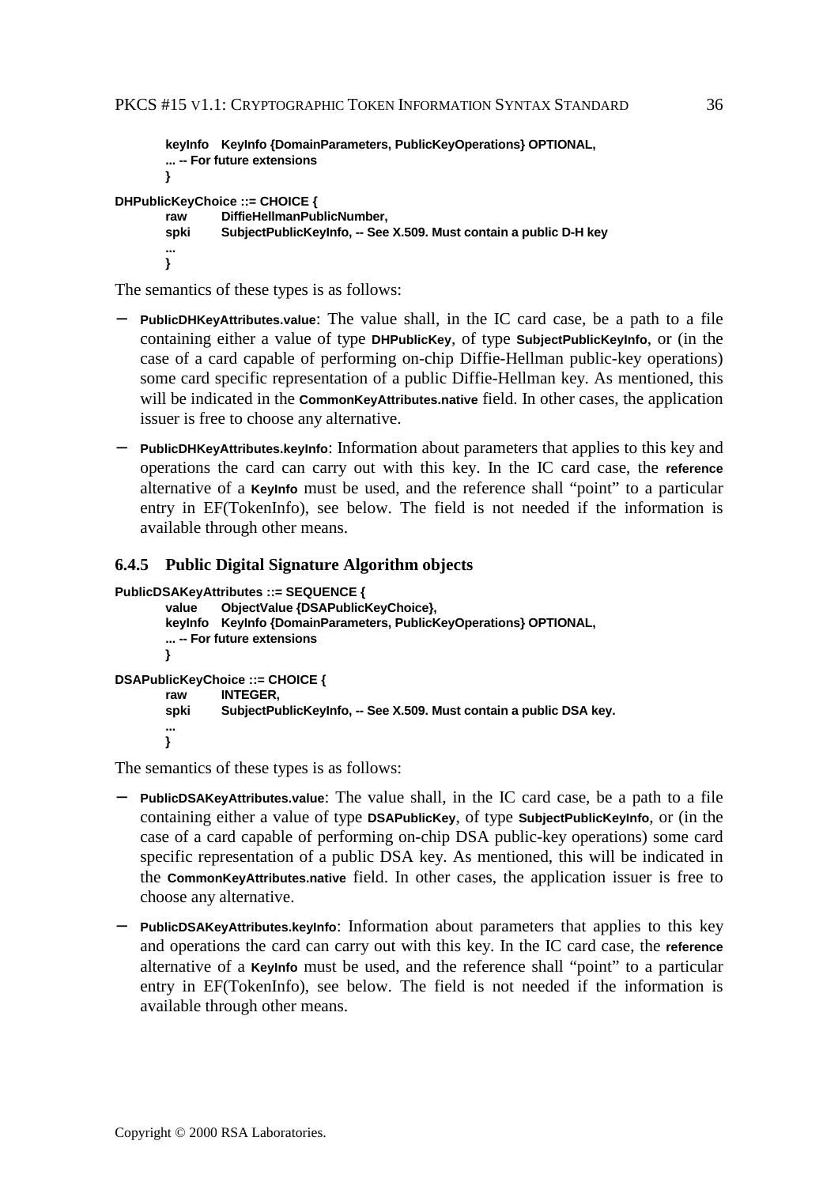```
        keyInfo   KeyInfo {DomainParameters, PublicKeyOperations} OPTIONAL,
        ... -- For future extensions
        }

DHPublicKeyChoice ::= CHOICE {
        raw       DiffieHellmanPublicNumber,
        spki      SubjectPublicKeyInfo, -- See X.509. Must contain a public D-H key
        ...
        }
```

The semantics of these types is as follows:

- **PublicDHKeyAttributes.value**: The value shall, in the IC card case, be a path to a file containing either a value of type **DHPublicKey**, of type **SubjectPublicKeyInfo**, or (in the case of a card capable of performing on-chip Diffie-Hellman public-key operations) some card specific representation of a public Diffie-Hellman key. As mentioned, this will be indicated in the **CommonKeyAttributes.native** field. In other cases, the application issuer is free to choose any alternative.
- **PublicDHKeyAttributes.keyInfo**: Information about parameters that applies to this key and operations the card can carry out with this key. In the IC card case, the **reference** alternative of a **KeyInfo** must be used, and the reference shall "point" to a particular entry in EF(TokenInfo), see below. The field is not needed if the information is available through other means.

### 6.4.5 Public Digital Signature Algorithm objects

```
PublicDSAKeyAttributes ::= SEQUENCE {
        value     ObjectValue {DSAPublicKeyChoice},
        keyInfo   KeyInfo {DomainParameters, PublicKeyOperations} OPTIONAL,
        ... -- For future extensions
        }

DSAPublicKeyChoice ::= CHOICE {
        raw       INTEGER,
        spki      SubjectPublicKeyInfo, -- See X.509. Must contain a public DSA key.
        ...
        }
```

The semantics of these types is as follows:

- **PublicDSAKeyAttributes.value**: The value shall, in the IC card case, be a path to a file containing either a value of type **DSAPublicKey**, of type **SubjectPublicKeyInfo**, or (in the case of a card capable of performing on-chip DSA public-key operations) some card specific representation of a public DSA key. As mentioned, this will be indicated in the **CommonKeyAttributes.native** field. In other cases, the application issuer is free to choose any alternative.
- **PublicDSAKeyAttributes.keyInfo**: Information about parameters that applies to this key and operations the card can carry out with this key. In the IC card case, the **reference** alternative of a **KeyInfo** must be used, and the reference shall "point" to a particular entry in EF(TokenInfo), see below. The field is not needed if the information is available through other means.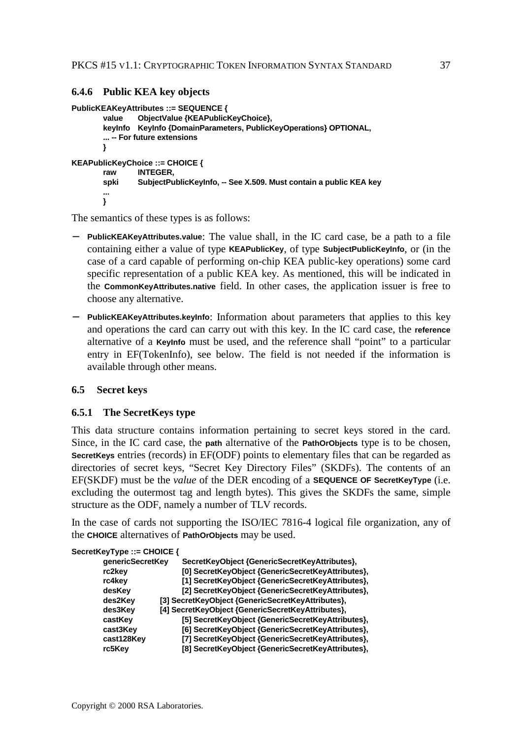### 6.4.6 Public KEA key objects

```
PublicKEAKeyAttributes ::= SEQUENCE {
        value     ObjectValue {KEAPublicKeyChoice},
        keyInfo   KeyInfo {DomainParameters, PublicKeyOperations} OPTIONAL,
        ... -- For future extensions
        }

KEAPublicKeyChoice ::= CHOICE {
        raw       INTEGER,
        spki      SubjectPublicKeyInfo, -- See X.509. Must contain a public KEA key
        ...
        }
```

The semantics of these types is as follows:

- **PublicKEAKeyAttributes.value**: The value shall, in the IC card case, be a path to a file containing either a value of type **KEAPublicKey**, of type **SubjectPublicKeyInfo**, or (in the case of a card capable of performing on-chip KEA public-key operations) some card specific representation of a public KEA key. As mentioned, this will be indicated in the **CommonKeyAttributes.native** field. In other cases, the application issuer is free to choose any alternative.
- **PublicKEAKeyAttributes.keyInfo**: Information about parameters that applies to this key and operations the card can carry out with this key. In the IC card case, the **reference** alternative of a **KeyInfo** must be used, and the reference shall "point" to a particular entry in EF(TokenInfo), see below. The field is not needed if the information is available through other means.

## 6.5 Secret keys

### 6.5.1 The SecretKeys type

This data structure contains information pertaining to secret keys stored in the card. Since, in the IC card case, the **path** alternative of the **PathOrObjects** type is to be chosen, **SecretKeys** entries (records) in EF(ODF) points to elementary files that can be regarded as directories of secret keys, "Secret Key Directory Files" (SKDFs). The contents of an EF(SKDF) must be the *value* of the DER encoding of a **SEQUENCE OF SecretKeyType** (i.e. excluding the outermost tag and length bytes). This gives the SKDFs the same, simple structure as the ODF, namely a number of TLV records.

In the case of cards not supporting the ISO/IEC 7816-4 logical file organization, any of the **CHOICE** alternatives of **PathOrObjects** may be used.

```
SecretKeyType ::= CHOICE {
        genericSecretKey    SecretKeyObject {GenericSecretKeyAttributes},
        rc2key              [0] SecretKeyObject {GenericSecretKeyAttributes},
        rc4key              [1] SecretKeyObject {GenericSecretKeyAttributes},
        desKey              [2] SecretKeyObject {GenericSecretKeyAttributes},
        des2Key       [3] SecretKeyObject {GenericSecretKeyAttributes},
        des3Key       [4] SecretKeyObject {GenericSecretKeyAttributes},
        castKey             [5] SecretKeyObject {GenericSecretKeyAttributes},
        cast3Key            [6] SecretKeyObject {GenericSecretKeyAttributes},
        cast128Key          [7] SecretKeyObject {GenericSecretKeyAttributes},
        rc5Key              [8] SecretKeyObject {GenericSecretKeyAttributes},
```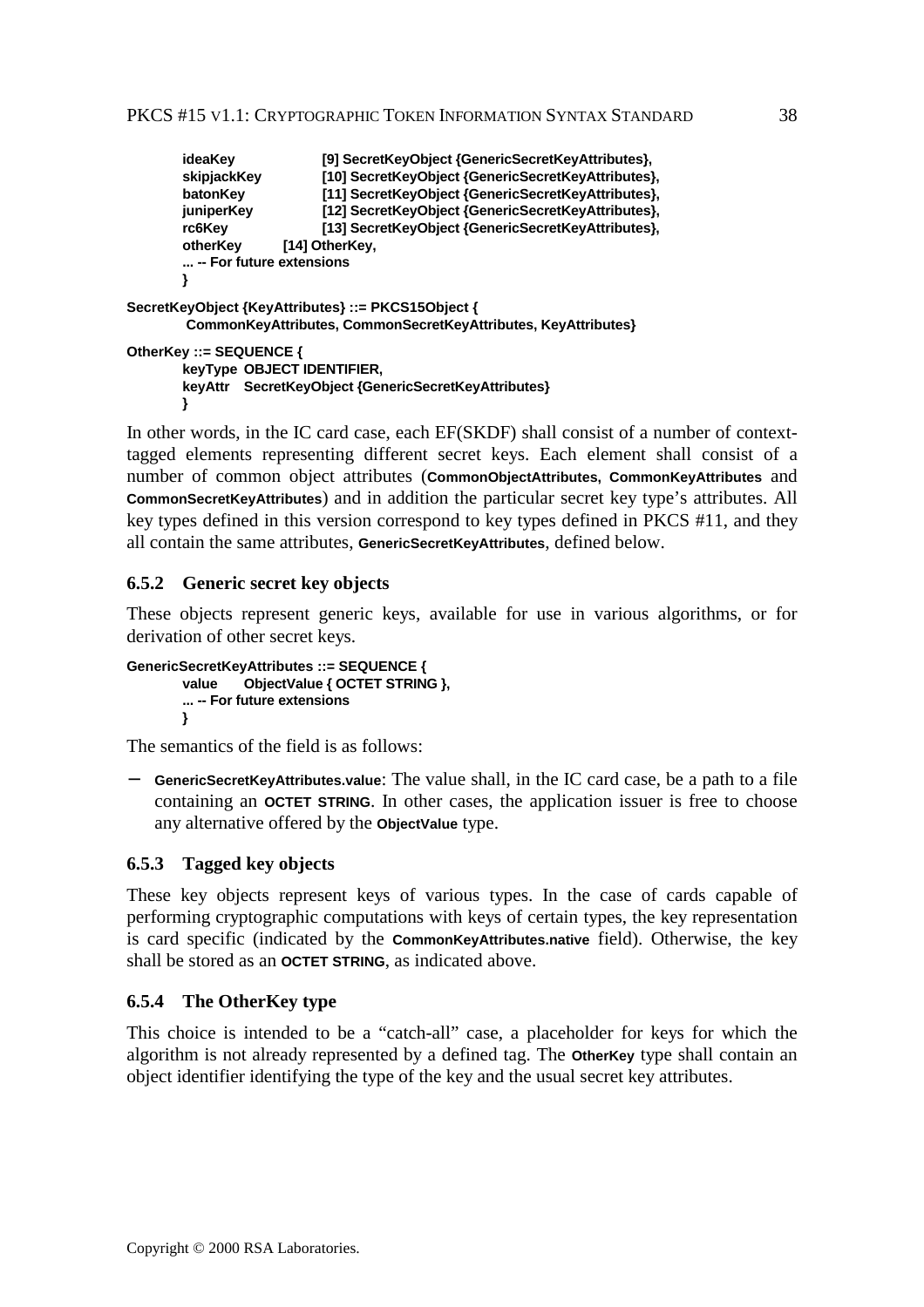```
        ideaKey             [9] SecretKeyObject {GenericSecretKeyAttributes},
        skipjackKey         [10] SecretKeyObject {GenericSecretKeyAttributes},
        batonKey            [11] SecretKeyObject {GenericSecretKeyAttributes},
        juniperKey          [12] SecretKeyObject {GenericSecretKeyAttributes},
        rc6Key              [13] SecretKeyObject {GenericSecretKeyAttributes},
        otherKey      [14] OtherKey,
        ... -- For future extensions
        }

SecretKeyObject {KeyAttributes} ::= PKCS15Object {
         CommonKeyAttributes, CommonSecretKeyAttributes, KeyAttributes}

OtherKey ::= SEQUENCE {
        keyType  OBJECT IDENTIFIER,
        keyAttr   SecretKeyObject {GenericSecretKeyAttributes}
        }
```

In other words, in the IC card case, each EF(SKDF) shall consist of a number of context-tagged elements representing different secret keys. Each element shall consist of a number of common object attributes (**CommonObjectAttributes, CommonKeyAttributes** and **CommonSecretKeyAttributes**) and in addition the particular secret key type's attributes. All key types defined in this version correspond to key types defined in PKCS #11, and they all contain the same attributes, **GenericSecretKeyAttributes**, defined below.

### 6.5.2 Generic secret key objects

These objects represent generic keys, available for use in various algorithms, or for derivation of other secret keys.

```
GenericSecretKeyAttributes ::= SEQUENCE {
        value       ObjectValue { OCTET STRING },
        ... -- For future extensions
        }
```

The semantics of the field is as follows:

− **GenericSecretKeyAttributes.value**: The value shall, in the IC card case, be a path to a file containing an **OCTET STRING**. In other cases, the application issuer is free to choose any alternative offered by the **ObjectValue** type.

### 6.5.3 Tagged key objects

These key objects represent keys of various types. In the case of cards capable of performing cryptographic computations with keys of certain types, the key representation is card specific (indicated by the **CommonKeyAttributes.native** field). Otherwise, the key shall be stored as an **OCTET STRING**, as indicated above.

### 6.5.4 The OtherKey type

This choice is intended to be a "catch-all" case, a placeholder for keys for which the algorithm is not already represented by a defined tag. The **OtherKey** type shall contain an object identifier identifying the type of the key and the usual secret key attributes.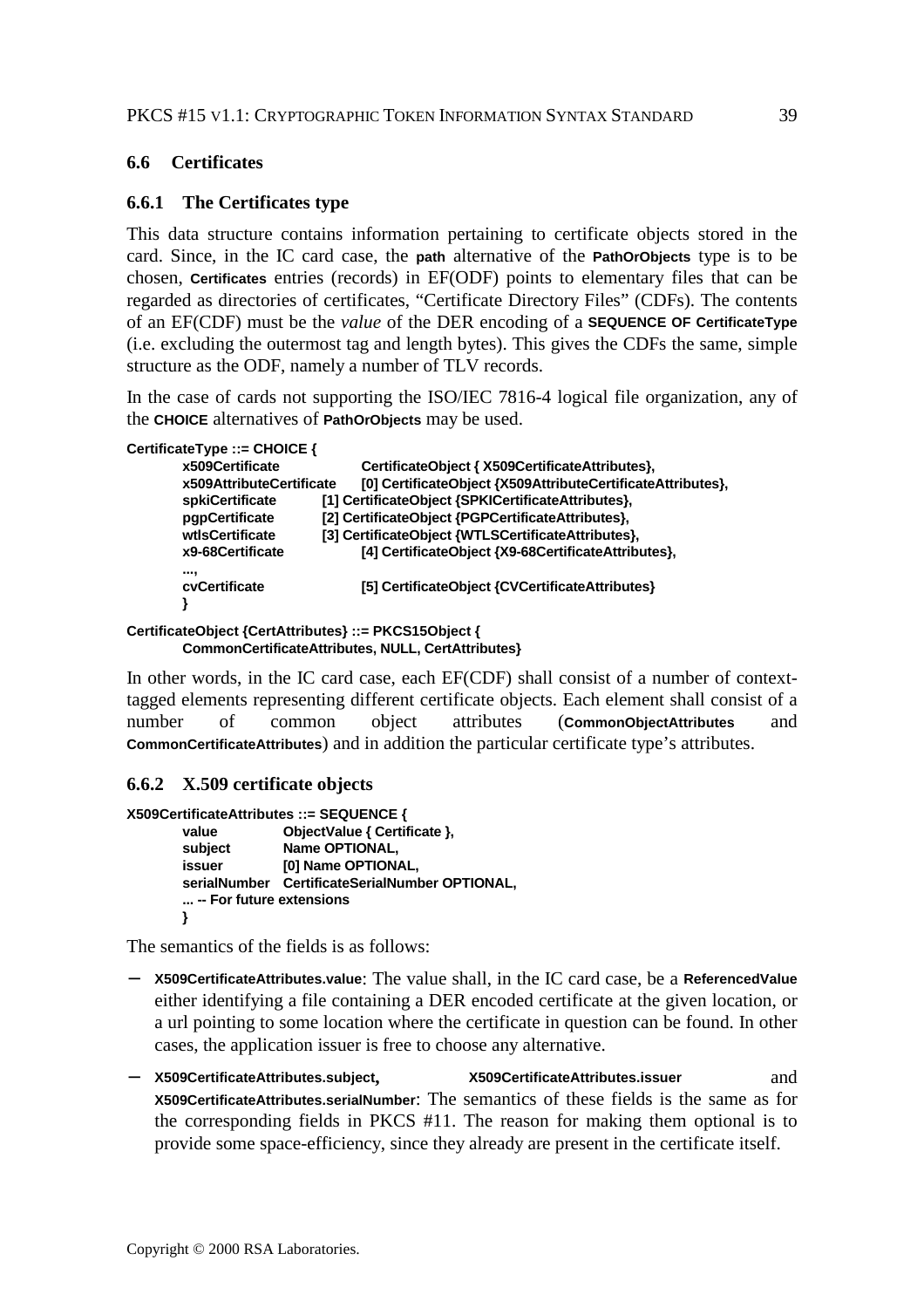## 6.6 Certificates

### 6.6.1 The Certificates type

This data structure contains information pertaining to certificate objects stored in the card. Since, in the IC card case, the **path** alternative of the **PathOrObjects** type is to be chosen, **Certificates** entries (records) in EF(ODF) points to elementary files that can be regarded as directories of certificates, "Certificate Directory Files" (CDFs). The contents of an EF(CDF) must be the *value* of the DER encoding of a **SEQUENCE OF CertificateType** (i.e. excluding the outermost tag and length bytes). This gives the CDFs the same, simple structure as the ODF, namely a number of TLV records.

In the case of cards not supporting the ISO/IEC 7816-4 logical file organization, any of the **CHOICE** alternatives of **PathOrObjects** may be used.

```
CertificateType ::= CHOICE {
        x509Certificate             CertificateObject { X509CertificateAttributes},
        x509AttributeCertificate    [0] CertificateObject {X509AttributeCertificateAttributes},
        spkiCertificate         [1] CertificateObject {SPKICertificateAttributes},
        pgpCertificate          [2] CertificateObject {PGPCertificateAttributes},
        wtlsCertificate         [3] CertificateObject {WTLSCertificateAttributes},
        x9-68Certificate            [4] CertificateObject {X9-68CertificateAttributes},
        ...,
        cvCertificate               [5] CertificateObject {CVCertificateAttributes}
        }

CertificateObject {CertAttributes} ::= PKCS15Object {
        CommonCertificateAttributes, NULL, CertAttributes}
```

In other words, in the IC card case, each EF(CDF) shall consist of a number of context-tagged elements representing different certificate objects. Each element shall consist of a number of common object attributes (**CommonObjectAttributes** and **CommonCertificateAttributes**) and in addition the particular certificate type's attributes.

### 6.6.2 X.509 certificate objects

```
X509CertificateAttributes ::= SEQUENCE {
        value           ObjectValue { Certificate },
        subject         Name OPTIONAL,
        issuer          [0] Name OPTIONAL,
        serialNumber    CertificateSerialNumber OPTIONAL,
        ... -- For future extensions
        }
```

The semantics of the fields is as follows:

- **X509CertificateAttributes.value**: The value shall, in the IC card case, be a **ReferencedValue** either identifying a file containing a DER encoded certificate at the given location, or a url pointing to some location where the certificate in question can be found. In other cases, the application issuer is free to choose any alternative.
- **X509CertificateAttributes.subject**, **X509CertificateAttributes.issuer** and **X509CertificateAttributes.serialNumber**: The semantics of these fields is the same as for the corresponding fields in PKCS #11. The reason for making them optional is to provide some space-efficiency, since they already are present in the certificate itself.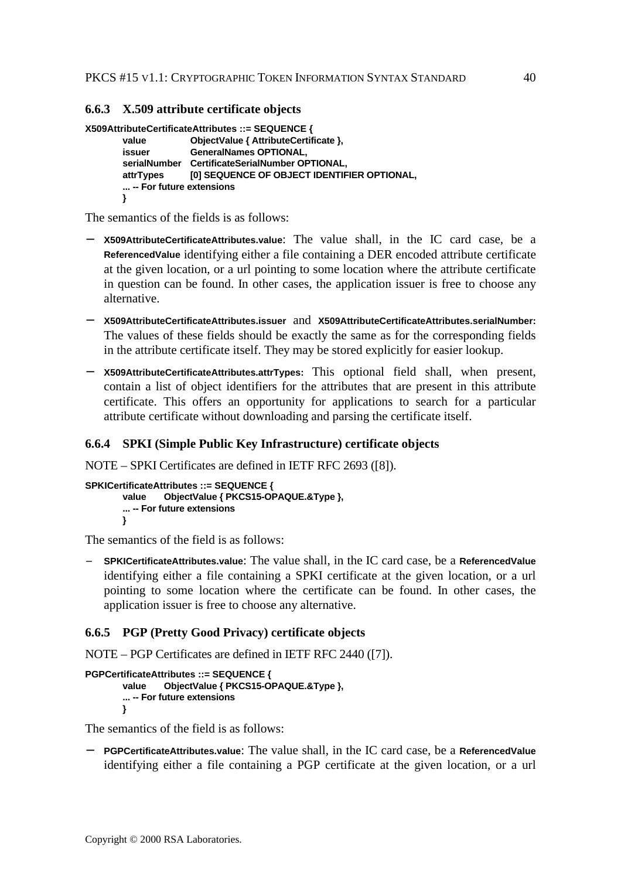### 6.6.3 X.509 attribute certificate objects

```
X509AttributeCertificateAttributes ::= SEQUENCE {
        value           ObjectValue { AttributeCertificate },
        issuer          GeneralNames OPTIONAL,
        serialNumber    CertificateSerialNumber OPTIONAL,
        attrTypes       [0] SEQUENCE OF OBJECT IDENTIFIER OPTIONAL,
        ... -- For future extensions
        }
```

The semantics of the fields is as follows:

- **X509AttributeCertificateAttributes.value**: The value shall, in the IC card case, be a **ReferencedValue** identifying either a file containing a DER encoded attribute certificate at the given location, or a url pointing to some location where the attribute certificate in question can be found. In other cases, the application issuer is free to choose any alternative.
- **X509AttributeCertificateAttributes.issuer** and **X509AttributeCertificateAttributes.serialNumber:** The values of these fields should be exactly the same as for the corresponding fields in the attribute certificate itself. They may be stored explicitly for easier lookup.
- **X509AttributeCertificateAttributes.attrTypes:** This optional field shall, when present, contain a list of object identifiers for the attributes that are present in this attribute certificate. This offers an opportunity for applications to search for a particular attribute certificate without downloading and parsing the certificate itself.

### 6.6.4 SPKI (Simple Public Key Infrastructure) certificate objects

NOTE – SPKI Certificates are defined in IETF RFC 2693 ([8]).

```
SPKICertificateAttributes ::= SEQUENCE {
        value       ObjectValue { PKCS15-OPAQUE.&Type },
        ... -- For future extensions
        }
```

The semantics of the field is as follows:

- **SPKICertificateAttributes.value**: The value shall, in the IC card case, be a **ReferencedValue** identifying either a file containing a SPKI certificate at the given location, or a url pointing to some location where the certificate can be found. In other cases, the application issuer is free to choose any alternative.

### 6.6.5 PGP (Pretty Good Privacy) certificate objects

NOTE – PGP Certificates are defined in IETF RFC 2440 ([7]).

```
PGPCertificateAttributes ::= SEQUENCE {
        value       ObjectValue { PKCS15-OPAQUE.&Type },
        ... -- For future extensions
        }
```

The semantics of the field is as follows:

- **PGPCertificateAttributes.value**: The value shall, in the IC card case, be a **ReferencedValue** identifying either a file containing a PGP certificate at the given location, or a url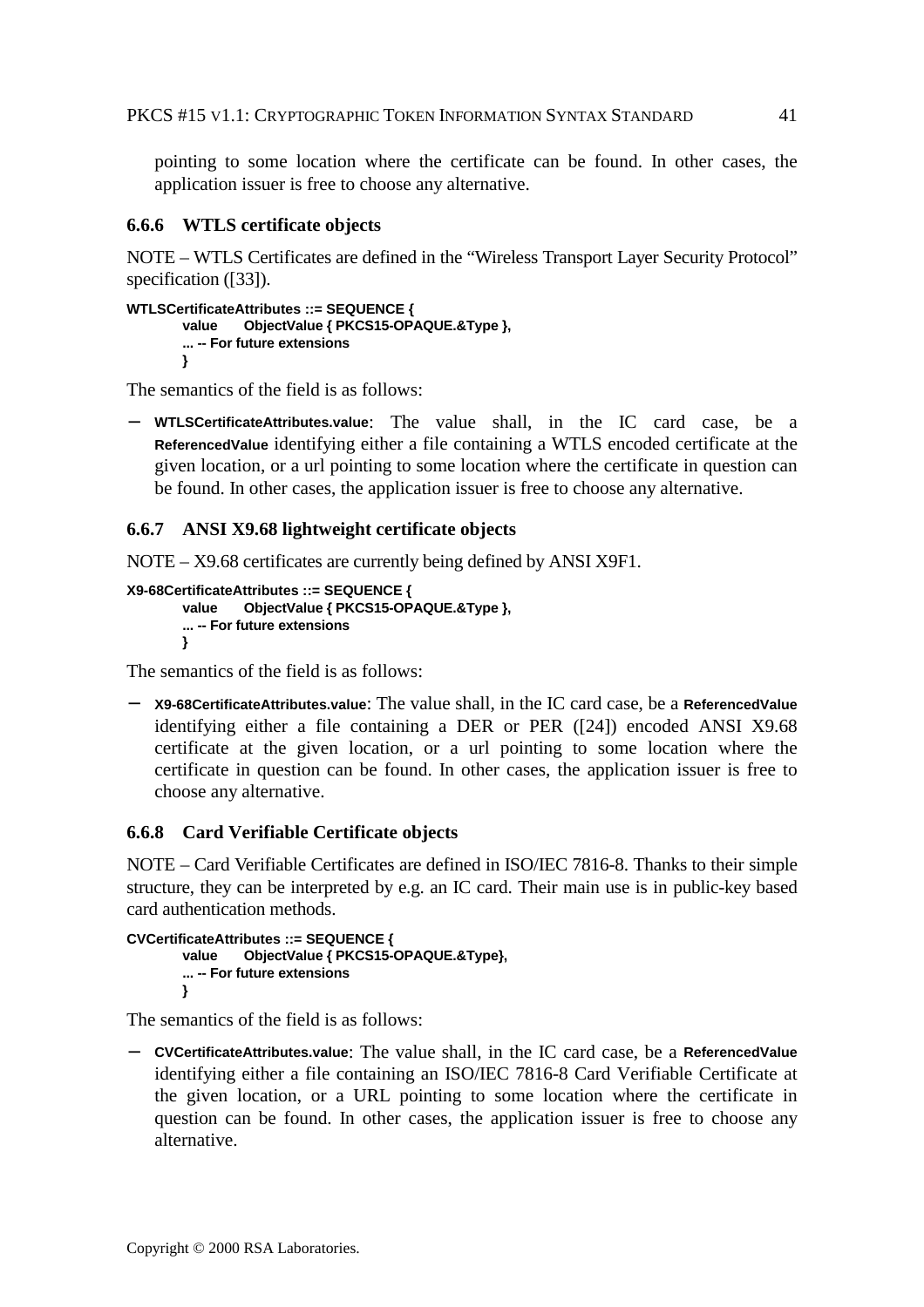pointing to some location where the certificate can be found. In other cases, the application issuer is free to choose any alternative.

### 6.6.6 WTLS certificate objects

NOTE – WTLS Certificates are defined in the "Wireless Transport Layer Security Protocol" specification ([33]).

```
WTLSCertificateAttributes ::= SEQUENCE {
        value      ObjectValue { PKCS15-OPAQUE.&Type },
        ... -- For future extensions
        }
```

The semantics of the field is as follows:

- **WTLSCertificateAttributes.value**: The value shall, in the IC card case, be a **ReferencedValue** identifying either a file containing a WTLS encoded certificate at the given location, or a url pointing to some location where the certificate in question can be found. In other cases, the application issuer is free to choose any alternative.

### 6.6.7 ANSI X9.68 lightweight certificate objects

NOTE – X9.68 certificates are currently being defined by ANSI X9F1.

```
X9-68CertificateAttributes ::= SEQUENCE {
        value      ObjectValue { PKCS15-OPAQUE.&Type },
        ... -- For future extensions
        }
```

The semantics of the field is as follows:

- **X9-68CertificateAttributes.value**: The value shall, in the IC card case, be a **ReferencedValue** identifying either a file containing a DER or PER ([24]) encoded ANSI X9.68 certificate at the given location, or a url pointing to some location where the certificate in question can be found. In other cases, the application issuer is free to choose any alternative.

### 6.6.8 Card Verifiable Certificate objects

NOTE – Card Verifiable Certificates are defined in ISO/IEC 7816-8. Thanks to their simple structure, they can be interpreted by e.g. an IC card. Their main use is in public-key based card authentication methods.

```
CVCertificateAttributes ::= SEQUENCE {
        value      ObjectValue { PKCS15-OPAQUE.&Type},
        ... -- For future extensions
        }
```

The semantics of the field is as follows:

- **CVCertificateAttributes.value**: The value shall, in the IC card case, be a **ReferencedValue** identifying either a file containing an ISO/IEC 7816-8 Card Verifiable Certificate at the given location, or a URL pointing to some location where the certificate in question can be found. In other cases, the application issuer is free to choose any alternative.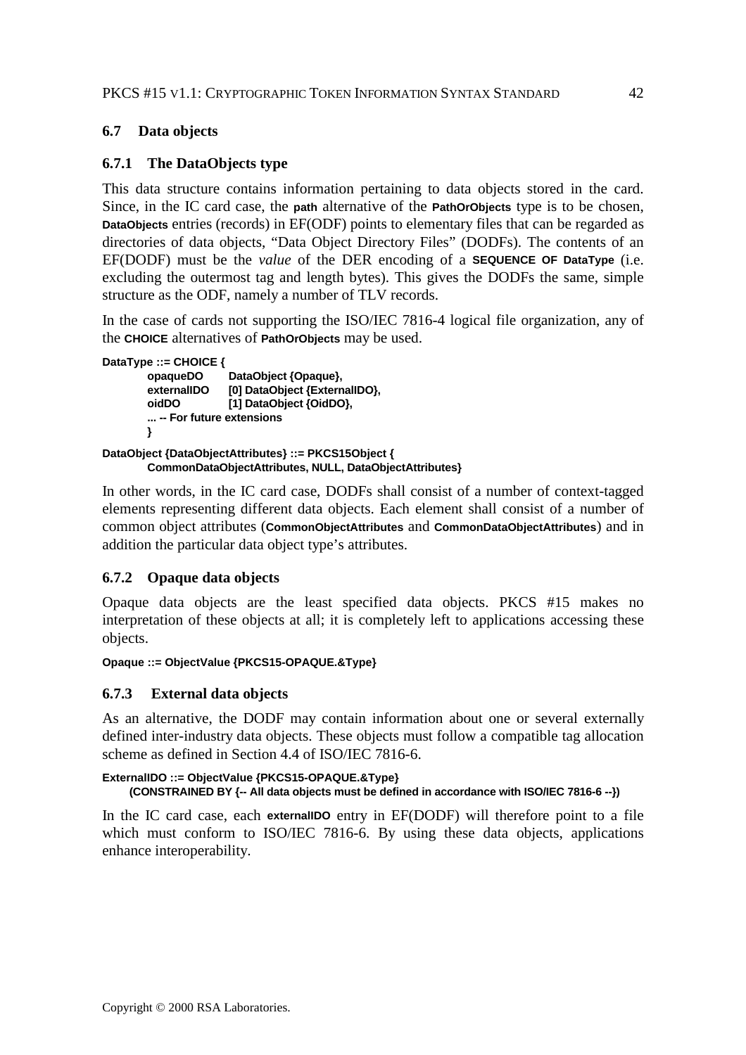## 6.7 Data objects

### 6.7.1 The DataObjects type

This data structure contains information pertaining to data objects stored in the card. Since, in the IC card case, the **path** alternative of the **PathOrObjects** type is to be chosen, **DataObjects** entries (records) in EF(ODF) points to elementary files that can be regarded as directories of data objects, "Data Object Directory Files" (DODFs). The contents of an EF(DODF) must be the *value* of the DER encoding of a **SEQUENCE OF DataType** (i.e. excluding the outermost tag and length bytes). This gives the DODFs the same, simple structure as the ODF, namely a number of TLV records.

In the case of cards not supporting the ISO/IEC 7816-4 logical file organization, any of the **CHOICE** alternatives of **PathOrObjects** may be used.

```
DataType ::= CHOICE {
        opaqueDO        DataObject {Opaque},
        externalIDO     [0] DataObject {ExternalIDO},
        oidDO           [1] DataObject {OidDO},
        ... -- For future extensions
        }

DataObject {DataObjectAttributes} ::= PKCS15Object {
        CommonDataObjectAttributes, NULL, DataObjectAttributes}
```

In other words, in the IC card case, DODFs shall consist of a number of context-tagged elements representing different data objects. Each element shall consist of a number of common object attributes (**CommonObjectAttributes** and **CommonDataObjectAttributes**) and in addition the particular data object type's attributes.

### 6.7.2 Opaque data objects

Opaque data objects are the least specified data objects. PKCS #15 makes no interpretation of these objects at all; it is completely left to applications accessing these objects.

```
Opaque ::= ObjectValue {PKCS15-OPAQUE.&Type}
```

### 6.7.3 External data objects

As an alternative, the DODF may contain information about one or several externally defined inter-industry data objects. These objects must follow a compatible tag allocation scheme as defined in Section 4.4 of ISO/IEC 7816-6.

```
ExternalIDO ::= ObjectValue {PKCS15-OPAQUE.&Type}
    (CONSTRAINED BY {-- All data objects must be defined in accordance with ISO/IEC 7816-6 --})
```

In the IC card case, each **externalIDO** entry in EF(DODF) will therefore point to a file which must conform to ISO/IEC 7816-6. By using these data objects, applications enhance interoperability.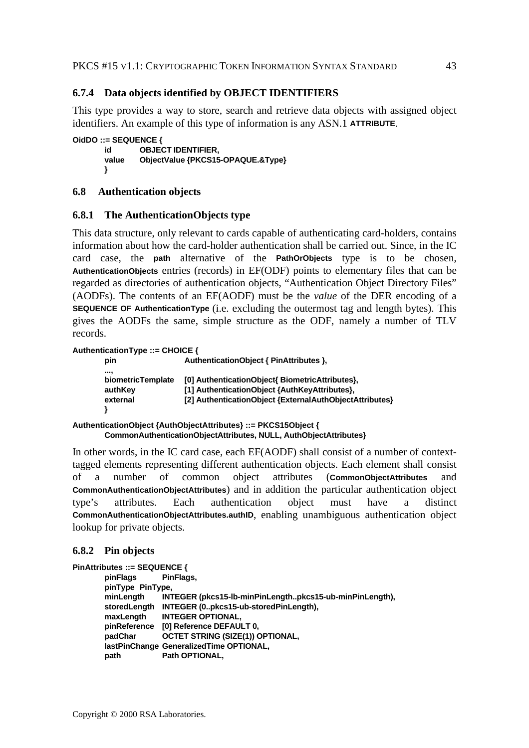### 6.7.4 Data objects identified by OBJECT IDENTIFIERS

This type provides a way to store, search and retrieve data objects with assigned object identifiers. An example of this type of information is any ASN.1 **ATTRIBUTE**.

```
OidDO ::= SEQUENCE {
        id      OBJECT IDENTIFIER,
        value   ObjectValue {PKCS15-OPAQUE.&Type}
        }
```

## 6.8 Authentication objects

### 6.8.1 The AuthenticationObjects type

This data structure, only relevant to cards capable of authenticating card-holders, contains information about how the card-holder authentication shall be carried out. Since, in the IC card case, the **path** alternative of the **PathOrObjects** type is to be chosen, **AuthenticationObjects** entries (records) in EF(ODF) points to elementary files that can be regarded as directories of authentication objects, "Authentication Object Directory Files" (AODFs). The contents of an EF(AODF) must be the *value* of the DER encoding of a **SEQUENCE OF AuthenticationType** (i.e. excluding the outermost tag and length bytes). This gives the AODFs the same, simple structure as the ODF, namely a number of TLV records.

```
AuthenticationType ::= CHOICE {
        pin                 AuthenticationObject { PinAttributes },
        ...,
        biometricTemplate   [0] AuthenticationObject{ BiometricAttributes},
        authKey             [1] AuthenticationObject {AuthKeyAttributes},
        external            [2] AuthenticationObject {ExternalAuthObjectAttributes}
        }

AuthenticationObject {AuthObjectAttributes} ::= PKCS15Object {
        CommonAuthenticationObjectAttributes, NULL, AuthObjectAttributes}
```

In other words, in the IC card case, each EF(AODF) shall consist of a number of context-tagged elements representing different authentication objects. Each element shall consist of a number of common object attributes (**CommonObjectAttributes** and **CommonAuthenticationObjectAttributes**) and in addition the particular authentication object type's attributes. Each authentication object must have a distinct **CommonAuthenticationObjectAttributes.authID**, enabling unambiguous authentication object lookup for private objects.

### 6.8.2 Pin objects

```
PinAttributes ::= SEQUENCE {
        pinFlags        PinFlags,
        pinType  PinType,
        minLength       INTEGER (pkcs15-lb-minPinLength..pkcs15-ub-minPinLength),
        storedLength    INTEGER (0..pkcs15-ub-storedPinLength),
        maxLength       INTEGER OPTIONAL,
        pinReference    [0] Reference DEFAULT 0,
        padChar         OCTET STRING (SIZE(1)) OPTIONAL,
        lastPinChange GeneralizedTime OPTIONAL,
        path            Path OPTIONAL,
```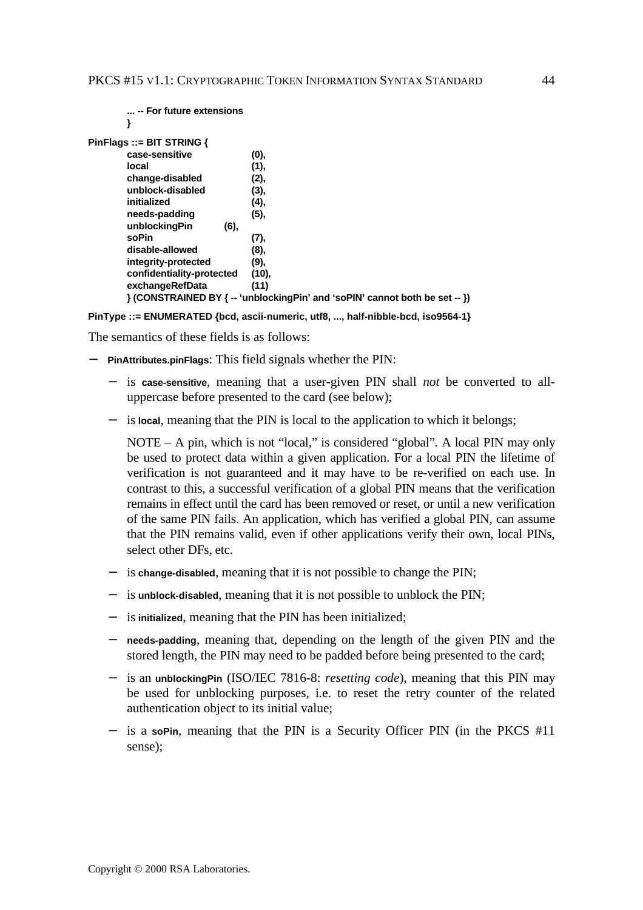```
    ... -- For future extensions
    }

PinFlags ::= BIT STRING {
    case-sensitive              (0),
    local                       (1),
    change-disabled             (2),
    unblock-disabled            (3),
    initialized                 (4),
    needs-padding               (5),
    unblockingPin          (6),
    soPin                       (7),
    disable-allowed             (8),
    integrity-protected         (9),
    confidentiality-protected   (10),
    exchangeRefData             (11)
    } (CONSTRAINED BY { -- 'unblockingPin' and 'soPIN' cannot both be set -- })

PinType ::= ENUMERATED {bcd, ascii-numeric, utf8, ..., half-nibble-bcd, iso9564-1}
```

The semantics of these fields is as follows:

- **PinAttributes.pinFlags**: This field signals whether the PIN:
  - is **case-sensitive**, meaning that a user-given PIN shall *not* be converted to all-uppercase before presented to the card (see below);
  - is **local**, meaning that the PIN is local to the application to which it belongs;

    NOTE – A pin, which is not "local," is considered "global". A local PIN may only be used to protect data within a given application. For a local PIN the lifetime of verification is not guaranteed and it may have to be re-verified on each use. In contrast to this, a successful verification of a global PIN means that the verification remains in effect until the card has been removed or reset, or until a new verification of the same PIN fails. An application, which has verified a global PIN, can assume that the PIN remains valid, even if other applications verify their own, local PINs, select other DFs, etc.
  - is **change-disabled**, meaning that it is not possible to change the PIN;
  - is **unblock-disabled**, meaning that it is not possible to unblock the PIN;
  - is **initialized**, meaning that the PIN has been initialized;
  - **needs-padding**, meaning that, depending on the length of the given PIN and the stored length, the PIN may need to be padded before being presented to the card;
  - is an **unblockingPin** (ISO/IEC 7816-8: *resetting code*), meaning that this PIN may be used for unblocking purposes, i.e. to reset the retry counter of the related authentication object to its initial value;
  - is a **soPin**, meaning that the PIN is a Security Officer PIN (in the PKCS #11 sense);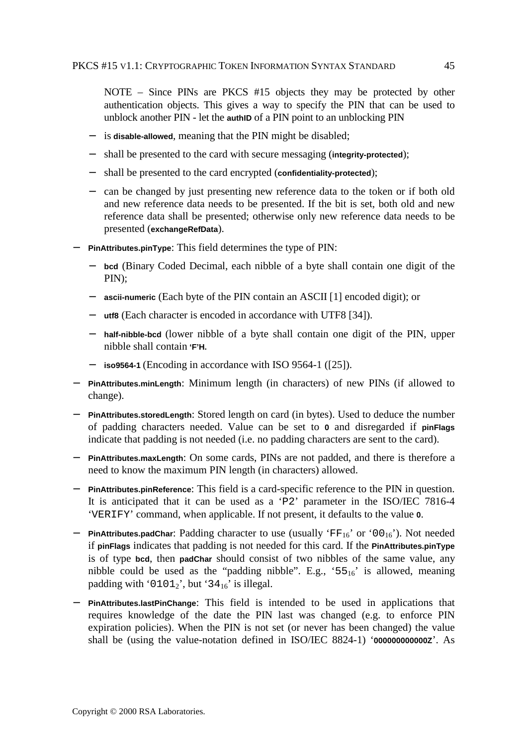NOTE – Since PINs are PKCS #15 objects they may be protected by other authentication objects. This gives a way to specify the PIN that can be used to unblock another PIN - let the **authID** of a PIN point to an unblocking PIN

- is **disable-allowed**, meaning that the PIN might be disabled;
- shall be presented to the card with secure messaging (**integrity-protected**);
- shall be presented to the card encrypted (**confidentiality-protected**);
- can be changed by just presenting new reference data to the token or if both old and new reference data needs to be presented. If the bit is set, both old and new reference data shall be presented; otherwise only new reference data needs to be presented (**exchangeRefData**).

- **PinAttributes.pinType**: This field determines the type of PIN:
  - **bcd** (Binary Coded Decimal, each nibble of a byte shall contain one digit of the PIN);
  - **ascii-numeric** (Each byte of the PIN contain an ASCII [1] encoded digit); or
  - **utf8** (Each character is encoded in accordance with UTF8 [34]).
  - **half-nibble-bcd** (lower nibble of a byte shall contain one digit of the PIN, upper nibble shall contain **'F'H.**
  - **iso9564-1** (Encoding in accordance with ISO 9564-1 ([25]).
- **PinAttributes.minLength**: Minimum length (in characters) of new PINs (if allowed to change).
- **PinAttributes.storedLength**: Stored length on card (in bytes). Used to deduce the number of padding characters needed. Value can be set to **0** and disregarded if **pinFlags** indicate that padding is not needed (i.e. no padding characters are sent to the card).
- **PinAttributes.maxLength**: On some cards, PINs are not padded, and there is therefore a need to know the maximum PIN length (in characters) allowed.
- **PinAttributes.pinReference**: This field is a card-specific reference to the PIN in question. It is anticipated that it can be used as a 'P2' parameter in the ISO/IEC 7816-4 'VERIFY' command, when applicable. If not present, it defaults to the value **0**.
- **PinAttributes.padChar**: Padding character to use (usually '$FF_{16}$' or '$00_{16}$'). Not needed if **pinFlags** indicates that padding is not needed for this card. If the **PinAttributes.pinType** is of type **bcd**, then **padChar** should consist of two nibbles of the same value, any nibble could be used as the "padding nibble". E.g., '$55_{16}$' is allowed, meaning padding with '$0101_2$', but '$34_{16}$' is illegal.
- **PinAttributes.lastPinChange**: This field is intended to be used in applications that requires knowledge of the date the PIN last was changed (e.g. to enforce PIN expiration policies). When the PIN is not set (or never has been changed) the value shall be (using the value-notation defined in ISO/IEC 8824-1) '**000000000000Z**'. As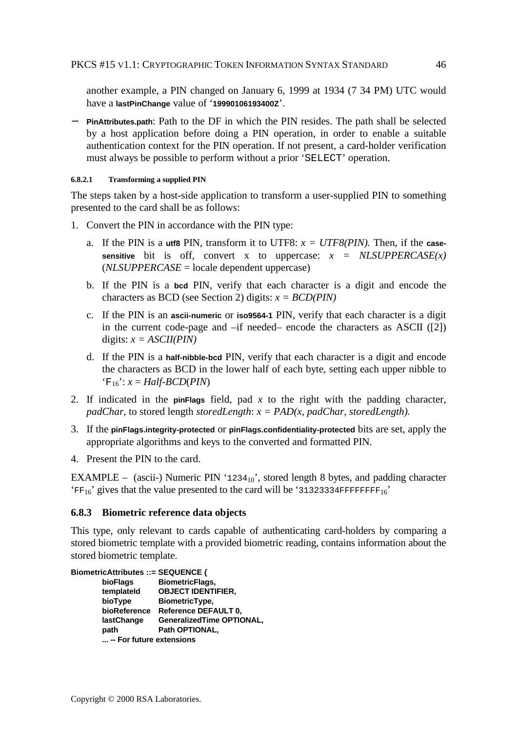another example, a PIN changed on January 6, 1999 at 1934 (7 34 PM) UTC would have a **lastPinChange** value of '**19990106193400Z**'.

− **PinAttributes.path**: Path to the DF in which the PIN resides. The path shall be selected by a host application before doing a PIN operation, in order to enable a suitable authentication context for the PIN operation. If not present, a card-holder verification must always be possible to perform without a prior '`SELECT`' operation.

##### 6.8.2.1 Transforming a supplied PIN

The steps taken by a host-side application to transform a user-supplied PIN to something presented to the card shall be as follows:

1. Convert the PIN in accordance with the PIN type:

   a. If the PIN is a **utf8** PIN, transform it to UTF8: *x = UTF8(PIN).* Then, if the **case-sensitive** bit is off, convert x to uppercase: *x = NLSUPPERCASE(x)* (*NLSUPPERCASE* = locale dependent uppercase)

   b. If the PIN is a **bcd** PIN, verify that each character is a digit and encode the characters as BCD (see Section 2) digits: *x = BCD(PIN)*

   c. If the PIN is an **ascii-numeric** or **iso9564-1** PIN, verify that each character is a digit in the current code-page and –if needed– encode the characters as ASCII ([2]) digits: *x = ASCII(PIN)*

   d. If the PIN is a **half-nibble-bcd** PIN, verify that each character is a digit and encode the characters as BCD in the lower half of each byte, setting each upper nibble to '$F_{16}$': *x* = *Half-BCD*(*PIN*)

2. If indicated in the **pinFlags** field, pad *x* to the right with the padding character, *padChar*, to stored length *storedLength*: *x = PAD(x, padChar, storedLength).*

3. If the **pinFlags.integrity-protected** or **pinFlags.confidentiality-protected** bits are set, apply the appropriate algorithms and keys to the converted and formatted PIN.

4. Present the PIN to the card.

EXAMPLE – (ascii-) Numeric PIN '$1234_{10}$', stored length 8 bytes, and padding character '$FF_{16}$' gives that the value presented to the card will be '$31323334FFFFFFFF_{16}$'

### 6.8.3 Biometric reference data objects

This type, only relevant to cards capable of authenticating card-holders by comparing a stored biometric template with a provided biometric reading, contains information about the stored biometric template.

```
BiometricAttributes ::= SEQUENCE {
        bioFlags        BiometricFlags,
        templateId      OBJECT IDENTIFIER,
        bioType         BiometricType,
        bioReference    Reference DEFAULT 0,
        lastChange      GeneralizedTime OPTIONAL,
        path            Path OPTIONAL,
        ... -- For future extensions
```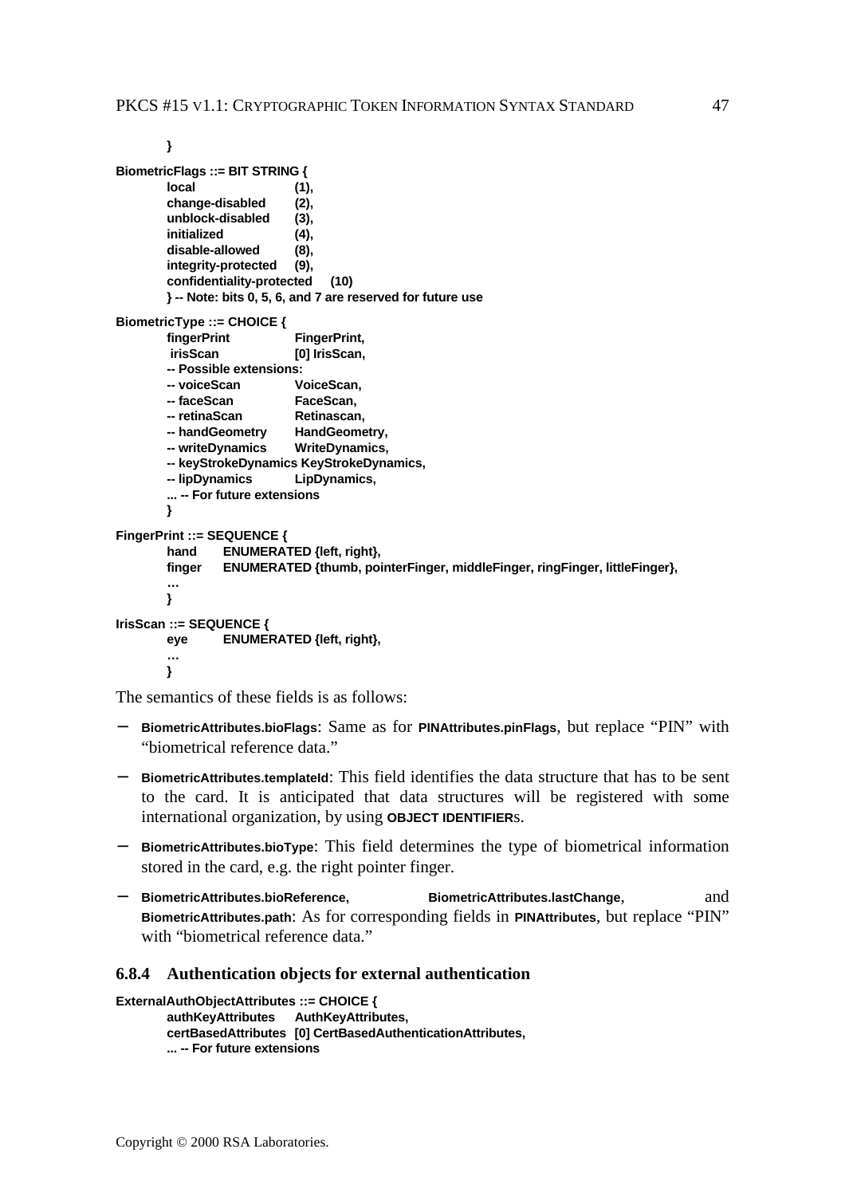```
    }

BiometricFlags ::= BIT STRING {
    local                   (1),
    change-disabled         (2),
    unblock-disabled        (3),
    initialized             (4),
    disable-allowed         (8),
    integrity-protected     (9),
    confidentiality-protected   (10)
    } -- Note: bits 0, 5, 6, and 7 are reserved for future use

BiometricType ::= CHOICE {
    fingerPrint             FingerPrint,
     irisScan               [0] IrisScan,
    -- Possible extensions:
    -- voiceScan            VoiceScan,
    -- faceScan             FaceScan,
    -- retinaScan           Retinascan,
    -- handGeometry         HandGeometry,
    -- writeDynamics        WriteDynamics,
    -- keyStrokeDynamics KeyStrokeDynamics,
    -- lipDynamics          LipDynamics,
    ... -- For future extensions
    }

FingerPrint ::= SEQUENCE {
    hand        ENUMERATED {left, right},
    finger      ENUMERATED {thumb, pointerFinger, middleFinger, ringFinger, littleFinger},
    …
    }

IrisScan ::= SEQUENCE {
    eye         ENUMERATED {left, right},
    …
    }
```

The semantics of these fields is as follows:

- **BiometricAttributes.bioFlags**: Same as for **PINAttributes.pinFlags**, but replace "PIN" with "biometrical reference data."
- **BiometricAttributes.templateId**: This field identifies the data structure that has to be sent to the card. It is anticipated that data structures will be registered with some international organization, by using **OBJECT IDENTIFIER**s.
- **BiometricAttributes.bioType**: This field determines the type of biometrical information stored in the card, e.g. the right pointer finger.
- **BiometricAttributes.bioReference, BiometricAttributes.lastChange,** and **BiometricAttributes.path**: As for corresponding fields in **PINAttributes**, but replace "PIN" with "biometrical reference data."

### 6.8.4 Authentication objects for external authentication

```
ExternalAuthObjectAttributes ::= CHOICE {
    authKeyAttributes       AuthKeyAttributes,
    certBasedAttributes   [0] CertBasedAuthenticationAttributes,
    ... -- For future extensions
```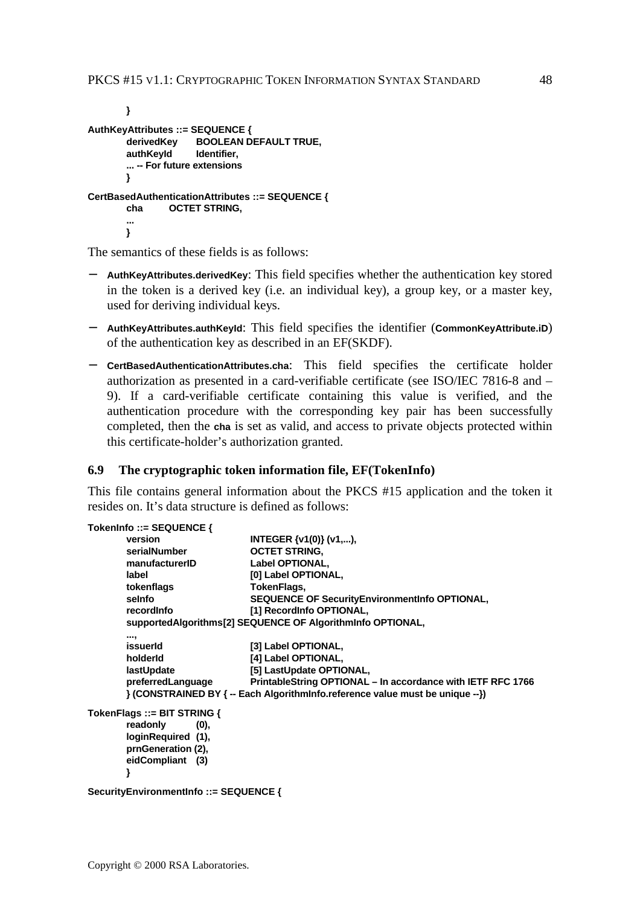```
        }

AuthKeyAttributes ::= SEQUENCE {
        derivedKey      BOOLEAN DEFAULT TRUE,
        authKeyId       Identifier,
        ... -- For future extensions
        }

CertBasedAuthenticationAttributes ::= SEQUENCE {
        cha         OCTET STRING,
        ...
        }
```

The semantics of these fields is as follows:

- **AuthKeyAttributes.derivedKey**: This field specifies whether the authentication key stored in the token is a derived key (i.e. an individual key), a group key, or a master key, used for deriving individual keys.
- **AuthKeyAttributes.authKeyId**: This field specifies the identifier (**CommonKeyAttribute.iD**) of the authentication key as described in an EF(SKDF).
- **CertBasedAuthenticationAttributes.cha**: This field specifies the certificate holder authorization as presented in a card-verifiable certificate (see ISO/IEC 7816-8 and –9). If a card-verifiable certificate containing this value is verified, and the authentication procedure with the corresponding key pair has been successfully completed, then the **cha** is set as valid, and access to private objects protected within this certificate-holder's authorization granted.

### 6.9 The cryptographic token information file, EF(TokenInfo)

This file contains general information about the PKCS #15 application and the token it resides on. It's data structure is defined as follows:

```
TokenInfo ::= SEQUENCE {
        version                 INTEGER {v1(0)} (v1,...),
        serialNumber            OCTET STRING,
        manufacturerID          Label OPTIONAL,
        label                   [0] Label OPTIONAL,
        tokenflags              TokenFlags,
        seInfo                  SEQUENCE OF SecurityEnvironmentInfo OPTIONAL,
        recordInfo              [1] RecordInfo OPTIONAL,
        supportedAlgorithms[2] SEQUENCE OF AlgorithmInfo OPTIONAL,
        ...,
        issuerId                [3] Label OPTIONAL,
        holderId                [4] Label OPTIONAL,
        lastUpdate              [5] LastUpdate OPTIONAL,
        preferredLanguage       PrintableString OPTIONAL – In accordance with IETF RFC 1766
        } (CONSTRAINED BY { -- Each AlgorithmInfo.reference value must be unique --})

TokenFlags ::= BIT STRING {
        readonly        (0),
        loginRequired   (1),
        prnGeneration (2),
        eidCompliant    (3)
        }

SecurityEnvironmentInfo ::= SEQUENCE {
```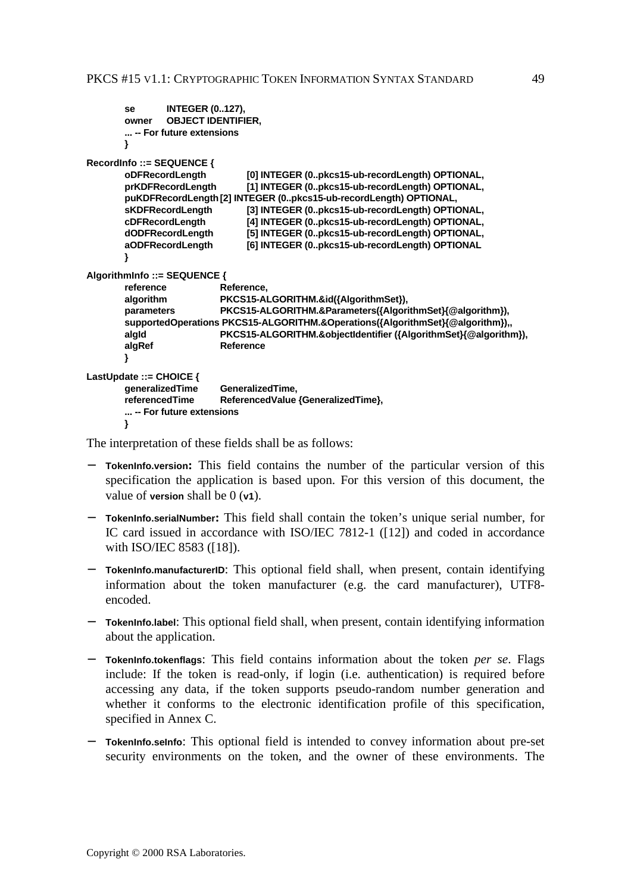```
        se      INTEGER (0..127),
        owner   OBJECT IDENTIFIER,
        ... -- For future extensions
        }

RecordInfo ::= SEQUENCE {
        oDFRecordLength         [0] INTEGER (0..pkcs15-ub-recordLength) OPTIONAL,
        prKDFRecordLength       [1] INTEGER (0..pkcs15-ub-recordLength) OPTIONAL,
        puKDFRecordLength [2] INTEGER (0..pkcs15-ub-recordLength) OPTIONAL,
        sKDFRecordLength        [3] INTEGER (0..pkcs15-ub-recordLength) OPTIONAL,
        cDFRecordLength         [4] INTEGER (0..pkcs15-ub-recordLength) OPTIONAL,
        dODFRecordLength        [5] INTEGER (0..pkcs15-ub-recordLength) OPTIONAL,
        aODFRecordLength        [6] INTEGER (0..pkcs15-ub-recordLength) OPTIONAL
        }

AlgorithmInfo ::= SEQUENCE {
        reference               Reference,
        algorithm               PKCS15-ALGORITHM.&id({AlgorithmSet}),
        parameters              PKCS15-ALGORITHM.&Parameters({AlgorithmSet}{@algorithm}),
        supportedOperations PKCS15-ALGORITHM.&Operations({AlgorithmSet}{@algorithm}),,
        algId                   PKCS15-ALGORITHM.&objectIdentifier ({AlgorithmSet}{@algorithm}),
        algRef                  Reference
        }

LastUpdate ::= CHOICE {
        generalizedTime         GeneralizedTime,
        referencedTime          ReferencedValue {GeneralizedTime},
        ... -- For future extensions
        }
```

The interpretation of these fields shall be as follows:

- **TokenInfo.version:** This field contains the number of the particular version of this specification the application is based upon. For this version of this document, the value of **version** shall be 0 (**v1**).
- **TokenInfo.serialNumber:** This field shall contain the token's unique serial number, for IC card issued in accordance with ISO/IEC 7812-1 ([12]) and coded in accordance with ISO/IEC 8583 ([18]).
- **TokenInfo.manufacturerID**: This optional field shall, when present, contain identifying information about the token manufacturer (e.g. the card manufacturer), UTF8-encoded.
- **TokenInfo.label**: This optional field shall, when present, contain identifying information about the application.
- **TokenInfo.tokenflags**: This field contains information about the token *per se*. Flags include: If the token is read-only, if login (i.e. authentication) is required before accessing any data, if the token supports pseudo-random number generation and whether it conforms to the electronic identification profile of this specification, specified in Annex C.
- **TokenInfo.seInfo**: This optional field is intended to convey information about pre-set security environments on the token, and the owner of these environments. The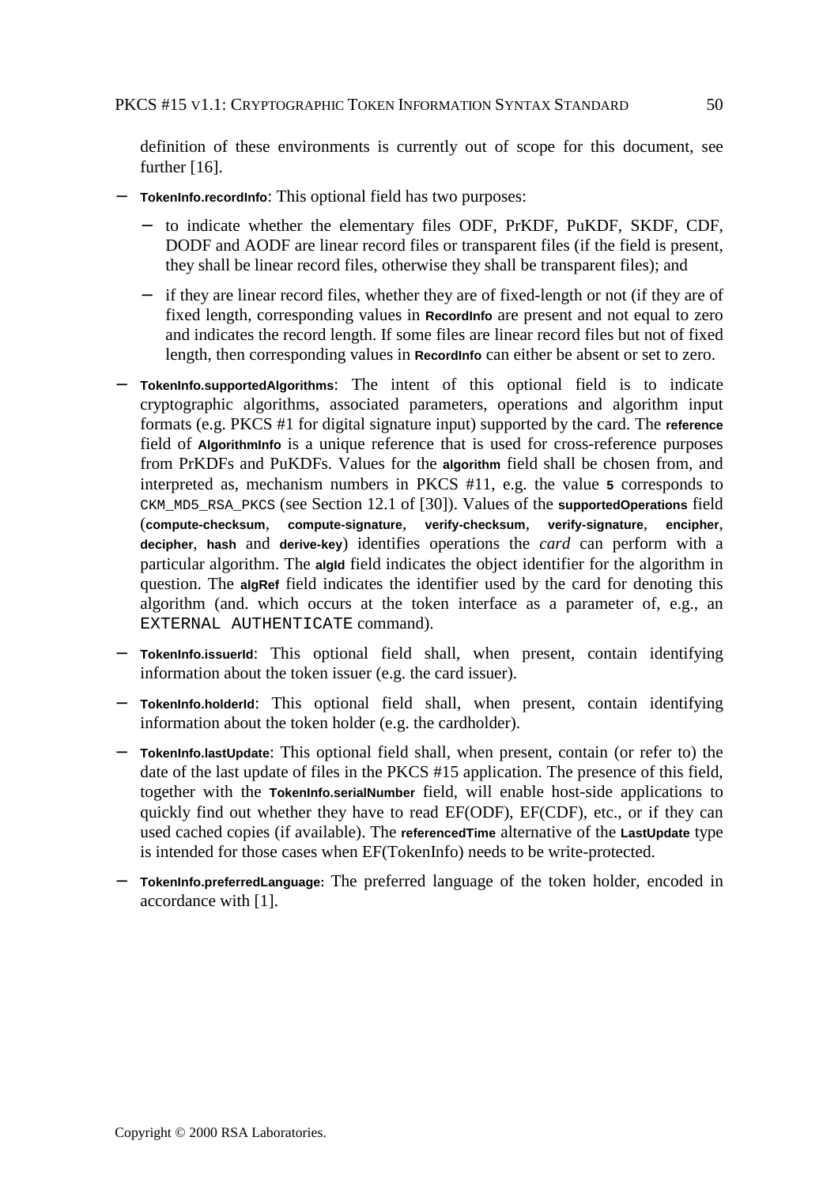definition of these environments is currently out of scope for this document, see further [16].

- **TokenInfo.recordInfo**: This optional field has two purposes:
  - to indicate whether the elementary files ODF, PrKDF, PuKDF, SKDF, CDF, DODF and AODF are linear record files or transparent files (if the field is present, they shall be linear record files, otherwise they shall be transparent files); and
  - if they are linear record files, whether they are of fixed-length or not (if they are of fixed length, corresponding values in **RecordInfo** are present and not equal to zero and indicates the record length. If some files are linear record files but not of fixed length, then corresponding values in **RecordInfo** can either be absent or set to zero.
- **TokenInfo.supportedAlgorithms**: The intent of this optional field is to indicate cryptographic algorithms, associated parameters, operations and algorithm input formats (e.g. PKCS #1 for digital signature input) supported by the card. The **reference** field of **AlgorithmInfo** is a unique reference that is used for cross-reference purposes from PrKDFs and PuKDFs. Values for the **algorithm** field shall be chosen from, and interpreted as, mechanism numbers in PKCS #11, e.g. the value **5** corresponds to `CKM_MD5_RSA_PKCS` (see Section 12.1 of [30]). Values of the **supportedOperations** field (**compute-checksum**, **compute-signature**, **verify-checksum**, **verify-signature**, **encipher**, **decipher**, **hash** and **derive-key**) identifies operations the *card* can perform with a particular algorithm. The **algId** field indicates the object identifier for the algorithm in question. The **algRef** field indicates the identifier used by the card for denoting this algorithm (and. which occurs at the token interface as a parameter of, e.g., an `EXTERNAL AUTHENTICATE` command).
- **TokenInfo.issuerId**: This optional field shall, when present, contain identifying information about the token issuer (e.g. the card issuer).
- **TokenInfo.holderId**: This optional field shall, when present, contain identifying information about the token holder (e.g. the cardholder).
- **TokenInfo.lastUpdate**: This optional field shall, when present, contain (or refer to) the date of the last update of files in the PKCS #15 application. The presence of this field, together with the **TokenInfo.serialNumber** field, will enable host-side applications to quickly find out whether they have to read EF(ODF), EF(CDF), etc., or if they can used cached copies (if available). The **referencedTime** alternative of the **LastUpdate** type is intended for those cases when EF(TokenInfo) needs to be write-protected.
- **TokenInfo.preferredLanguage:** The preferred language of the token holder, encoded in accordance with [1].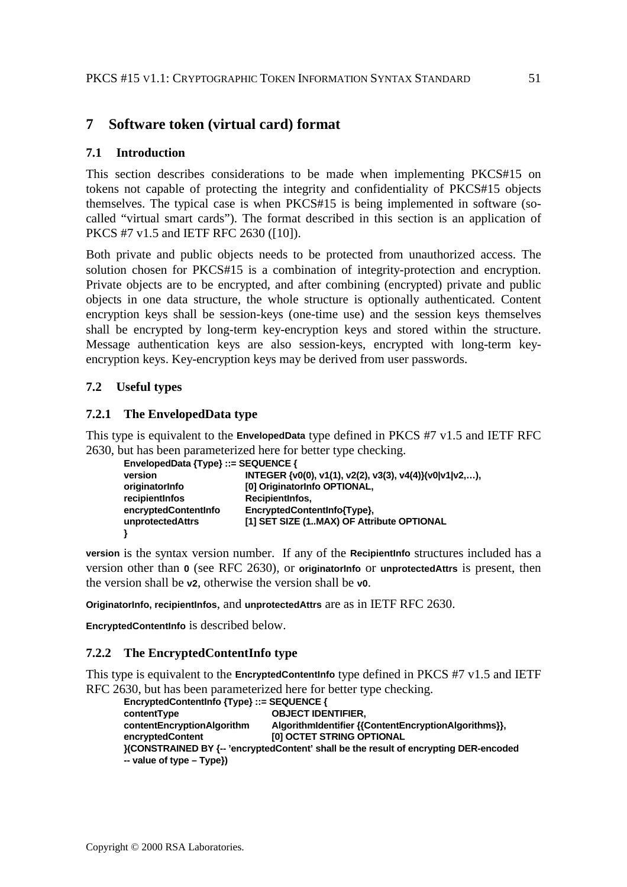# 7 Software token (virtual card) format

## 7.1 Introduction

This section describes considerations to be made when implementing PKCS#15 on tokens not capable of protecting the integrity and confidentiality of PKCS#15 objects themselves. The typical case is when PKCS#15 is being implemented in software (so-called "virtual smart cards"). The format described in this section is an application of PKCS #7 v1.5 and IETF RFC 2630 ([10]).

Both private and public objects needs to be protected from unauthorized access. The solution chosen for PKCS#15 is a combination of integrity-protection and encryption. Private objects are to be encrypted, and after combining (encrypted) private and public objects in one data structure, the whole structure is optionally authenticated. Content encryption keys shall be session-keys (one-time use) and the session keys themselves shall be encrypted by long-term key-encryption keys and stored within the structure. Message authentication keys are also session-keys, encrypted with long-term key-encryption keys. Key-encryption keys may be derived from user passwords.

## 7.2 Useful types

### 7.2.1 The EnvelopedData type

This type is equivalent to the **EnvelopedData** type defined in PKCS #7 v1.5 and IETF RFC 2630, but has been parameterized here for better type checking.

```
EnvelopedData {Type} ::= SEQUENCE {
    version                 INTEGER {v0(0), v1(1), v2(2), v3(3), v4(4)}(v0|v1|v2,…),
    originatorInfo          [0] OriginatorInfo OPTIONAL,
    recipientInfos          RecipientInfos,
    encryptedContentInfo    EncryptedContentInfo{Type},
    unprotectedAttrs        [1] SET SIZE (1..MAX) OF Attribute OPTIONAL
}
```

**version** is the syntax version number. If any of the **RecipientInfo** structures included has a version other than **0** (see RFC 2630), or **originatorInfo** or **unprotectedAttrs** is present, then the version shall be **v2**, otherwise the version shall be **v0**.

**OriginatorInfo, recipientInfos**, and **unprotectedAttrs** are as in IETF RFC 2630.

**EncryptedContentInfo** is described below.

### 7.2.2 The EncryptedContentInfo type

This type is equivalent to the **EncryptedContentInfo** type defined in PKCS #7 v1.5 and IETF RFC 2630, but has been parameterized here for better type checking.

```
EncryptedContentInfo {Type} ::= SEQUENCE {
    contentType                 OBJECT IDENTIFIER,
    contentEncryptionAlgorithm  AlgorithmIdentifier {{ContentEncryptionAlgorithms}},
    encryptedContent            [0] OCTET STRING OPTIONAL
}(CONSTRAINED BY {-- 'encryptedContent' shall be the result of encrypting DER-encoded
-- value of type – Type})
```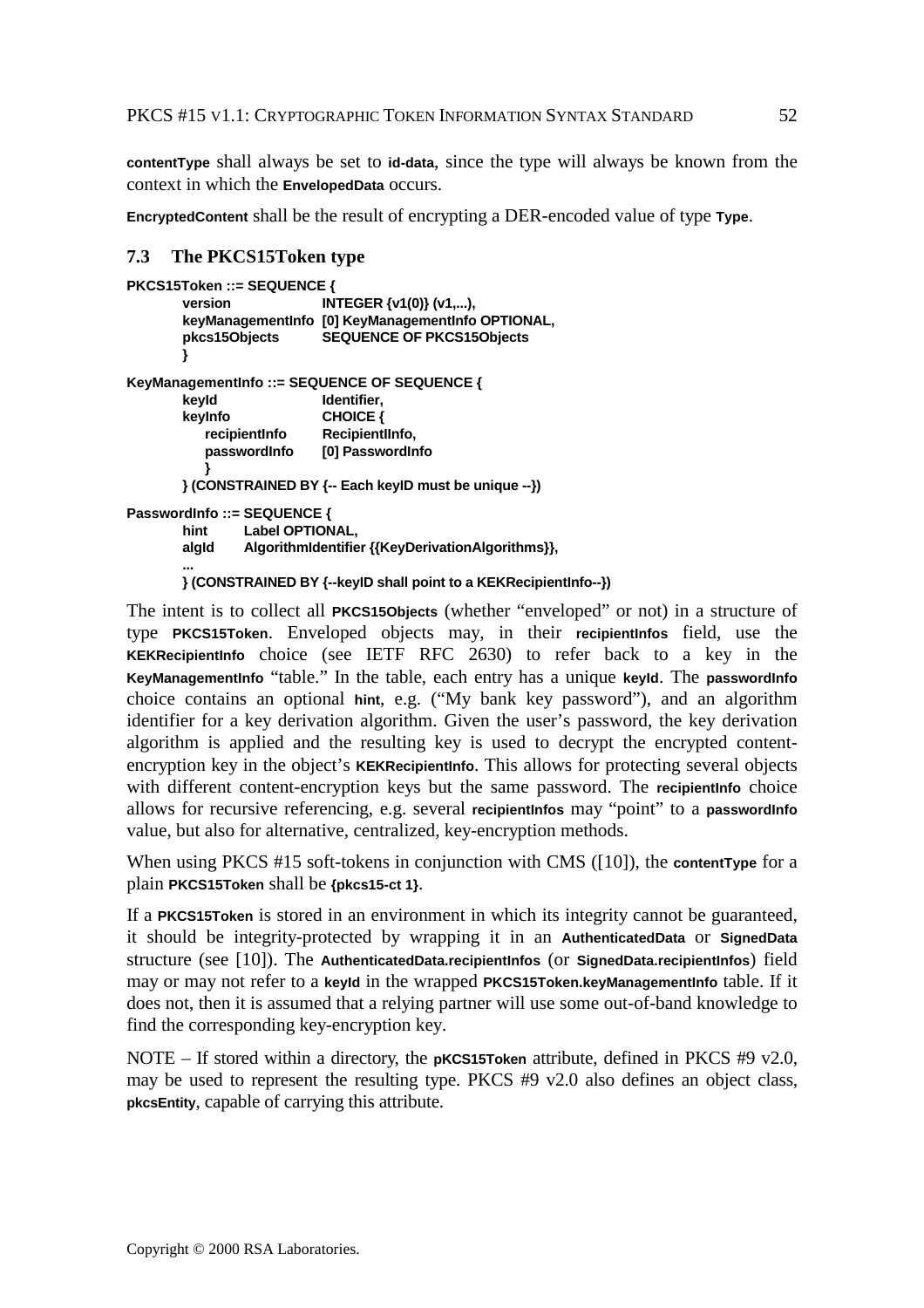**contentType** shall always be set to **id-data**, since the type will always be known from the context in which the **EnvelopedData** occurs.

**EncryptedContent** shall be the result of encrypting a DER-encoded value of type **Type**.

## 7.3 The PKCS15Token type

```
PKCS15Token ::= SEQUENCE {
        version              INTEGER {v1(0)} (v1,...),
        keyManagementInfo  [0] KeyManagementInfo OPTIONAL,
        pkcs15Objects        SEQUENCE OF PKCS15Objects
        }

KeyManagementInfo ::= SEQUENCE OF SEQUENCE {
        keyId                Identifier,
        keyInfo              CHOICE {
            recipientInfo    RecipientInfo,
            passwordInfo     [0] PasswordInfo
            }
        } (CONSTRAINED BY {-- Each keyID must be unique --})

PasswordInfo ::= SEQUENCE {
        hint      Label OPTIONAL,
        algId     AlgorithmIdentifier {{KeyDerivationAlgorithms}},
        ...
        } (CONSTRAINED BY {--keyID shall point to a KEKRecipientInfo--})
```

The intent is to collect all **PKCS15Objects** (whether "enveloped" or not) in a structure of type **PKCS15Token**. Enveloped objects may, in their **recipientInfos** field, use the **KEKRecipientInfo** choice (see IETF RFC 2630) to refer back to a key in the **KeyManagementInfo** "table." In the table, each entry has a unique **keyId**. The **passwordInfo** choice contains an optional **hint**, e.g. ("My bank key password"), and an algorithm identifier for a key derivation algorithm. Given the user's password, the key derivation algorithm is applied and the resulting key is used to decrypt the encrypted content-encryption key in the object's **KEKRecipientInfo**. This allows for protecting several objects with different content-encryption keys but the same password. The **recipientInfo** choice allows for recursive referencing, e.g. several **recipientInfos** may "point" to a **passwordInfo** value, but also for alternative, centralized, key-encryption methods.

When using PKCS #15 soft-tokens in conjunction with CMS ([10]), the **contentType** for a plain **PKCS15Token** shall be **{pkcs15-ct 1}**.

If a **PKCS15Token** is stored in an environment in which its integrity cannot be guaranteed, it should be integrity-protected by wrapping it in an **AuthenticatedData** or **SignedData** structure (see [10]). The **AuthenticatedData.recipientInfos** (or **SignedData.recipientInfos**) field may or may not refer to a **keyId** in the wrapped **PKCS15Token.keyManagementInfo** table. If it does not, then it is assumed that a relying partner will use some out-of-band knowledge to find the corresponding key-encryption key.

NOTE – If stored within a directory, the **pKCS15Token** attribute, defined in PKCS #9 v2.0, may be used to represent the resulting type. PKCS #9 v2.0 also defines an object class, **pkcsEntity**, capable of carrying this attribute.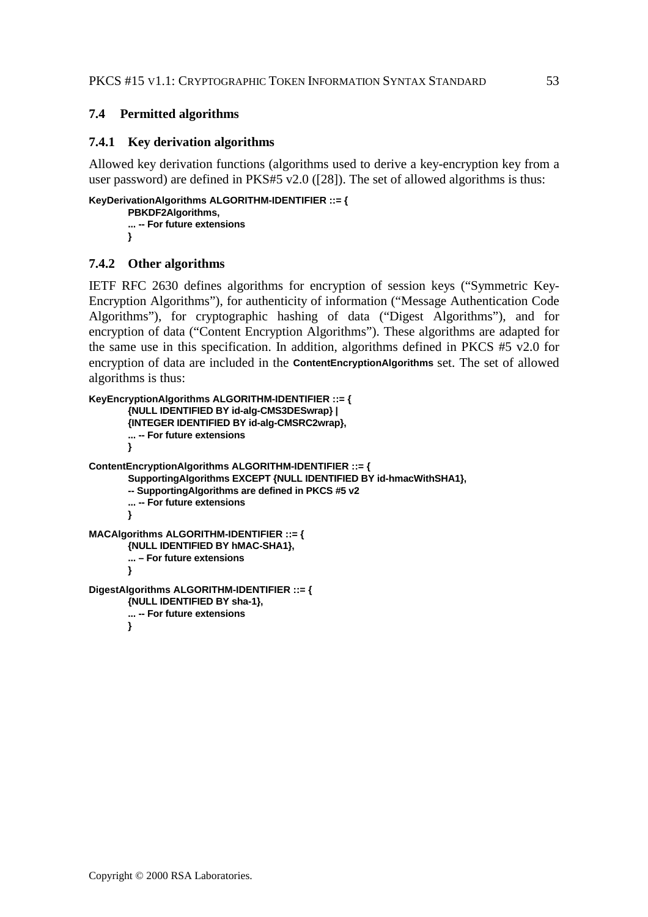### 7.4 Permitted algorithms

#### 7.4.1 Key derivation algorithms

Allowed key derivation functions (algorithms used to derive a key-encryption key from a user password) are defined in PKS#5 v2.0 ([28]). The set of allowed algorithms is thus:

```
KeyDerivationAlgorithms ALGORITHM-IDENTIFIER ::= {
        PBKDF2Algorithms,
        ... -- For future extensions
        }
```

#### 7.4.2 Other algorithms

IETF RFC 2630 defines algorithms for encryption of session keys ("Symmetric Key-Encryption Algorithms"), for authenticity of information ("Message Authentication Code Algorithms"), for cryptographic hashing of data ("Digest Algorithms"), and for encryption of data ("Content Encryption Algorithms"). These algorithms are adapted for the same use in this specification. In addition, algorithms defined in PKCS #5 v2.0 for encryption of data are included in the **ContentEncryptionAlgorithms** set. The set of allowed algorithms is thus:

```
KeyEncryptionAlgorithms ALGORITHM-IDENTIFIER ::= {
        {NULL IDENTIFIED BY id-alg-CMS3DESwrap} |
        {INTEGER IDENTIFIED BY id-alg-CMSRC2wrap},
        ... -- For future extensions
        }

ContentEncryptionAlgorithms ALGORITHM-IDENTIFIER ::= {
        SupportingAlgorithms EXCEPT {NULL IDENTIFIED BY id-hmacWithSHA1},
        -- SupportingAlgorithms are defined in PKCS #5 v2
        ... -- For future extensions
        }

MACAlgorithms ALGORITHM-IDENTIFIER ::= {
        {NULL IDENTIFIED BY hMAC-SHA1},
        ... – For future extensions
        }

DigestAlgorithms ALGORITHM-IDENTIFIER ::= {
        {NULL IDENTIFIED BY sha-1},
        ... -- For future extensions
        }
```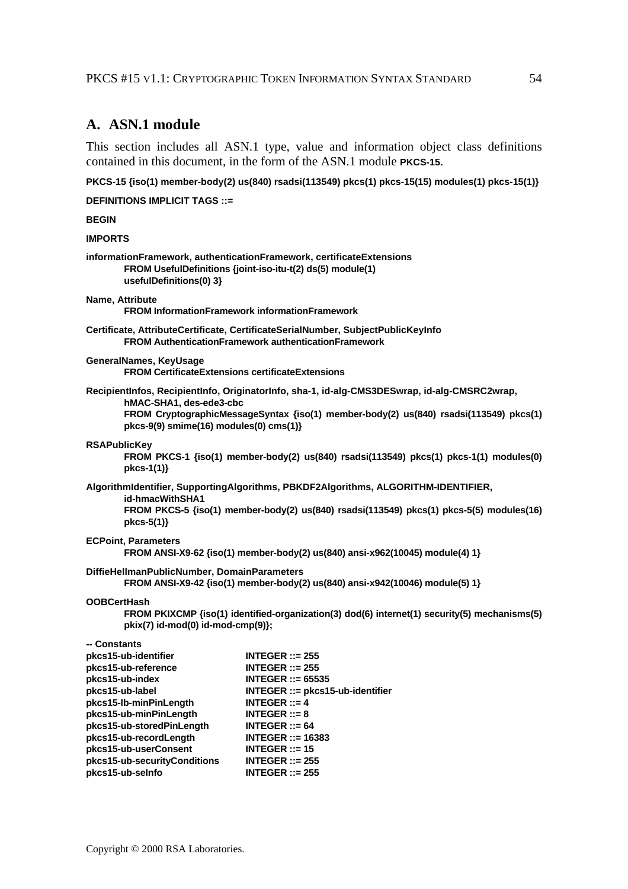# A. ASN.1 module

This section includes all ASN.1 type, value and information object class definitions contained in this document, in the form of the ASN.1 module **PKCS-15**.

```
PKCS-15 {iso(1) member-body(2) us(840) rsadsi(113549) pkcs(1) pkcs-15(15) modules(1) pkcs-15(1)}

DEFINITIONS IMPLICIT TAGS ::=

BEGIN

IMPORTS

informationFramework, authenticationFramework, certificateExtensions
        FROM UsefulDefinitions {joint-iso-itu-t(2) ds(5) module(1)
        usefulDefinitions(0) 3}

Name, Attribute
        FROM InformationFramework informationFramework

Certificate, AttributeCertificate, CertificateSerialNumber, SubjectPublicKeyInfo
        FROM AuthenticationFramework authenticationFramework

GeneralNames, KeyUsage
        FROM CertificateExtensions certificateExtensions

RecipientInfos, RecipientInfo, OriginatorInfo, sha-1, id-alg-CMS3DESwrap, id-alg-CMSRC2wrap,
        hMAC-SHA1, des-ede3-cbc
        FROM CryptographicMessageSyntax {iso(1) member-body(2) us(840) rsadsi(113549) pkcs(1)
        pkcs-9(9) smime(16) modules(0) cms(1)}

RSAPublicKey
        FROM PKCS-1 {iso(1) member-body(2) us(840) rsadsi(113549) pkcs(1) pkcs-1(1) modules(0)
        pkcs-1(1)}

AlgorithmIdentifier, SupportingAlgorithms, PBKDF2Algorithms, ALGORITHM-IDENTIFIER,
        id-hmacWithSHA1
        FROM PKCS-5 {iso(1) member-body(2) us(840) rsadsi(113549) pkcs(1) pkcs-5(5) modules(16)
        pkcs-5(1)}

ECPoint, Parameters
        FROM ANSI-X9-62 {iso(1) member-body(2) us(840) ansi-x962(10045) module(4) 1}

DiffieHellmanPublicNumber, DomainParameters
        FROM ANSI-X9-42 {iso(1) member-body(2) us(840) ansi-x942(10046) module(5) 1}

OOBCertHash
        FROM PKIXCMP {iso(1) identified-organization(3) dod(6) internet(1) security(5) mechanisms(5)
        pkix(7) id-mod(0) id-mod-cmp(9)};

-- Constants
pkcs15-ub-identifier            INTEGER ::= 255
pkcs15-ub-reference             INTEGER ::= 255
pkcs15-ub-index                 INTEGER ::= 65535
pkcs15-ub-label                 INTEGER ::= pkcs15-ub-identifier
pkcs15-lb-minPinLength          INTEGER ::= 4
pkcs15-ub-minPinLength          INTEGER ::= 8
pkcs15-ub-storedPinLength       INTEGER ::= 64
pkcs15-ub-recordLength          INTEGER ::= 16383
pkcs15-ub-userConsent           INTEGER ::= 15
pkcs15-ub-securityConditions    INTEGER ::= 255
pkcs15-ub-seInfo                INTEGER ::= 255
```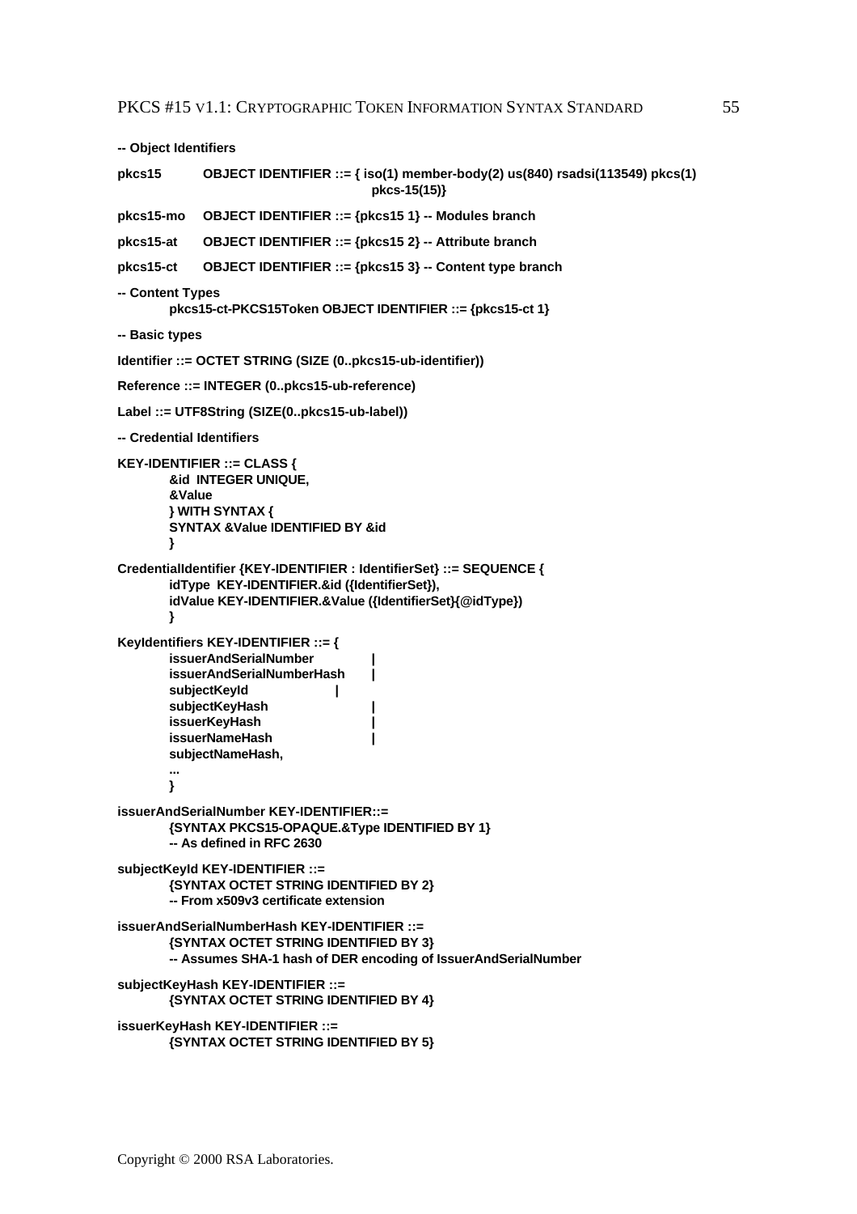```
-- Object Identifiers

pkcs15      OBJECT IDENTIFIER ::= { iso(1) member-body(2) us(840) rsadsi(113549) pkcs(1)
                                    pkcs-15(15)}

pkcs15-mo   OBJECT IDENTIFIER ::= {pkcs15 1} -- Modules branch

pkcs15-at   OBJECT IDENTIFIER ::= {pkcs15 2} -- Attribute branch

pkcs15-ct   OBJECT IDENTIFIER ::= {pkcs15 3} -- Content type branch

-- Content Types
        pkcs15-ct-PKCS15Token OBJECT IDENTIFIER ::= {pkcs15-ct 1}

-- Basic types

Identifier ::= OCTET STRING (SIZE (0..pkcs15-ub-identifier))

Reference ::= INTEGER (0..pkcs15-ub-reference)

Label ::= UTF8String (SIZE(0..pkcs15-ub-label))

-- Credential Identifiers

KEY-IDENTIFIER ::= CLASS {
        &id  INTEGER UNIQUE,
        &Value
        } WITH SYNTAX {
        SYNTAX &Value IDENTIFIED BY &id
        }

CredentialIdentifier {KEY-IDENTIFIER : IdentifierSet} ::= SEQUENCE {
        idType  KEY-IDENTIFIER.&id ({IdentifierSet}),
        idValue KEY-IDENTIFIER.&Value ({IdentifierSet}{@idType})
        }

KeyIdentifiers KEY-IDENTIFIER ::= {
        issuerAndSerialNumber           |
        issuerAndSerialNumberHash       |
        subjectKeyId                    |
        subjectKeyHash                  |
        issuerKeyHash                   |
        issuerNameHash                  |
        subjectNameHash,
        ...
        }

issuerAndSerialNumber KEY-IDENTIFIER::=
        {SYNTAX PKCS15-OPAQUE.&Type IDENTIFIED BY 1}
        -- As defined in RFC 2630

subjectKeyId KEY-IDENTIFIER ::=
        {SYNTAX OCTET STRING IDENTIFIED BY 2}
        -- From x509v3 certificate extension

issuerAndSerialNumberHash KEY-IDENTIFIER ::=
        {SYNTAX OCTET STRING IDENTIFIED BY 3}
        -- Assumes SHA-1 hash of DER encoding of IssuerAndSerialNumber

subjectKeyHash KEY-IDENTIFIER ::=
        {SYNTAX OCTET STRING IDENTIFIED BY 4}

issuerKeyHash KEY-IDENTIFIER ::=
        {SYNTAX OCTET STRING IDENTIFIED BY 5}
```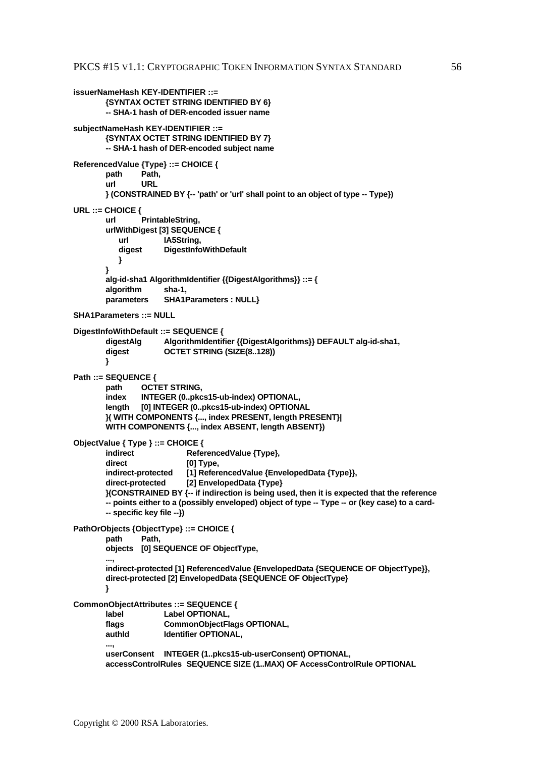```
issuerNameHash KEY-IDENTIFIER ::=
        {SYNTAX OCTET STRING IDENTIFIED BY 6}
        -- SHA-1 hash of DER-encoded issuer name

subjectNameHash KEY-IDENTIFIER ::=
        {SYNTAX OCTET STRING IDENTIFIED BY 7}
        -- SHA-1 hash of DER-encoded subject name

ReferencedValue {Type} ::= CHOICE {
        path    Path,
        url     URL
        } (CONSTRAINED BY {-- 'path' or 'url' shall point to an object of type -- Type})

URL ::= CHOICE {
        url     PrintableString,
        urlWithDigest [3] SEQUENCE {
            url         IA5String,
            digest      DigestInfoWithDefault
            }
        }
        alg-id-sha1 AlgorithmIdentifier {{DigestAlgorithms}} ::= {
        algorithm       sha-1,
        parameters      SHA1Parameters : NULL}

SHA1Parameters ::= NULL

DigestInfoWithDefault ::= SEQUENCE {
        digestAlg       AlgorithmIdentifier {{DigestAlgorithms}} DEFAULT alg-id-sha1,
        digest          OCTET STRING (SIZE(8..128))
        }

Path ::= SEQUENCE {
        path    OCTET STRING,
        index   INTEGER (0..pkcs15-ub-index) OPTIONAL,
        length  [0] INTEGER (0..pkcs15-ub-index) OPTIONAL
        }( WITH COMPONENTS {..., index PRESENT, length PRESENT}|
        WITH COMPONENTS {..., index ABSENT, length ABSENT})

ObjectValue { Type } ::= CHOICE {
        indirect                ReferencedValue {Type},
        direct                  [0] Type,
        indirect-protected      [1] ReferencedValue {EnvelopedData {Type}},
        direct-protected        [2] EnvelopedData {Type}
        }(CONSTRAINED BY {-- if indirection is being used, then it is expected that the reference
        -- points either to a (possibly enveloped) object of type -- Type -- or (key case) to a card-
        -- specific key file --})

PathOrObjects {ObjectType} ::= CHOICE {
        path    Path,
        objects [0] SEQUENCE OF ObjectType,
        ...,
        indirect-protected [1] ReferencedValue {EnvelopedData {SEQUENCE OF ObjectType}},
        direct-protected [2] EnvelopedData {SEQUENCE OF ObjectType}
        }

CommonObjectAttributes ::= SEQUENCE {
        label           Label OPTIONAL,
        flags           CommonObjectFlags OPTIONAL,
        authId          Identifier OPTIONAL,
        ...,
        userConsent     INTEGER (1..pkcs15-ub-userConsent) OPTIONAL,
        accessControlRules  SEQUENCE SIZE (1..MAX) OF AccessControlRule OPTIONAL
```

Copyright © 2000 RSA Laboratories.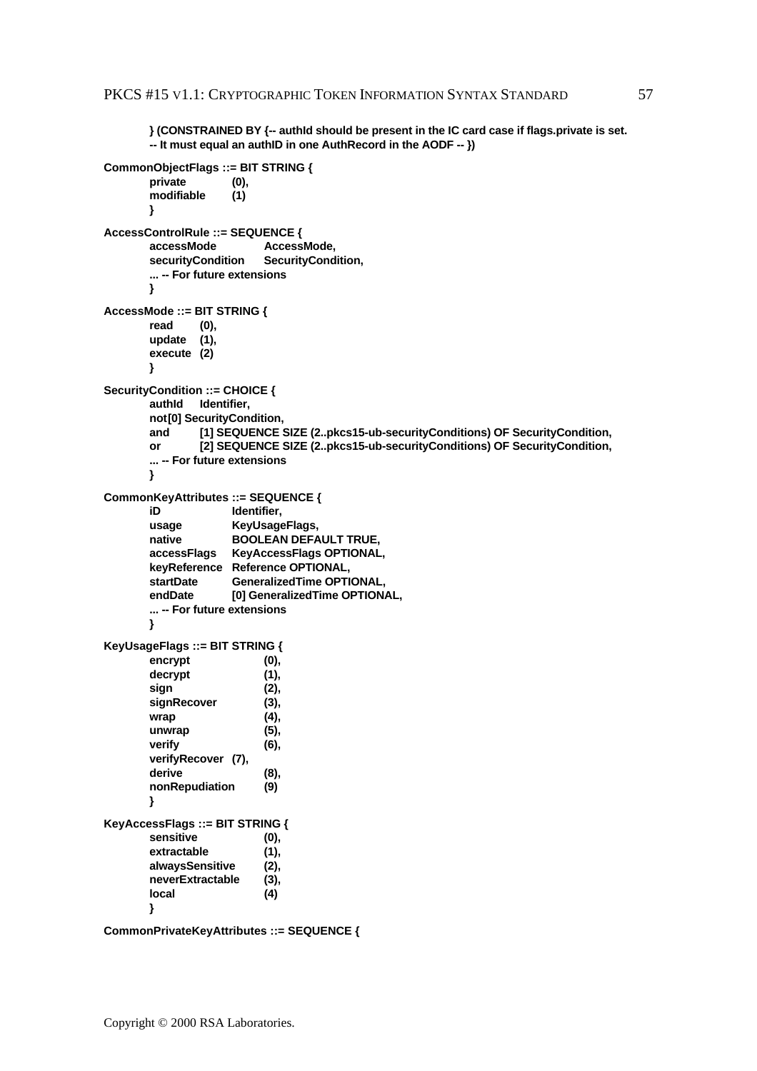```
        } (CONSTRAINED BY {-- authId should be present in the IC card case if flags.private is set.
        -- It must equal an authID in one AuthRecord in the AODF -- })

CommonObjectFlags ::= BIT STRING {
        private         (0),
        modifiable      (1)
        }

AccessControlRule ::= SEQUENCE {
        accessMode              AccessMode,
        securityCondition       SecurityCondition,
        ... -- For future extensions
        }

AccessMode ::= BIT STRING {
        read    (0),
        update  (1),
        execute (2)
        }

SecurityCondition ::= CHOICE {
        authId  Identifier,
        not[0] SecurityCondition,
        and     [1] SEQUENCE SIZE (2..pkcs15-ub-securityConditions) OF SecurityCondition,
        or      [2] SEQUENCE SIZE (2..pkcs15-ub-securityConditions) OF SecurityCondition,
        ... -- For future extensions
        }

CommonKeyAttributes ::= SEQUENCE {
        iD              Identifier,
        usage           KeyUsageFlags,
        native          BOOLEAN DEFAULT TRUE,
        accessFlags     KeyAccessFlags OPTIONAL,
        keyReference    Reference OPTIONAL,
        startDate       GeneralizedTime OPTIONAL,
        endDate         [0] GeneralizedTime OPTIONAL,
        ... -- For future extensions
        }

KeyUsageFlags ::= BIT STRING {
        encrypt                 (0),
        decrypt                 (1),
        sign                    (2),
        signRecover             (3),
        wrap                    (4),
        unwrap                  (5),
        verify                  (6),
        verifyRecover   (7),
        derive                  (8),
        nonRepudiation          (9)
        }

KeyAccessFlags ::= BIT STRING {
        sensitive               (0),
        extractable             (1),
        alwaysSensitive         (2),
        neverExtractable        (3),
        local                   (4)
        }

CommonPrivateKeyAttributes ::= SEQUENCE {
```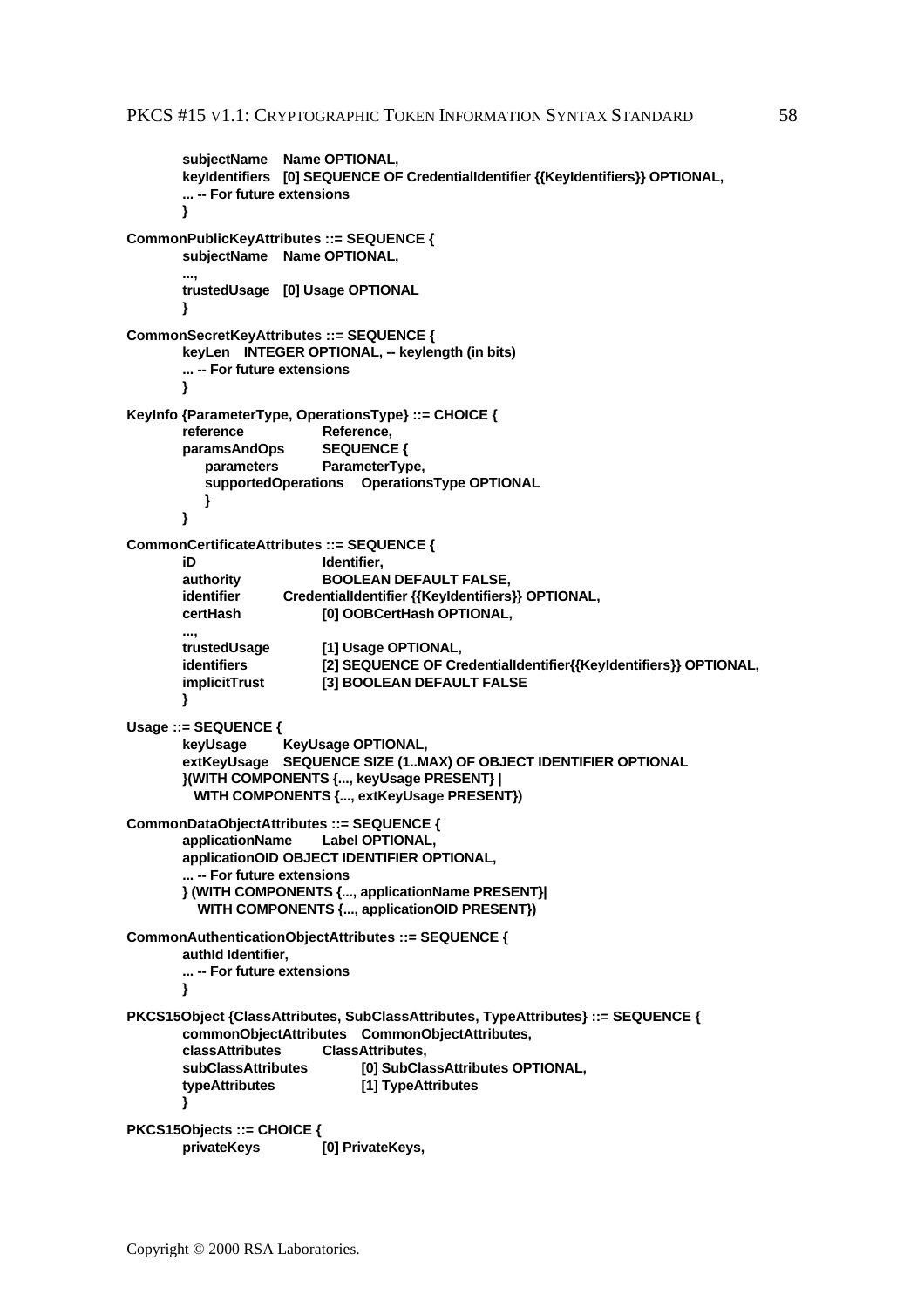```
        subjectName    Name OPTIONAL,
        keyIdentifiers   [0] SEQUENCE OF CredentialIdentifier {{KeyIdentifiers}} OPTIONAL,
        ... -- For future extensions
        }

CommonPublicKeyAttributes ::= SEQUENCE {
        subjectName    Name OPTIONAL,
        ...,
        trustedUsage   [0] Usage OPTIONAL
        }

CommonSecretKeyAttributes ::= SEQUENCE {
        keyLen    INTEGER OPTIONAL, -- keylength (in bits)
        ... -- For future extensions
        }

KeyInfo {ParameterType, OperationsType} ::= CHOICE {
        reference              Reference,
        paramsAndOps          SEQUENCE {
            parameters         ParameterType,
            supportedOperations    OperationsType OPTIONAL
            }
        }

CommonCertificateAttributes ::= SEQUENCE {
        iD                     Identifier,
        authority              BOOLEAN DEFAULT FALSE,
        identifier        CredentialIdentifier {{KeyIdentifiers}} OPTIONAL,
        certHash               [0] OOBCertHash OPTIONAL,
        ...,
        trustedUsage           [1] Usage OPTIONAL,
        identifiers            [2] SEQUENCE OF CredentialIdentifier{{KeyIdentifiers}} OPTIONAL,
        implicitTrust          [3] BOOLEAN DEFAULT FALSE
        }

Usage ::= SEQUENCE {
        keyUsage       KeyUsage OPTIONAL,
        extKeyUsage    SEQUENCE SIZE (1..MAX) OF OBJECT IDENTIFIER OPTIONAL
        }(WITH COMPONENTS {..., keyUsage PRESENT} |
          WITH COMPONENTS {..., extKeyUsage PRESENT})

CommonDataObjectAttributes ::= SEQUENCE {
        applicationName       Label OPTIONAL,
        applicationOID OBJECT IDENTIFIER OPTIONAL,
        ... -- For future extensions
        } (WITH COMPONENTS {..., applicationName PRESENT}|
           WITH COMPONENTS {..., applicationOID PRESENT})

CommonAuthenticationObjectAttributes ::= SEQUENCE {
        authId Identifier,
        ... -- For future extensions
        }

PKCS15Object {ClassAttributes, SubClassAttributes, TypeAttributes} ::= SEQUENCE {
        commonObjectAttributes   CommonObjectAttributes,
        classAttributes        ClassAttributes,
        subClassAttributes           [0] SubClassAttributes OPTIONAL,
        typeAttributes               [1] TypeAttributes
        }

PKCS15Objects ::= CHOICE {
        privateKeys            [0] PrivateKeys,
```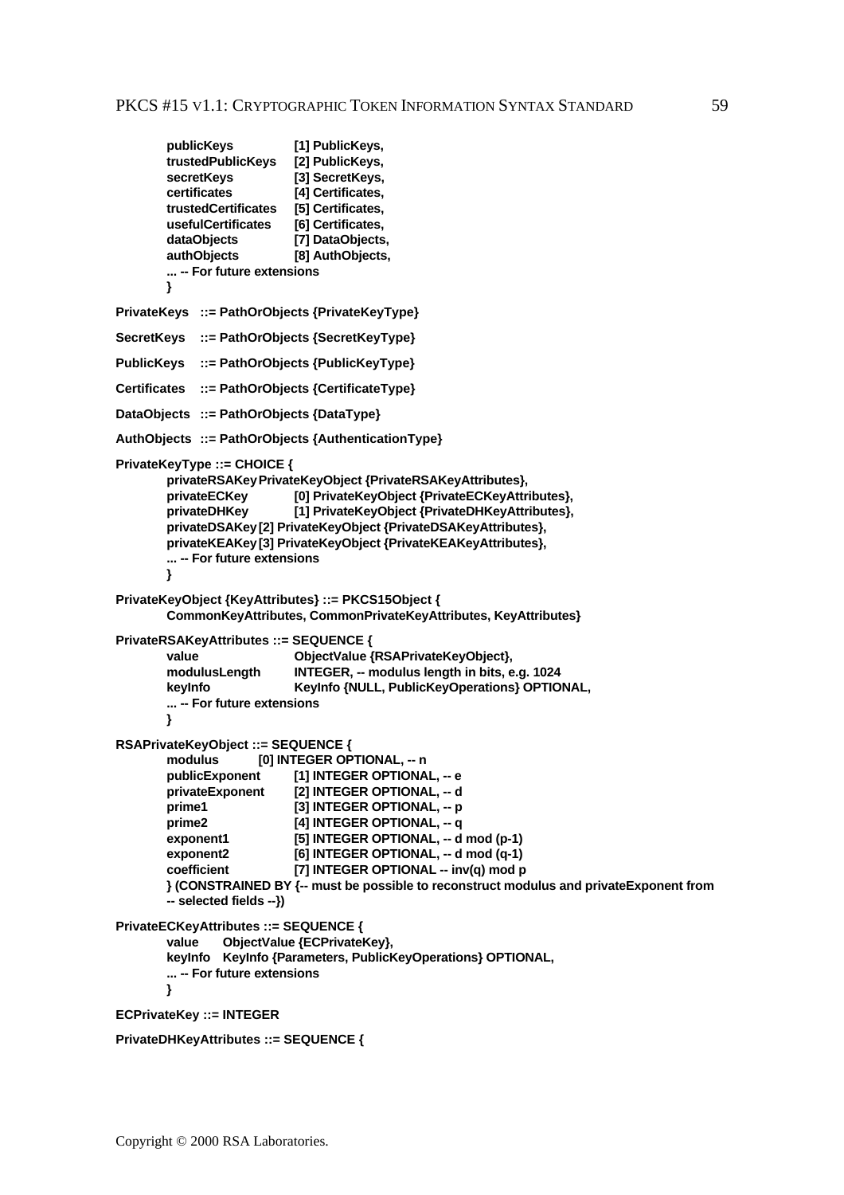```
        publicKeys              [1] PublicKeys,
        trustedPublicKeys       [2] PublicKeys,
        secretKeys              [3] SecretKeys,
        certificates            [4] Certificates,
        trustedCertificates     [5] Certificates,
        usefulCertificates      [6] Certificates,
        dataObjects             [7] DataObjects,
        authObjects             [8] AuthObjects,
        ... -- For future extensions
        }

PrivateKeys   ::= PathOrObjects {PrivateKeyType}

SecretKeys    ::= PathOrObjects {SecretKeyType}

PublicKeys    ::= PathOrObjects {PublicKeyType}

Certificates  ::= PathOrObjects {CertificateType}

DataObjects   ::= PathOrObjects {DataType}

AuthObjects   ::= PathOrObjects {AuthenticationType}

PrivateKeyType ::= CHOICE {
        privateRSAKey PrivateKeyObject {PrivateRSAKeyAttributes},
        privateECKey        [0] PrivateKeyObject {PrivateECKeyAttributes},
        privateDHKey        [1] PrivateKeyObject {PrivateDHKeyAttributes},
        privateDSAKey [2] PrivateKeyObject {PrivateDSAKeyAttributes},
        privateKEAKey [3] PrivateKeyObject {PrivateKEAKeyAttributes},
        ... -- For future extensions
        }

PrivateKeyObject {KeyAttributes} ::= PKCS15Object {
        CommonKeyAttributes, CommonPrivateKeyAttributes, KeyAttributes}

PrivateRSAKeyAttributes ::= SEQUENCE {
        value               ObjectValue {RSAPrivateKeyObject},
        modulusLength       INTEGER, -- modulus length in bits, e.g. 1024
        keyInfo             KeyInfo {NULL, PublicKeyOperations} OPTIONAL,
        ... -- For future extensions
        }

RSAPrivateKeyObject ::= SEQUENCE {
        modulus         [0] INTEGER OPTIONAL, -- n
        publicExponent      [1] INTEGER OPTIONAL, -- e
        privateExponent     [2] INTEGER OPTIONAL, -- d
        prime1              [3] INTEGER OPTIONAL, -- p
        prime2              [4] INTEGER OPTIONAL, -- q
        exponent1           [5] INTEGER OPTIONAL, -- d mod (p-1)
        exponent2           [6] INTEGER OPTIONAL, -- d mod (q-1)
        coefficient         [7] INTEGER OPTIONAL -- inv(q) mod p
        } (CONSTRAINED BY {-- must be possible to reconstruct modulus and privateExponent from
        -- selected fields --})

PrivateECKeyAttributes ::= SEQUENCE {
        value     ObjectValue {ECPrivateKey},
        keyInfo   KeyInfo {Parameters, PublicKeyOperations} OPTIONAL,
        ... -- For future extensions
        }

ECPrivateKey ::= INTEGER

PrivateDHKeyAttributes ::= SEQUENCE {
```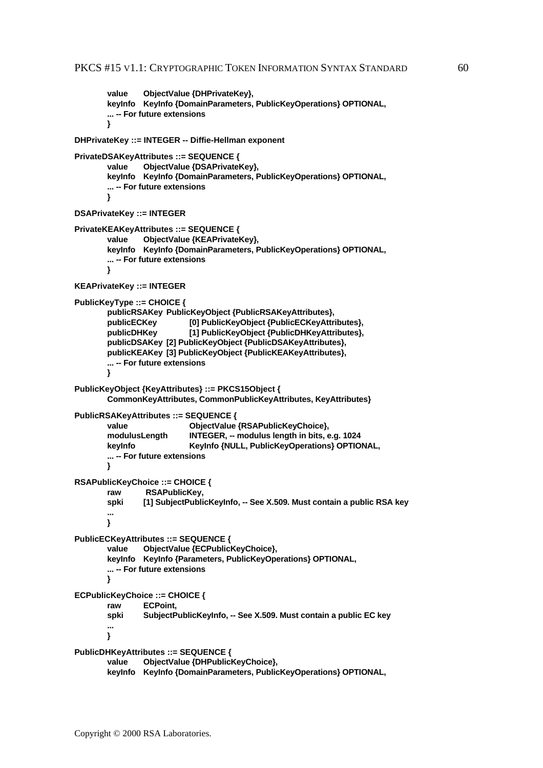```
        value       ObjectValue {DHPrivateKey},
        keyInfo     KeyInfo {DomainParameters, PublicKeyOperations} OPTIONAL,
        ... -- For future extensions
        }

DHPrivateKey ::= INTEGER -- Diffie-Hellman exponent

PrivateDSAKeyAttributes ::= SEQUENCE {
        value       ObjectValue {DSAPrivateKey},
        keyInfo     KeyInfo {DomainParameters, PublicKeyOperations} OPTIONAL,
        ... -- For future extensions
        }

DSAPrivateKey ::= INTEGER

PrivateKEAKeyAttributes ::= SEQUENCE {
        value       ObjectValue {KEAPrivateKey},
        keyInfo     KeyInfo {DomainParameters, PublicKeyOperations} OPTIONAL,
        ... -- For future extensions
        }

KEAPrivateKey ::= INTEGER

PublicKeyType ::= CHOICE {
        publicRSAKey  PublicKeyObject {PublicRSAKeyAttributes},
        publicECKey           [0] PublicKeyObject {PublicECKeyAttributes},
        publicDHKey           [1] PublicKeyObject {PublicDHKeyAttributes},
        publicDSAKey  [2] PublicKeyObject {PublicDSAKeyAttributes},
        publicKEAKey  [3] PublicKeyObject {PublicKEAKeyAttributes},
        ... -- For future extensions
        }

PublicKeyObject {KeyAttributes} ::= PKCS15Object {
        CommonKeyAttributes, CommonPublicKeyAttributes, KeyAttributes}

PublicRSAKeyAttributes ::= SEQUENCE {
        value               ObjectValue {RSAPublicKeyChoice},
        modulusLength       INTEGER, -- modulus length in bits, e.g. 1024
        keyInfo             KeyInfo {NULL, PublicKeyOperations} OPTIONAL,
        ... -- For future extensions
        }

RSAPublicKeyChoice ::= CHOICE {
        raw         RSAPublicKey,
        spki        [1] SubjectPublicKeyInfo, -- See X.509. Must contain a public RSA key
        ...
        }

PublicECKeyAttributes ::= SEQUENCE {
        value       ObjectValue {ECPublicKeyChoice},
        keyInfo     KeyInfo {Parameters, PublicKeyOperations} OPTIONAL,
        ... -- For future extensions
        }

ECPublicKeyChoice ::= CHOICE {
        raw         ECPoint,
        spki        SubjectPublicKeyInfo, -- See X.509. Must contain a public EC key
        ...
        }

PublicDHKeyAttributes ::= SEQUENCE {
        value       ObjectValue {DHPublicKeyChoice},
        keyInfo     KeyInfo {DomainParameters, PublicKeyOperations} OPTIONAL,
```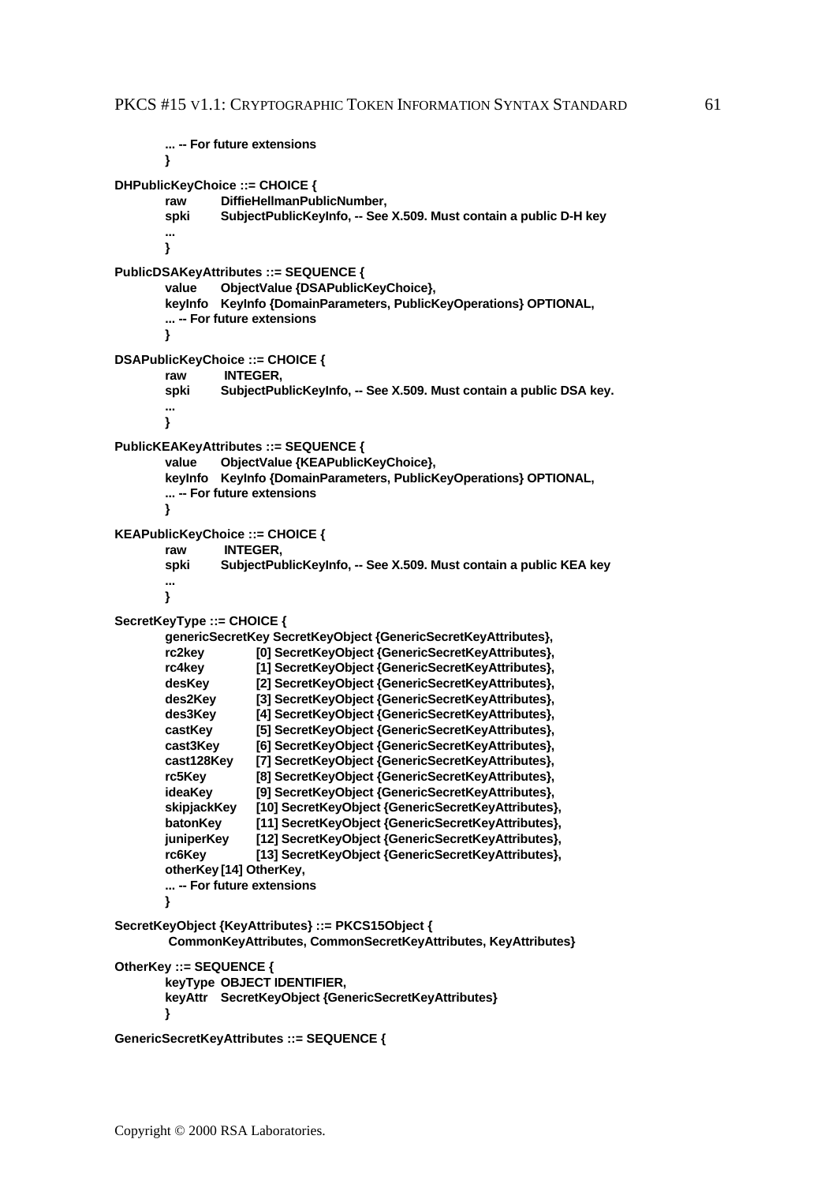```
        ... -- For future extensions
        }

DHPublicKeyChoice ::= CHOICE {
        raw     DiffieHellmanPublicNumber,
        spki    SubjectPublicKeyInfo, -- See X.509. Must contain a public D-H key
        ...
        }

PublicDSAKeyAttributes ::= SEQUENCE {
        value   ObjectValue {DSAPublicKeyChoice},
        keyInfo KeyInfo {DomainParameters, PublicKeyOperations} OPTIONAL,
        ... -- For future extensions
        }

DSAPublicKeyChoice ::= CHOICE {
        raw     INTEGER,
        spki    SubjectPublicKeyInfo, -- See X.509. Must contain a public DSA key.
        ...
        }

PublicKEAKeyAttributes ::= SEQUENCE {
        value   ObjectValue {KEAPublicKeyChoice},
        keyInfo KeyInfo {DomainParameters, PublicKeyOperations} OPTIONAL,
        ... -- For future extensions
        }

KEAPublicKeyChoice ::= CHOICE {
        raw     INTEGER,
        spki    SubjectPublicKeyInfo, -- See X.509. Must contain a public KEA key
        ...
        }

SecretKeyType ::= CHOICE {
        genericSecretKey SecretKeyObject {GenericSecretKeyAttributes},
        rc2key          [0] SecretKeyObject {GenericSecretKeyAttributes},
        rc4key          [1] SecretKeyObject {GenericSecretKeyAttributes},
        desKey          [2] SecretKeyObject {GenericSecretKeyAttributes},
        des2Key         [3] SecretKeyObject {GenericSecretKeyAttributes},
        des3Key         [4] SecretKeyObject {GenericSecretKeyAttributes},
        castKey         [5] SecretKeyObject {GenericSecretKeyAttributes},
        cast3Key        [6] SecretKeyObject {GenericSecretKeyAttributes},
        cast128Key      [7] SecretKeyObject {GenericSecretKeyAttributes},
        rc5Key          [8] SecretKeyObject {GenericSecretKeyAttributes},
        ideaKey         [9] SecretKeyObject {GenericSecretKeyAttributes},
        skipjackKey     [10] SecretKeyObject {GenericSecretKeyAttributes},
        batonKey        [11] SecretKeyObject {GenericSecretKeyAttributes},
        juniperKey      [12] SecretKeyObject {GenericSecretKeyAttributes},
        rc6Key          [13] SecretKeyObject {GenericSecretKeyAttributes},
        otherKey [14] OtherKey,
        ... -- For future extensions
        }

SecretKeyObject {KeyAttributes} ::= PKCS15Object {
         CommonKeyAttributes, CommonSecretKeyAttributes, KeyAttributes}

OtherKey ::= SEQUENCE {
        keyType OBJECT IDENTIFIER,
        keyAttr SecretKeyObject {GenericSecretKeyAttributes}
        }

GenericSecretKeyAttributes ::= SEQUENCE {
```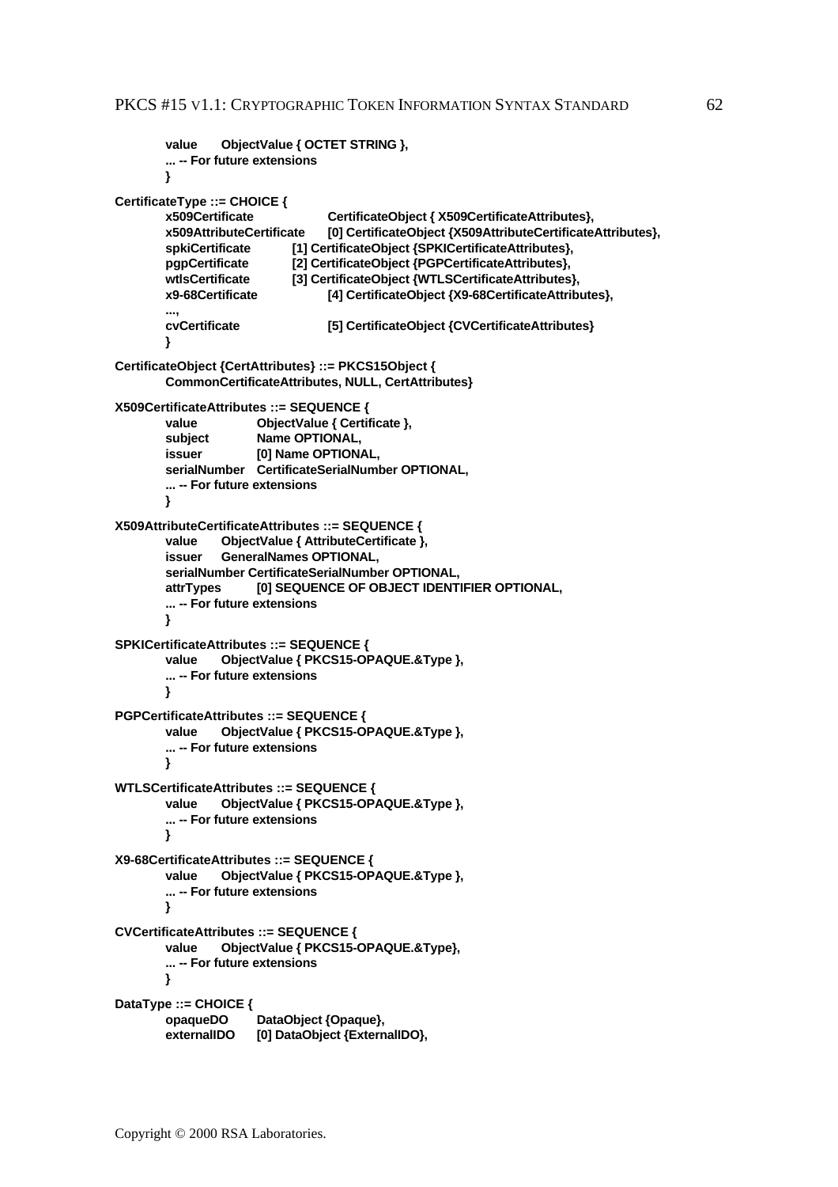```
        value       ObjectValue { OCTET STRING },
        ... -- For future extensions
        }

CertificateType ::= CHOICE {
        x509Certificate             CertificateObject { X509CertificateAttributes},
        x509AttributeCertificate    [0] CertificateObject {X509AttributeCertificateAttributes},
        spkiCertificate         [1] CertificateObject {SPKICertificateAttributes},
        pgpCertificate          [2] CertificateObject {PGPCertificateAttributes},
        wtlsCertificate         [3] CertificateObject {WTLSCertificateAttributes},
        x9-68Certificate            [4] CertificateObject {X9-68CertificateAttributes},
        ...,
        cvCertificate               [5] CertificateObject {CVCertificateAttributes}
        }

CertificateObject {CertAttributes} ::= PKCS15Object {
        CommonCertificateAttributes, NULL, CertAttributes}

X509CertificateAttributes ::= SEQUENCE {
        value           ObjectValue { Certificate },
        subject         Name OPTIONAL,
        issuer          [0] Name OPTIONAL,
        serialNumber    CertificateSerialNumber OPTIONAL,
        ... -- For future extensions
        }

X509AttributeCertificateAttributes ::= SEQUENCE {
        value       ObjectValue { AttributeCertificate },
        issuer      GeneralNames OPTIONAL,
        serialNumber CertificateSerialNumber OPTIONAL,
        attrTypes       [0] SEQUENCE OF OBJECT IDENTIFIER OPTIONAL,
        ... -- For future extensions
        }

SPKICertificateAttributes ::= SEQUENCE {
        value       ObjectValue { PKCS15-OPAQUE.&Type },
        ... -- For future extensions
        }

PGPCertificateAttributes ::= SEQUENCE {
        value       ObjectValue { PKCS15-OPAQUE.&Type },
        ... -- For future extensions
        }

WTLSCertificateAttributes ::= SEQUENCE {
        value       ObjectValue { PKCS15-OPAQUE.&Type },
        ... -- For future extensions
        }

X9-68CertificateAttributes ::= SEQUENCE {
        value       ObjectValue { PKCS15-OPAQUE.&Type },
        ... -- For future extensions
        }

CVCertificateAttributes ::= SEQUENCE {
        value       ObjectValue { PKCS15-OPAQUE.&Type},
        ... -- For future extensions
        }

DataType ::= CHOICE {
        opaqueDO        DataObject {Opaque},
        externalIDO     [0] DataObject {ExternalIDO},
```

Copyright © 2000 RSA Laboratories.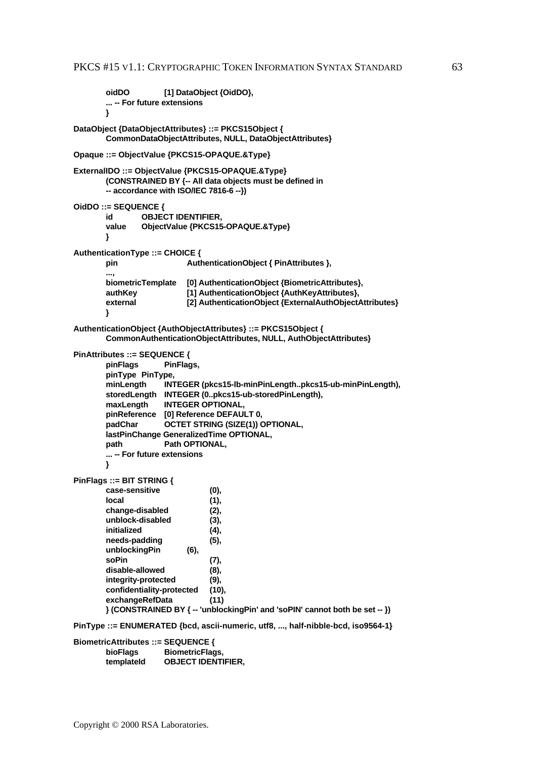```
        oidDO           [1] DataObject {OidDO},
        ... -- For future extensions
        }

DataObject {DataObjectAttributes} ::= PKCS15Object {
        CommonDataObjectAttributes, NULL, DataObjectAttributes}

Opaque ::= ObjectValue {PKCS15-OPAQUE.&Type}

ExternalIDO ::= ObjectValue {PKCS15-OPAQUE.&Type}
        (CONSTRAINED BY {-- All data objects must be defined in
        -- accordance with ISO/IEC 7816-6 --})

OidDO ::= SEQUENCE {
        id          OBJECT IDENTIFIER,
        value       ObjectValue {PKCS15-OPAQUE.&Type}
        }

AuthenticationType ::= CHOICE {
        pin                     AuthenticationObject { PinAttributes },
        ...,
        biometricTemplate       [0] AuthenticationObject {BiometricAttributes},
        authKey                 [1] AuthenticationObject {AuthKeyAttributes},
        external                [2] AuthenticationObject {ExternalAuthObjectAttributes}
        }

AuthenticationObject {AuthObjectAttributes} ::= PKCS15Object {
        CommonAuthenticationObjectAttributes, NULL, AuthObjectAttributes}

PinAttributes ::= SEQUENCE {
        pinFlags        PinFlags,
        pinType  PinType,
        minLength       INTEGER (pkcs15-lb-minPinLength..pkcs15-ub-minPinLength),
        storedLength    INTEGER (0..pkcs15-ub-storedPinLength),
        maxLength       INTEGER OPTIONAL,
        pinReference    [0] Reference DEFAULT 0,
        padChar         OCTET STRING (SIZE(1)) OPTIONAL,
        lastPinChange GeneralizedTime OPTIONAL,
        path            Path OPTIONAL,
        ... -- For future extensions
        }

PinFlags ::= BIT STRING {
        case-sensitive                  (0),
        local                           (1),
        change-disabled                 (2),
        unblock-disabled                (3),
        initialized                     (4),
        needs-padding                   (5),
        unblockingPin           (6),
        soPin                           (7),
        disable-allowed                 (8),
        integrity-protected             (9),
        confidentiality-protected       (10),
        exchangeRefData                 (11)
        } (CONSTRAINED BY { -- 'unblockingPin' and 'soPIN' cannot both be set -- })

PinType ::= ENUMERATED {bcd, ascii-numeric, utf8, ..., half-nibble-bcd, iso9564-1}

BiometricAttributes ::= SEQUENCE {
        bioFlags        BiometricFlags,
        templateId      OBJECT IDENTIFIER,
```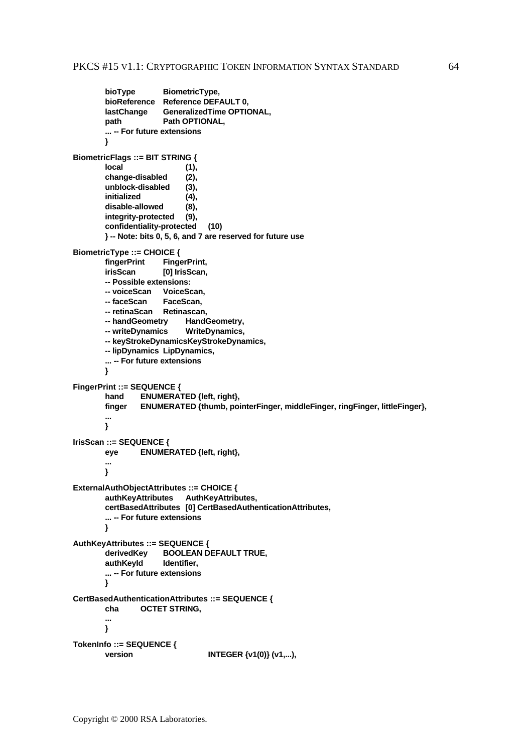```
        bioType         BiometricType,
        bioReference    Reference DEFAULT 0,
        lastChange      GeneralizedTime OPTIONAL,
        path            Path OPTIONAL,
        ... -- For future extensions
        }

BiometricFlags ::= BIT STRING {
        local                   (1),
        change-disabled         (2),
        unblock-disabled        (3),
        initialized             (4),
        disable-allowed         (8),
        integrity-protected     (9),
        confidentiality-protected   (10)
        } -- Note: bits 0, 5, 6, and 7 are reserved for future use

BiometricType ::= CHOICE {
        fingerPrint     FingerPrint,
        irisScan        [0] IrisScan,
        -- Possible extensions:
        -- voiceScan    VoiceScan,
        -- faceScan     FaceScan,
        -- retinaScan   Retinascan,
        -- handGeometry     HandGeometry,
        -- writeDynamics    WriteDynamics,
        -- keyStrokeDynamicsKeyStrokeDynamics,
        -- lipDynamics  LipDynamics,
        ... -- For future extensions
        }

FingerPrint ::= SEQUENCE {
        hand    ENUMERATED {left, right},
        finger  ENUMERATED {thumb, pointerFinger, middleFinger, ringFinger, littleFinger},
        ...
        }

IrisScan ::= SEQUENCE {
        eye     ENUMERATED {left, right},
        ...
        }

ExternalAuthObjectAttributes ::= CHOICE {
        authKeyAttributes   AuthKeyAttributes,
        certBasedAttributes [0] CertBasedAuthenticationAttributes,
        ... -- For future extensions
        }

AuthKeyAttributes ::= SEQUENCE {
        derivedKey      BOOLEAN DEFAULT TRUE,
        authKeyId       Identifier,
        ... -- For future extensions
        }

CertBasedAuthenticationAttributes ::= SEQUENCE {
        cha     OCTET STRING,
        ...
        }

TokenInfo ::= SEQUENCE {
        version                 INTEGER {v1(0)} (v1,...),
```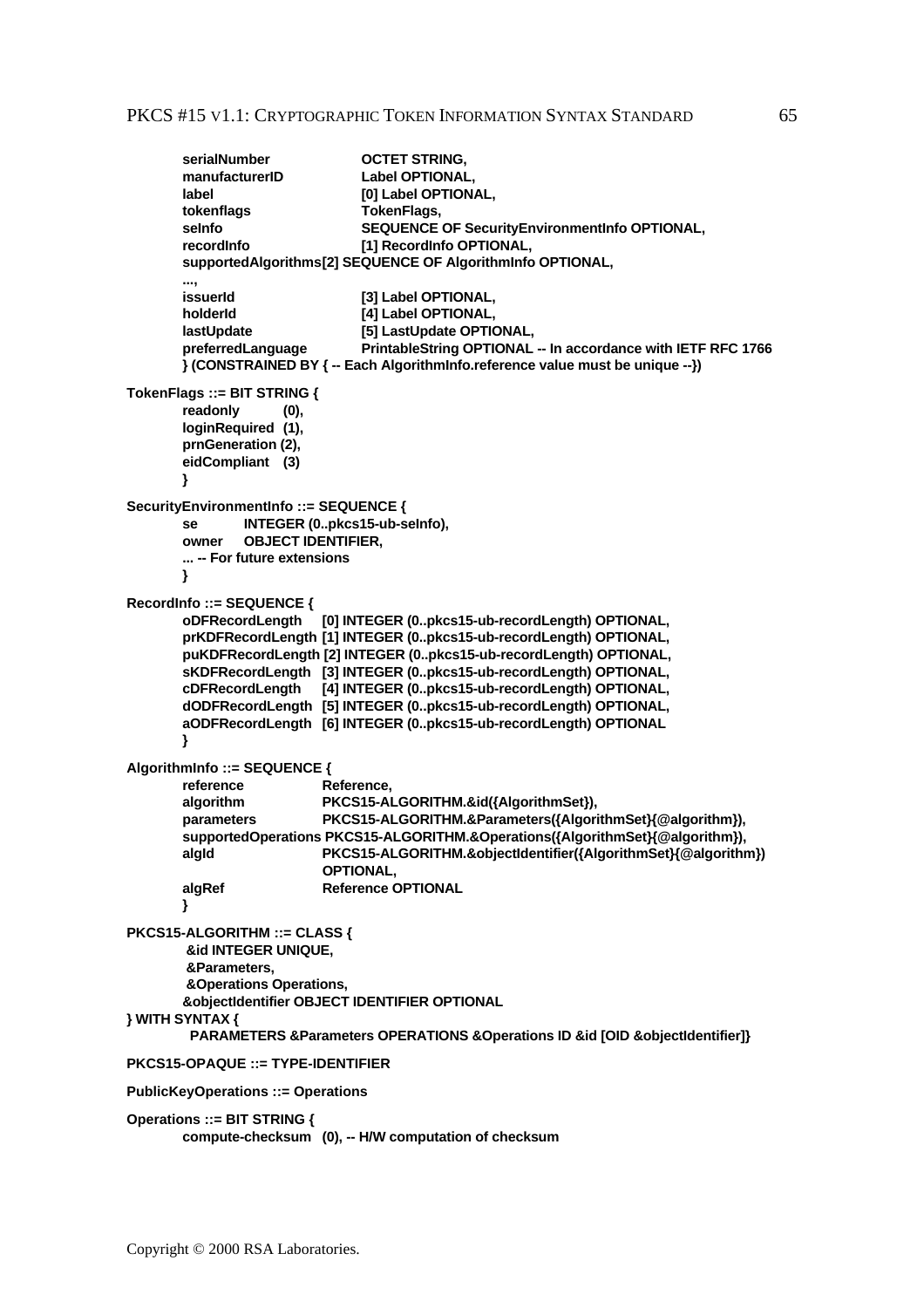```
        serialNumber            OCTET STRING,
        manufacturerID          Label OPTIONAL,
        label                   [0] Label OPTIONAL,
        tokenflags              TokenFlags,
        seInfo                  SEQUENCE OF SecurityEnvironmentInfo OPTIONAL,
        recordInfo              [1] RecordInfo OPTIONAL,
        supportedAlgorithms[2] SEQUENCE OF AlgorithmInfo OPTIONAL,
        ...,
        issuerId                [3] Label OPTIONAL,
        holderId                [4] Label OPTIONAL,
        lastUpdate              [5] LastUpdate OPTIONAL,
        preferredLanguage       PrintableString OPTIONAL -- In accordance with IETF RFC 1766
        } (CONSTRAINED BY { -- Each AlgorithmInfo.reference value must be unique --})

TokenFlags ::= BIT STRING {
        readonly        (0),
        loginRequired   (1),
        prnGeneration   (2),
        eidCompliant    (3)
        }

SecurityEnvironmentInfo ::= SEQUENCE {
        se      INTEGER (0..pkcs15-ub-seInfo),
        owner   OBJECT IDENTIFIER,
        ... -- For future extensions
        }

RecordInfo ::= SEQUENCE {
        oDFRecordLength     [0] INTEGER (0..pkcs15-ub-recordLength) OPTIONAL,
        prKDFRecordLength [1] INTEGER (0..pkcs15-ub-recordLength) OPTIONAL,
        puKDFRecordLength [2] INTEGER (0..pkcs15-ub-recordLength) OPTIONAL,
        sKDFRecordLength   [3] INTEGER (0..pkcs15-ub-recordLength) OPTIONAL,
        cDFRecordLength    [4] INTEGER (0..pkcs15-ub-recordLength) OPTIONAL,
        dODFRecordLength  [5] INTEGER (0..pkcs15-ub-recordLength) OPTIONAL,
        aODFRecordLength  [6] INTEGER (0..pkcs15-ub-recordLength) OPTIONAL
        }

AlgorithmInfo ::= SEQUENCE {
        reference           Reference,
        algorithm           PKCS15-ALGORITHM.&id({AlgorithmSet}),
        parameters          PKCS15-ALGORITHM.&Parameters({AlgorithmSet}{@algorithm}),
        supportedOperations PKCS15-ALGORITHM.&Operations({AlgorithmSet}{@algorithm}),
        algId               PKCS15-ALGORITHM.&objectIdentifier({AlgorithmSet}{@algorithm})
                            OPTIONAL,
        algRef              Reference OPTIONAL
        }

PKCS15-ALGORITHM ::= CLASS {
         &id INTEGER UNIQUE,
         &Parameters,
         &Operations Operations,
        &objectIdentifier OBJECT IDENTIFIER OPTIONAL
} WITH SYNTAX {
          PARAMETERS &Parameters OPERATIONS &Operations ID &id [OID &objectIdentifier]}

PKCS15-OPAQUE ::= TYPE-IDENTIFIER

PublicKeyOperations ::= Operations

Operations ::= BIT STRING {
        compute-checksum   (0), -- H/W computation of checksum
```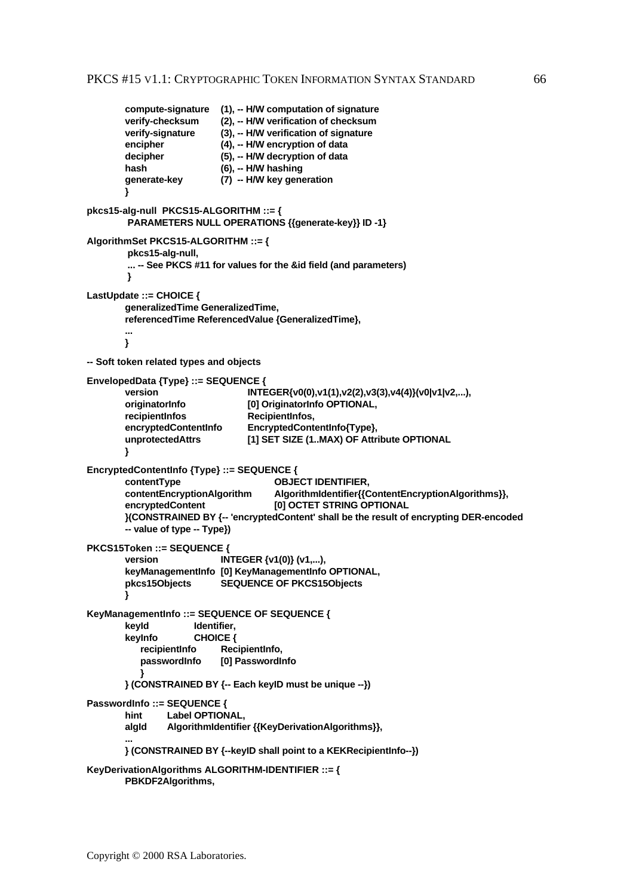```
        compute-signature   (1), -- H/W computation of signature
        verify-checksum     (2), -- H/W verification of checksum
        verify-signature    (3), -- H/W verification of signature
        encipher            (4), -- H/W encryption of data
        decipher            (5), -- H/W decryption of data
        hash                (6), -- H/W hashing
        generate-key        (7)  -- H/W key generation
        }

pkcs15-alg-null  PKCS15-ALGORITHM ::= {
         PARAMETERS NULL OPERATIONS {{generate-key}} ID -1}

AlgorithmSet PKCS15-ALGORITHM ::= {
         pkcs15-alg-null,
         ... -- See PKCS #11 for values for the &id field (and parameters)
         }

LastUpdate ::= CHOICE {
        generalizedTime GeneralizedTime,
        referencedTime ReferencedValue {GeneralizedTime},
        ...
        }

-- Soft token related types and objects

EnvelopedData {Type} ::= SEQUENCE {
        version                   INTEGER{v0(0),v1(1),v2(2),v3(3),v4(4)}(v0|v1|v2,...),
        originatorInfo            [0] OriginatorInfo OPTIONAL,
        recipientInfos            RecipientInfos,
        encryptedContentInfo      EncryptedContentInfo{Type},
        unprotectedAttrs          [1] SET SIZE (1..MAX) OF Attribute OPTIONAL
        }

EncryptedContentInfo {Type} ::= SEQUENCE {
        contentType                   OBJECT IDENTIFIER,
        contentEncryptionAlgorithm    AlgorithmIdentifier{{ContentEncryptionAlgorithms}},
        encryptedContent              [0] OCTET STRING OPTIONAL
        }(CONSTRAINED BY {-- 'encryptedContent' shall be the result of encrypting DER-encoded
        -- value of type -- Type})

PKCS15Token ::= SEQUENCE {
        version             INTEGER {v1(0)} (v1,...),
        keyManagementInfo   [0] KeyManagementInfo OPTIONAL,
        pkcs15Objects       SEQUENCE OF PKCS15Objects
        }

KeyManagementInfo ::= SEQUENCE OF SEQUENCE {
        keyId           Identifier,
        keyInfo         CHOICE {
            recipientInfo     RecipientInfo,
            passwordInfo      [0] PasswordInfo
            }
        } (CONSTRAINED BY {-- Each keyID must be unique --})

PasswordInfo ::= SEQUENCE {
        hint        Label OPTIONAL,
        algId       AlgorithmIdentifier {{KeyDerivationAlgorithms}},
        ...
        } (CONSTRAINED BY {--keyID shall point to a KEKRecipientInfo--})

KeyDerivationAlgorithms ALGORITHM-IDENTIFIER ::= {
        PBKDF2Algorithms,
```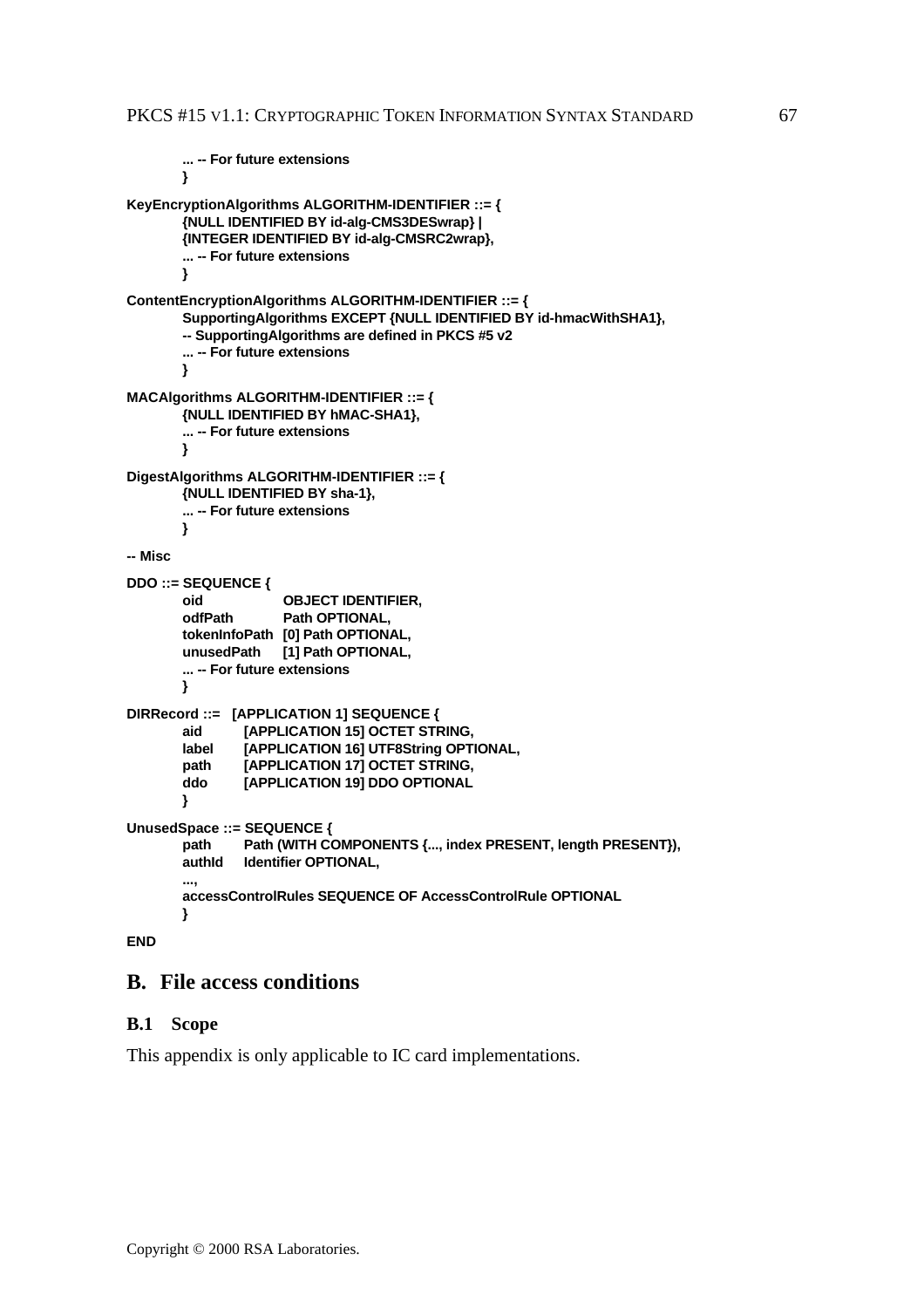```
        ... -- For future extensions
        }

KeyEncryptionAlgorithms ALGORITHM-IDENTIFIER ::= {
        {NULL IDENTIFIED BY id-alg-CMS3DESwrap} |
        {INTEGER IDENTIFIED BY id-alg-CMSRC2wrap},
        ... -- For future extensions
        }

ContentEncryptionAlgorithms ALGORITHM-IDENTIFIER ::= {
        SupportingAlgorithms EXCEPT {NULL IDENTIFIED BY id-hmacWithSHA1},
        -- SupportingAlgorithms are defined in PKCS #5 v2
        ... -- For future extensions
        }

MACAlgorithms ALGORITHM-IDENTIFIER ::= {
        {NULL IDENTIFIED BY hMAC-SHA1},
        ... -- For future extensions
        }

DigestAlgorithms ALGORITHM-IDENTIFIER ::= {
        {NULL IDENTIFIED BY sha-1},
        ... -- For future extensions
        }

-- Misc

DDO ::= SEQUENCE {
        oid             OBJECT IDENTIFIER,
        odfPath         Path OPTIONAL,
        tokenInfoPath   [0] Path OPTIONAL,
        unusedPath      [1] Path OPTIONAL,
        ... -- For future extensions
        }

DIRRecord ::=   [APPLICATION 1] SEQUENCE {
        aid     [APPLICATION 15] OCTET STRING,
        label   [APPLICATION 16] UTF8String OPTIONAL,
        path    [APPLICATION 17] OCTET STRING,
        ddo     [APPLICATION 19] DDO OPTIONAL
        }

UnusedSpace ::= SEQUENCE {
        path    Path (WITH COMPONENTS {..., index PRESENT, length PRESENT}),
        authId  Identifier OPTIONAL,
        ...,
        accessControlRules SEQUENCE OF AccessControlRule OPTIONAL
        }

END
```

# B. File access conditions

## B.1 Scope

This appendix is only applicable to IC card implementations.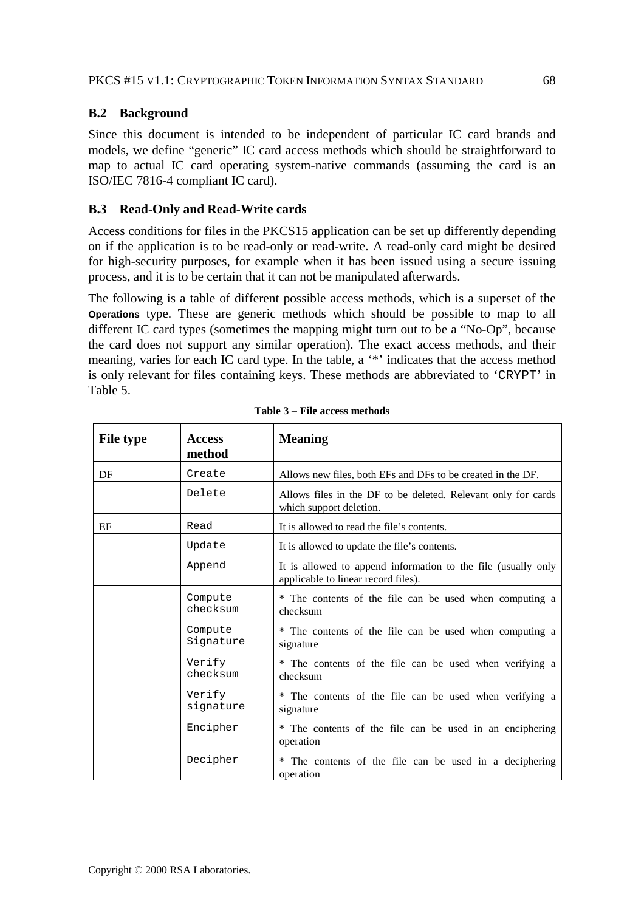### B.2 Background

Since this document is intended to be independent of particular IC card brands and models, we define "generic" IC card access methods which should be straightforward to map to actual IC card operating system-native commands (assuming the card is an ISO/IEC 7816-4 compliant IC card).

### B.3 Read-Only and Read-Write cards

Access conditions for files in the PKCS15 application can be set up differently depending on if the application is to be read-only or read-write. A read-only card might be desired for high-security purposes, for example when it has been issued using a secure issuing process, and it is to be certain that it can not be manipulated afterwards.

The following is a table of different possible access methods, which is a superset of the **Operations** type. These are generic methods which should be possible to map to all different IC card types (sometimes the mapping might turn out to be a "No-Op", because the card does not support any similar operation). The exact access methods, and their meaning, varies for each IC card type. In the table, a '*' indicates that the access method is only relevant for files containing keys. These methods are abbreviated to '`CRYPT`' in Table 5.

**Table 3 – File access methods**

| File type | Access method | Meaning |
|---|---|---|
| DF | `Create` | Allows new files, both EFs and DFs to be created in the DF. |
| | `Delete` | Allows files in the DF to be deleted. Relevant only for cards which support deletion. |
| EF | `Read` | It is allowed to read the file's contents. |
| | `Update` | It is allowed to update the file's contents. |
| | `Append` | It is allowed to append information to the file (usually only applicable to linear record files). |
| | `Compute checksum` | * The contents of the file can be used when computing a checksum |
| | `Compute Signature` | * The contents of the file can be used when computing a signature |
| | `Verify checksum` | * The contents of the file can be used when verifying a checksum |
| | `Verify signature` | * The contents of the file can be used when verifying a signature |
| | `Encipher` | * The contents of the file can be used in an enciphering operation |
| | `Decipher` | * The contents of the file can be used in a deciphering operation |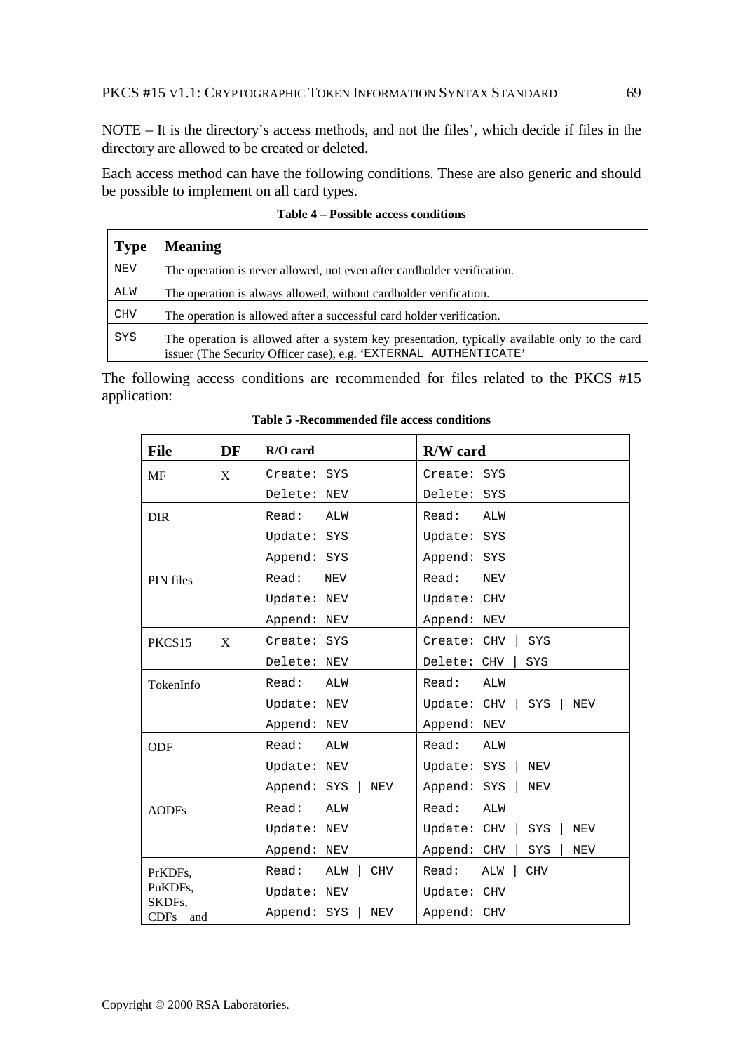NOTE – It is the directory's access methods, and not the files', which decide if files in the directory are allowed to be created or deleted.

Each access method can have the following conditions. These are also generic and should be possible to implement on all card types.

**Table 4 – Possible access conditions**

| Type | Meaning |
|---|---|
| `NEV` | The operation is never allowed, not even after cardholder verification. |
| `ALW` | The operation is always allowed, without cardholder verification. |
| `CHV` | The operation is allowed after a successful card holder verification. |
| `SYS` | The operation is allowed after a system key presentation, typically available only to the card issuer (The Security Officer case), e.g. '`EXTERNAL AUTHENTICATE`' |

The following access conditions are recommended for files related to the PKCS #15 application:

**Table 5 -Recommended file access conditions**

| File | DF | R/O card | R/W card |
|---|---|---|---|
| MF | X | `Create: SYS`<br>`Delete: NEV` | `Create: SYS`<br>`Delete: SYS` |
| DIR | | `Read: ALW`<br>`Update: SYS`<br>`Append: SYS` | `Read: ALW`<br>`Update: SYS`<br>`Append: SYS` |
| PIN files | | `Read: NEV`<br>`Update: NEV`<br>`Append: NEV` | `Read: NEV`<br>`Update: CHV`<br>`Append: NEV` |
| PKCS15 | X | `Create: SYS`<br>`Delete: NEV` | `Create: CHV \| SYS`<br>`Delete: CHV \| SYS` |
| TokenInfo | | `Read: ALW`<br>`Update: NEV`<br>`Append: NEV` | `Read: ALW`<br>`Update: CHV \| SYS \| NEV`<br>`Append: NEV` |
| ODF | | `Read: ALW`<br>`Update: NEV`<br>`Append: SYS \| NEV` | `Read: ALW`<br>`Update: SYS \| NEV`<br>`Append: SYS \| NEV` |
| AODFs | | `Read: ALW`<br>`Update: NEV`<br>`Append: NEV` | `Read: ALW`<br>`Update: CHV \| SYS \| NEV`<br>`Append: CHV \| SYS \| NEV` |
| PrKDFs, PuKDFs, SKDFs, CDFs and | | `Read: ALW \| CHV`<br>`Update: NEV`<br>`Append: SYS \| NEV` | `Read: ALW \| CHV`<br>`Update: CHV`<br>`Append: CHV` |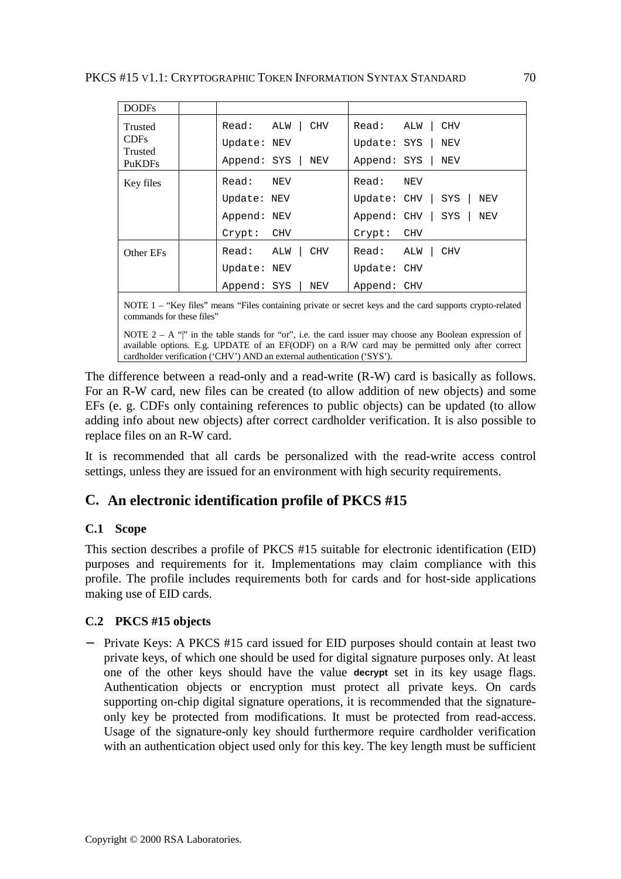| DODFs | | | |
|---|---|---|---|
| Trusted CDFs Trusted PuKDFs | | Read: ALW \| CHV<br>Update: NEV<br>Append: SYS \| NEV | Read: ALW \| CHV<br>Update: SYS \| NEV<br>Append: SYS \| NEV |
| Key files | | Read: NEV<br>Update: NEV<br>Append: NEV<br>Crypt: CHV | Read: NEV<br>Update: CHV \| SYS \| NEV<br>Append: CHV \| SYS \| NEV<br>Crypt: CHV |
| Other EFs | | Read: ALW \| CHV<br>Update: NEV<br>Append: SYS \| NEV | Read: ALW \| CHV<br>Update: CHV<br>Append: CHV |

NOTE 1 – "Key files" means "Files containing private or secret keys and the card supports crypto-related commands for these files"

NOTE 2 – A "|" in the table stands for "or", i.e. the card issuer may choose any Boolean expression of available options. E.g. UPDATE of an EF(ODF) on a R/W card may be permitted only after correct cardholder verification ('CHV') AND an external authentication ('SYS').

The difference between a read-only and a read-write (R-W) card is basically as follows. For an R-W card, new files can be created (to allow addition of new objects) and some EFs (e. g. CDFs only containing references to public objects) can be updated (to allow adding info about new objects) after correct cardholder verification. It is also possible to replace files on an R-W card.

It is recommended that all cards be personalized with the read-write access control settings, unless they are issued for an environment with high security requirements.

# C. An electronic identification profile of PKCS #15

## C.1 Scope

This section describes a profile of PKCS #15 suitable for electronic identification (EID) purposes and requirements for it. Implementations may claim compliance with this profile. The profile includes requirements both for cards and for host-side applications making use of EID cards.

## C.2 PKCS #15 objects

- Private Keys: A PKCS #15 card issued for EID purposes should contain at least two private keys, of which one should be used for digital signature purposes only. At least one of the other keys should have the value **decrypt** set in its key usage flags. Authentication objects or encryption must protect all private keys. On cards supporting on-chip digital signature operations, it is recommended that the signature-only key be protected from modifications. It must be protected from read-access. Usage of the signature-only key should furthermore require cardholder verification with an authentication object used only for this key. The key length must be sufficient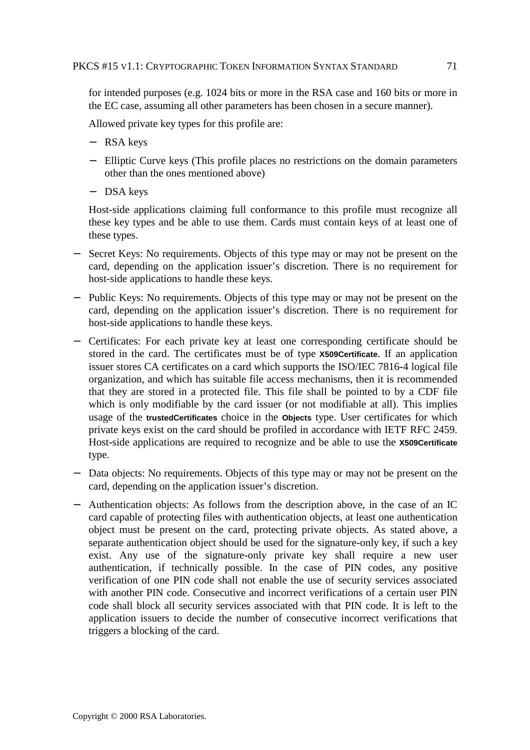for intended purposes (e.g. 1024 bits or more in the RSA case and 160 bits or more in the EC case, assuming all other parameters has been chosen in a secure manner).

Allowed private key types for this profile are:

- RSA keys
- Elliptic Curve keys (This profile places no restrictions on the domain parameters other than the ones mentioned above)
- DSA keys

Host-side applications claiming full conformance to this profile must recognize all these key types and be able to use them. Cards must contain keys of at least one of these types.

- Secret Keys: No requirements. Objects of this type may or may not be present on the card, depending on the application issuer's discretion. There is no requirement for host-side applications to handle these keys.
- Public Keys: No requirements. Objects of this type may or may not be present on the card, depending on the application issuer's discretion. There is no requirement for host-side applications to handle these keys.
- Certificates: For each private key at least one corresponding certificate should be stored in the card. The certificates must be of type **X509Certificate**. If an application issuer stores CA certificates on a card which supports the ISO/IEC 7816-4 logical file organization, and which has suitable file access mechanisms, then it is recommended that they are stored in a protected file. This file shall be pointed to by a CDF file which is only modifiable by the card issuer (or not modifiable at all). This implies usage of the **trustedCertificates** choice in the **Objects** type. User certificates for which private keys exist on the card should be profiled in accordance with IETF RFC 2459. Host-side applications are required to recognize and be able to use the **X509Certificate** type.
- Data objects: No requirements. Objects of this type may or may not be present on the card, depending on the application issuer's discretion.
- Authentication objects: As follows from the description above, in the case of an IC card capable of protecting files with authentication objects, at least one authentication object must be present on the card, protecting private objects. As stated above, a separate authentication object should be used for the signature-only key, if such a key exist. Any use of the signature-only private key shall require a new user authentication, if technically possible. In the case of PIN codes, any positive verification of one PIN code shall not enable the use of security services associated with another PIN code. Consecutive and incorrect verifications of a certain user PIN code shall block all security services associated with that PIN code. It is left to the application issuers to decide the number of consecutive incorrect verifications that triggers a blocking of the card.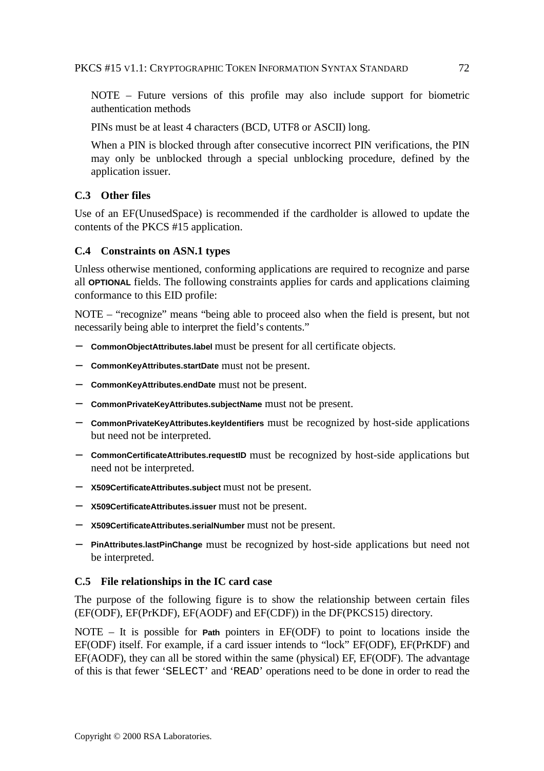NOTE – Future versions of this profile may also include support for biometric authentication methods

PINs must be at least 4 characters (BCD, UTF8 or ASCII) long.

When a PIN is blocked through after consecutive incorrect PIN verifications, the PIN may only be unblocked through a special unblocking procedure, defined by the application issuer.

### C.3 Other files

Use of an EF(UnusedSpace) is recommended if the cardholder is allowed to update the contents of the PKCS #15 application.

### C.4 Constraints on ASN.1 types

Unless otherwise mentioned, conforming applications are required to recognize and parse all **OPTIONAL** fields. The following constraints applies for cards and applications claiming conformance to this EID profile:

NOTE – "recognize" means "being able to proceed also when the field is present, but not necessarily being able to interpret the field's contents."

- **CommonObjectAttributes.label** must be present for all certificate objects.
- **CommonKeyAttributes.startDate** must not be present.
- **CommonKeyAttributes.endDate** must not be present.
- **CommonPrivateKeyAttributes.subjectName** must not be present.
- **CommonPrivateKeyAttributes.keyIdentifiers** must be recognized by host-side applications but need not be interpreted.
- **CommonCertificateAttributes.requestID** must be recognized by host-side applications but need not be interpreted.
- **X509CertificateAttributes.subject** must not be present.
- **X509CertificateAttributes.issuer** must not be present.
- **X509CertificateAttributes.serialNumber** must not be present.
- **PinAttributes.lastPinChange** must be recognized by host-side applications but need not be interpreted.

### C.5 File relationships in the IC card case

The purpose of the following figure is to show the relationship between certain files (EF(ODF), EF(PrKDF), EF(AODF) and EF(CDF)) in the DF(PKCS15) directory.

NOTE – It is possible for **Path** pointers in EF(ODF) to point to locations inside the EF(ODF) itself. For example, if a card issuer intends to "lock" EF(ODF), EF(PrKDF) and EF(AODF), they can all be stored within the same (physical) EF, EF(ODF). The advantage of this is that fewer 'SELECT' and 'READ' operations need to be done in order to read the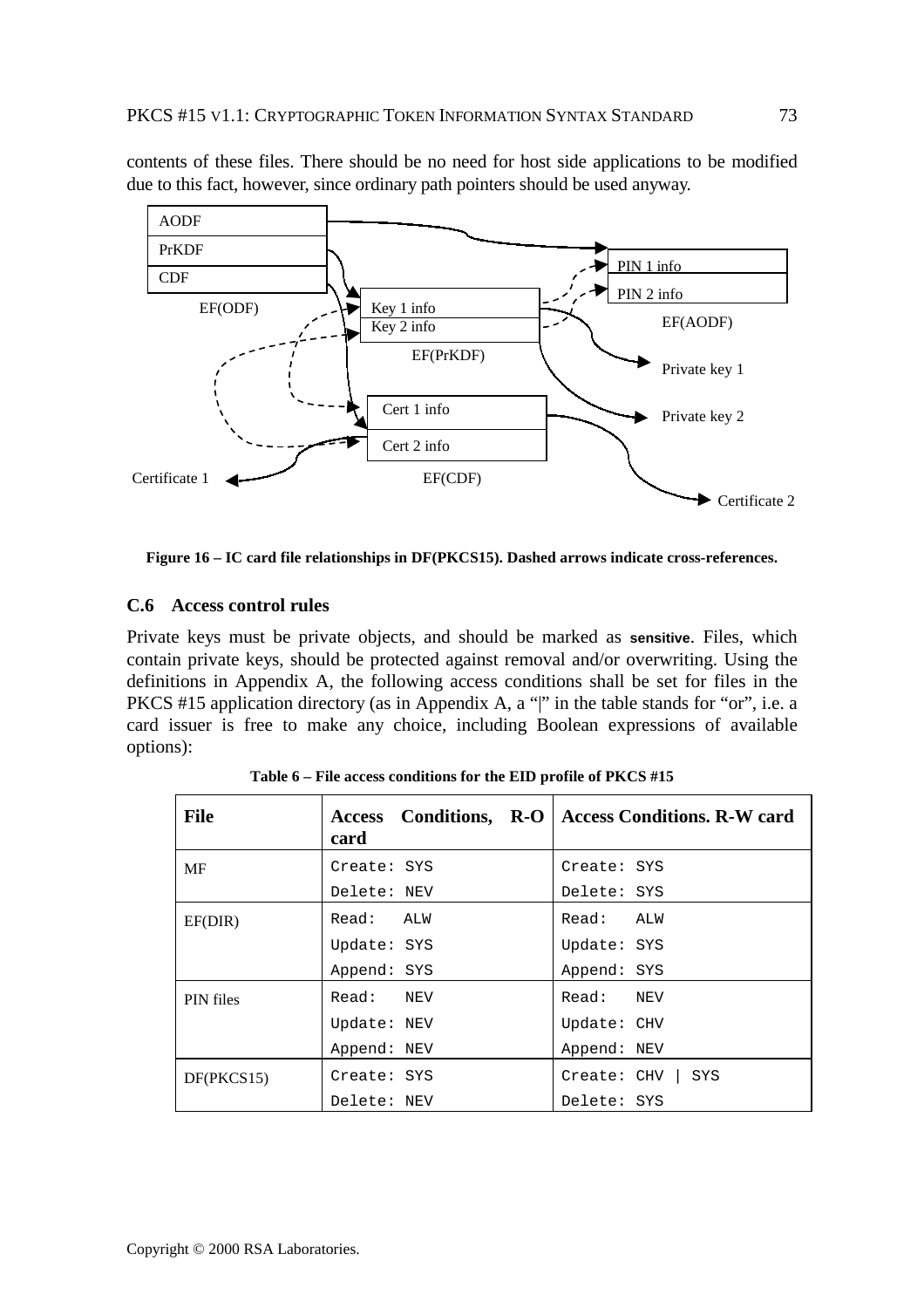contents of these files. There should be no need for host side applications to be modified due to this fact, however, since ordinary path pointers should be used anyway.

AODF
PrKDF
CDF
EF(ODF)
Key 1 info
Key 2 info
EF(PrKDF)
PIN 1 info
PIN 2 info
EF(AODF)
Private key 1
Private key 2
Cert 1 info
Cert 2 info
EF(CDF)
Certificate 1
Certificate 2

**Figure 16 – IC card file relationships in DF(PKCS15). Dashed arrows indicate cross-references.**

## C.6 Access control rules

Private keys must be private objects, and should be marked as **sensitive**. Files, which contain private keys, should be protected against removal and/or overwriting. Using the definitions in Appendix A, the following access conditions shall be set for files in the PKCS #15 application directory (as in Appendix A, a "|" in the table stands for "or", i.e. a card issuer is free to make any choice, including Boolean expressions of available options):

**Table 6 – File access conditions for the EID profile of PKCS #15**

| File | Access Conditions, R-O card | Access Conditions. R-W card |
|---|---|---|
| MF | Create: SYS<br>Delete: NEV | Create: SYS<br>Delete: SYS |
| EF(DIR) | Read: ALW<br>Update: SYS<br>Append: SYS | Read: ALW<br>Update: SYS<br>Append: SYS |
| PIN files | Read: NEV<br>Update: NEV<br>Append: NEV | Read: NEV<br>Update: CHV<br>Append: NEV |
| DF(PKCS15) | Create: SYS<br>Delete: NEV | Create: CHV \| SYS<br>Delete: SYS |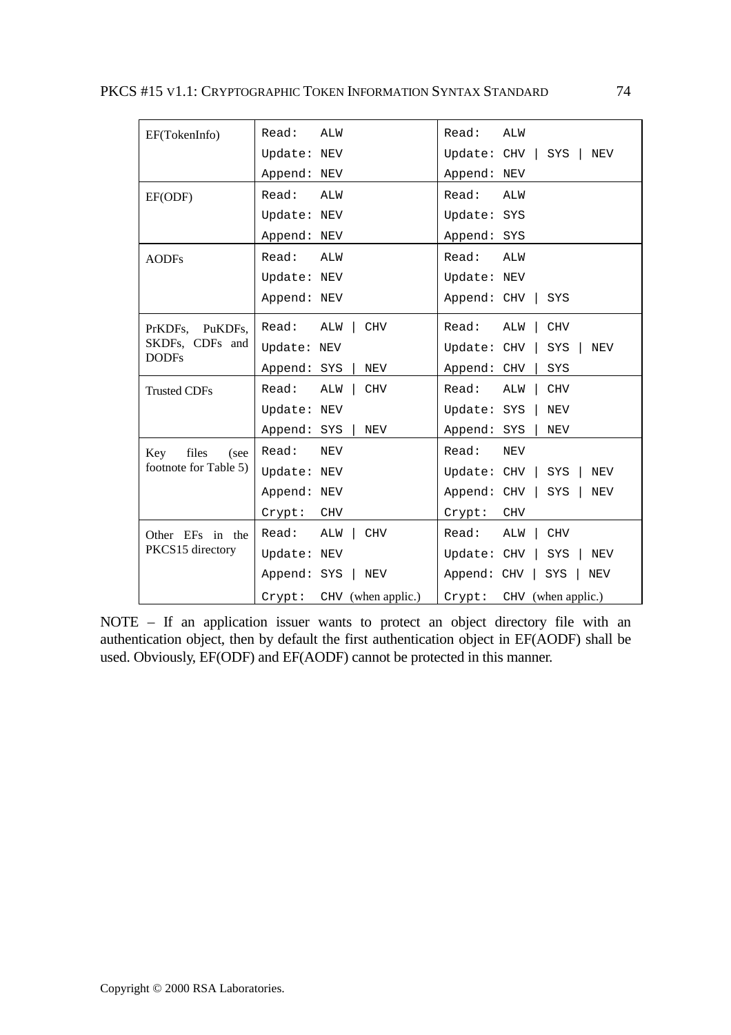| | | |
|---|---|---|
| EF(TokenInfo) | Read: ALW<br>Update: NEV<br>Append: NEV | Read: ALW<br>Update: CHV \| SYS \| NEV<br>Append: NEV |
| EF(ODF) | Read: ALW<br>Update: NEV<br>Append: NEV | Read: ALW<br>Update: SYS<br>Append: SYS |
| AODFs | Read: ALW<br>Update: NEV<br>Append: NEV | Read: ALW<br>Update: NEV<br>Append: CHV \| SYS |
| PrKDFs, PuKDFs, SKDFs, CDFs and DODFs | Read: ALW \| CHV<br>Update: NEV<br>Append: SYS \| NEV | Read: ALW \| CHV<br>Update: CHV \| SYS \| NEV<br>Append: CHV \| SYS |
| Trusted CDFs | Read: ALW \| CHV<br>Update: NEV<br>Append: SYS \| NEV | Read: ALW \| CHV<br>Update: SYS \| NEV<br>Append: SYS \| NEV |
| Key files (see footnote for Table 5) | Read: NEV<br>Update: NEV<br>Append: NEV<br>Crypt: CHV | Read: NEV<br>Update: CHV \| SYS \| NEV<br>Append: CHV \| SYS \| NEV<br>Crypt: CHV |
| Other EFs in the PKCS15 directory | Read: ALW \| CHV<br>Update: NEV<br>Append: SYS \| NEV<br>Crypt: CHV (when applic.) | Read: ALW \| CHV<br>Update: CHV \| SYS \| NEV<br>Append: CHV \| SYS \| NEV<br>Crypt: CHV (when applic.) |

NOTE – If an application issuer wants to protect an object directory file with an authentication object, then by default the first authentication object in EF(AODF) shall be used. Obviously, EF(ODF) and EF(AODF) cannot be protected in this manner.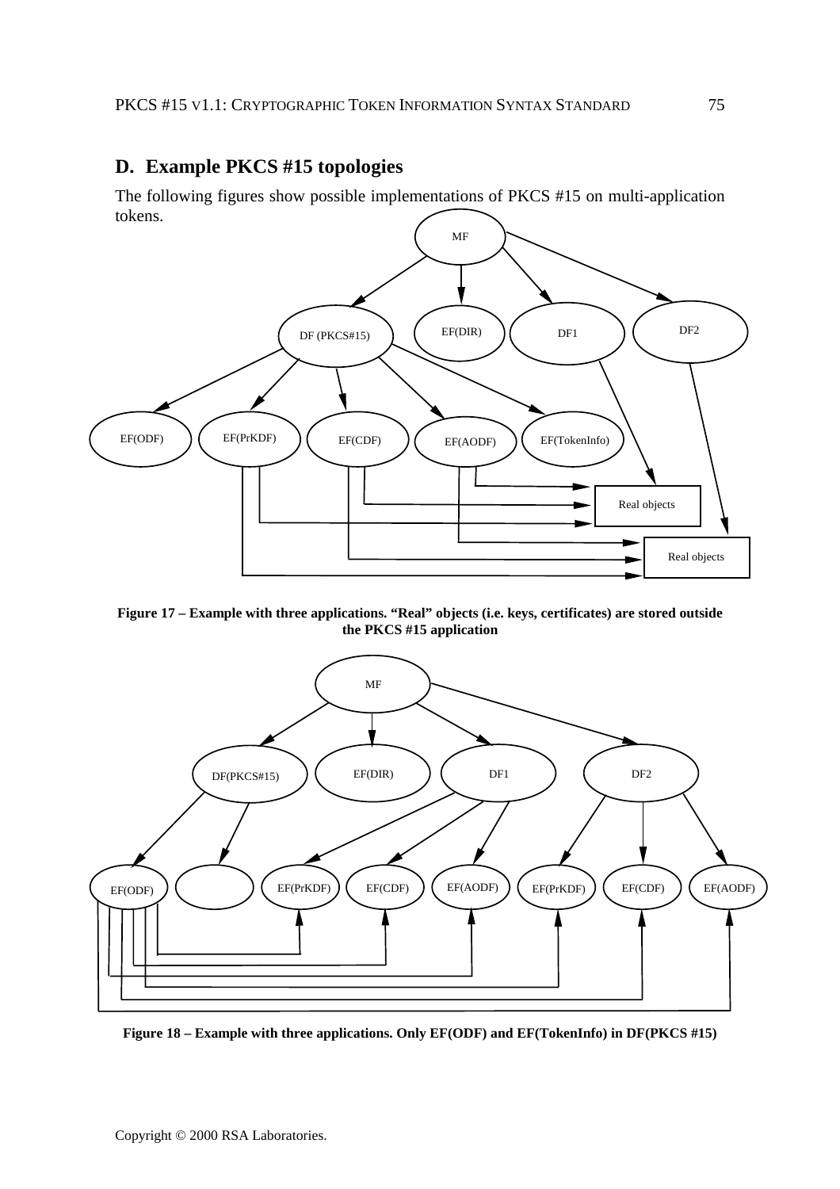## D. Example PKCS #15 topologies

The following figures show possible implementations of PKCS #15 on multi-application tokens.

MF
DF (PKCS#15)
EF(DIR)
DF1
DF2
EF(ODF)
EF(PrKDF)
EF(CDF)
EF(AODF)
EF(TokenInfo)
Real objects
Real objects

**Figure 17 – Example with three applications. "Real" objects (i.e. keys, certificates) are stored outside the PKCS #15 application**

MF
DF(PKCS#15)
EF(DIR)
DF1
DF2
EF(ODF)
EF(PrKDF)
EF(CDF)
EF(AODF)
EF(PrKDF)
EF(CDF)
EF(AODF)

**Figure 18 – Example with three applications. Only EF(ODF) and EF(TokenInfo) in DF(PKCS #15)**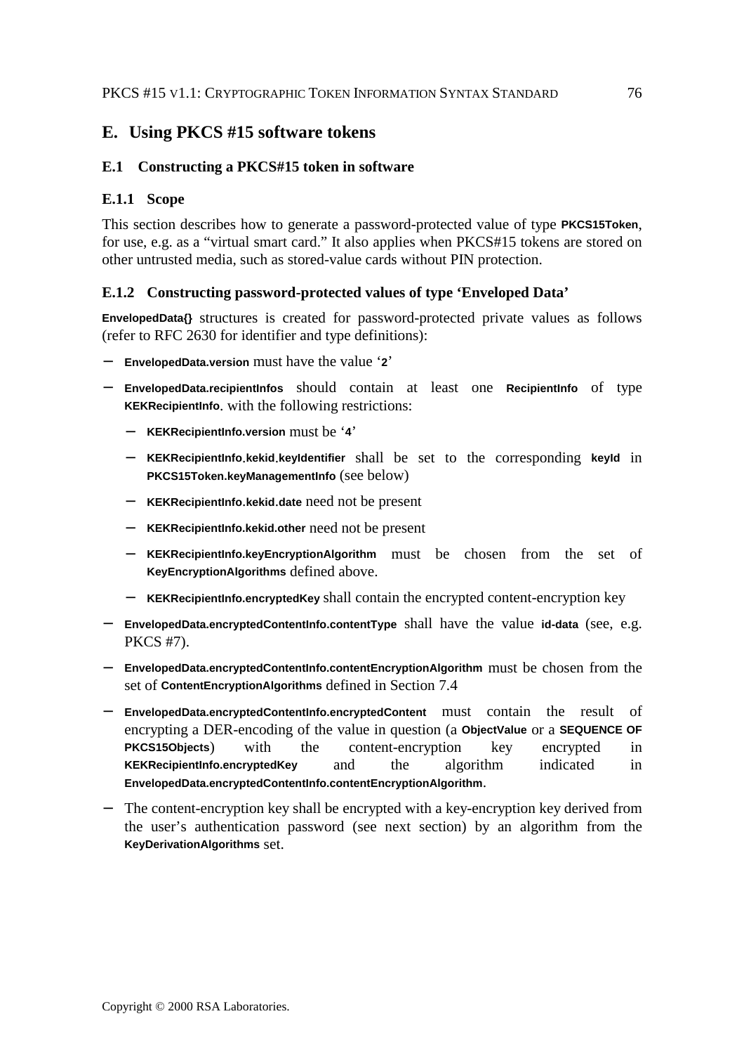# E. Using PKCS #15 software tokens

## E.1 Constructing a PKCS#15 token in software

### E.1.1 Scope

This section describes how to generate a password-protected value of type **PKCS15Token**, for use, e.g. as a "virtual smart card." It also applies when PKCS#15 tokens are stored on other untrusted media, such as stored-value cards without PIN protection.

### E.1.2 Constructing password-protected values of type 'Enveloped Data'

**EnvelopedData{}** structures is created for password-protected private values as follows (refer to RFC 2630 for identifier and type definitions):

- **EnvelopedData.version** must have the value '**2**'
- **EnvelopedData.recipientInfos** should contain at least one **RecipientInfo** of type **KEKRecipientInfo**. with the following restrictions:
  - **KEKRecipientInfo.version** must be '**4**'
  - **KEKRecipientInfo.kekid.keyIdentifier** shall be set to the corresponding **keyId** in **PKCS15Token.keyManagementInfo** (see below)
  - **KEKRecipientInfo.kekid.date** need not be present
  - **KEKRecipientInfo.kekid.other** need not be present
  - **KEKRecipientInfo.keyEncryptionAlgorithm** must be chosen from the set of **KeyEncryptionAlgorithms** defined above.
  - **KEKRecipientInfo.encryptedKey** shall contain the encrypted content-encryption key
- **EnvelopedData.encryptedContentInfo.contentType** shall have the value **id-data** (see, e.g. PKCS #7).
- **EnvelopedData.encryptedContentInfo.contentEncryptionAlgorithm** must be chosen from the set of **ContentEncryptionAlgorithms** defined in Section 7.4
- **EnvelopedData.encryptedContentInfo.encryptedContent** must contain the result of encrypting a DER-encoding of the value in question (a **ObjectValue** or a **SEQUENCE OF PKCS15Objects**) with the content-encryption key encrypted in **KEKRecipientInfo.encryptedKey** and the algorithm indicated in **EnvelopedData.encryptedContentInfo.contentEncryptionAlgorithm.**
- The content-encryption key shall be encrypted with a key-encryption key derived from the user's authentication password (see next section) by an algorithm from the **KeyDerivationAlgorithms** set.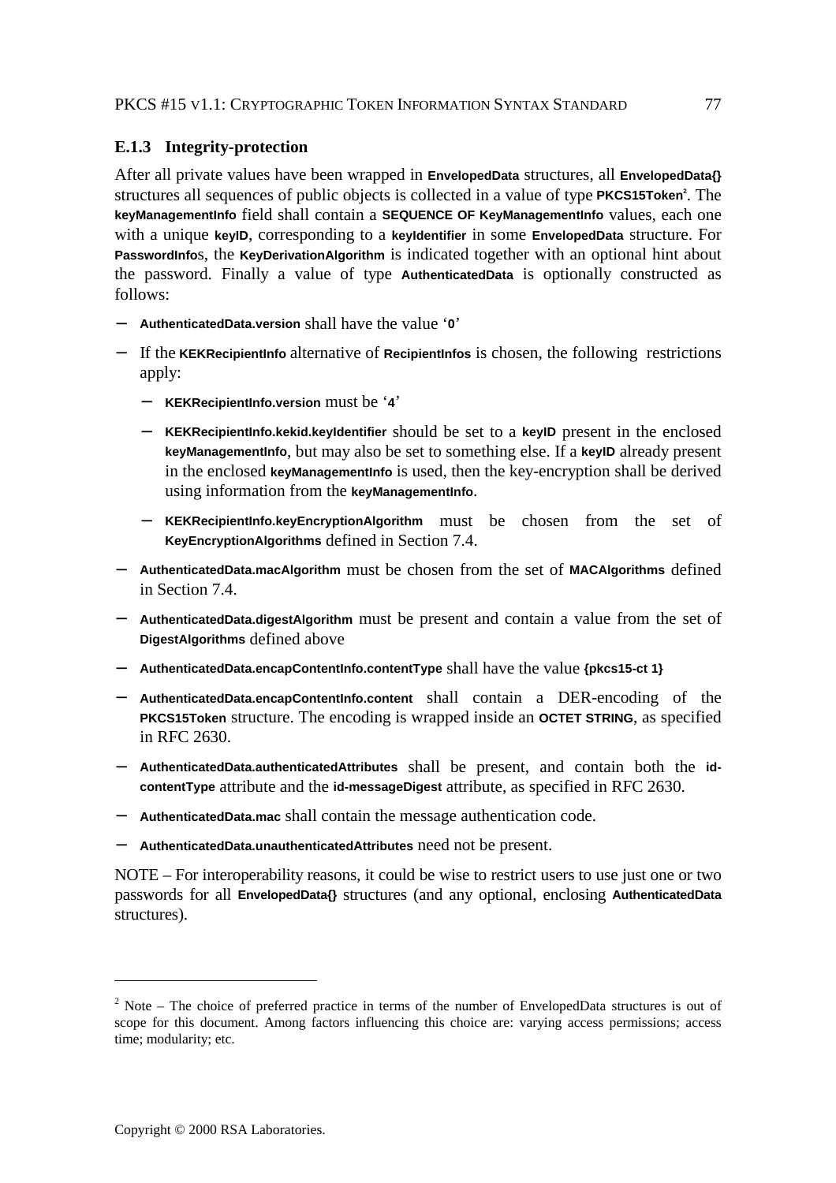### E.1.3 Integrity-protection

After all private values have been wrapped in **EnvelopedData** structures, all **EnvelopedData{}** structures all sequences of public objects is collected in a value of type **PKCS15Token**[2]. The **keyManagementInfo** field shall contain a **SEQUENCE OF KeyManagementInfo** values, each one with a unique **keyID**, corresponding to a **keyIdentifier** in some **EnvelopedData** structure. For **PasswordInfo**s, the **KeyDerivationAlgorithm** is indicated together with an optional hint about the password. Finally a value of type **AuthenticatedData** is optionally constructed as follows:

- **AuthenticatedData.version** shall have the value '**0**'
- If the **KEKRecipientInfo** alternative of **RecipientInfos** is chosen, the following restrictions apply:
  - **KEKRecipientInfo.version** must be '**4**'
  - **KEKRecipientInfo.kekid.keyIdentifier** should be set to a **keyID** present in the enclosed **keyManagementInfo**, but may also be set to something else. If a **keyID** already present in the enclosed **keyManagementInfo** is used, then the key-encryption shall be derived using information from the **keyManagementInfo**.
  - **KEKRecipientInfo.keyEncryptionAlgorithm** must be chosen from the set of **KeyEncryptionAlgorithms** defined in Section 7.4.
- **AuthenticatedData.macAlgorithm** must be chosen from the set of **MACAlgorithms** defined in Section 7.4.
- **AuthenticatedData.digestAlgorithm** must be present and contain a value from the set of **DigestAlgorithms** defined above
- **AuthenticatedData.encapContentInfo.contentType** shall have the value **{pkcs15-ct 1}**
- **AuthenticatedData.encapContentInfo.content** shall contain a DER-encoding of the **PKCS15Token** structure. The encoding is wrapped inside an **OCTET STRING**, as specified in RFC 2630.
- **AuthenticatedData.authenticatedAttributes** shall be present, and contain both the **id-contentType** attribute and the **id-messageDigest** attribute, as specified in RFC 2630.
- **AuthenticatedData.mac** shall contain the message authentication code.
- **AuthenticatedData.unauthenticatedAttributes** need not be present.

NOTE – For interoperability reasons, it could be wise to restrict users to use just one or two passwords for all **EnvelopedData{}** structures (and any optional, enclosing **AuthenticatedData** structures).

---

[2] Note – The choice of preferred practice in terms of the number of EnvelopedData structures is out of scope for this document. Among factors influencing this choice are: varying access permissions; access time; modularity; etc.

Copyright © 2000 RSA Laboratories.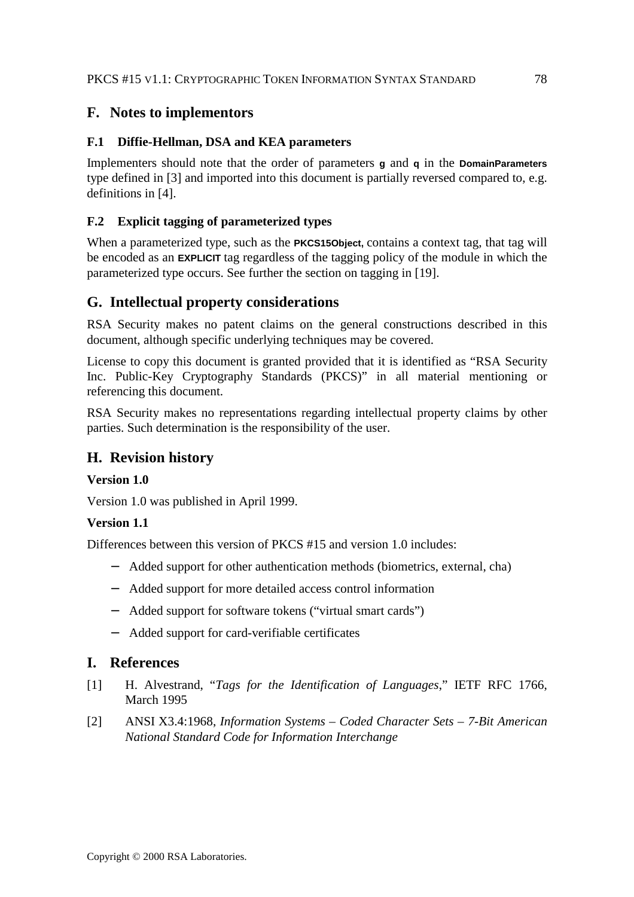# F. Notes to implementors

## F.1 Diffie-Hellman, DSA and KEA parameters

Implementers should note that the order of parameters **g** and **q** in the **DomainParameters** type defined in [3] and imported into this document is partially reversed compared to, e.g. definitions in [4].

## F.2 Explicit tagging of parameterized types

When a parameterized type, such as the **PKCS15Object**, contains a context tag, that tag will be encoded as an **EXPLICIT** tag regardless of the tagging policy of the module in which the parameterized type occurs. See further the section on tagging in [19].

# G. Intellectual property considerations

RSA Security makes no patent claims on the general constructions described in this document, although specific underlying techniques may be covered.

License to copy this document is granted provided that it is identified as "RSA Security Inc. Public-Key Cryptography Standards (PKCS)" in all material mentioning or referencing this document.

RSA Security makes no representations regarding intellectual property claims by other parties. Such determination is the responsibility of the user.

# H. Revision history

**Version 1.0**

Version 1.0 was published in April 1999.

**Version 1.1**

Differences between this version of PKCS #15 and version 1.0 includes:

- Added support for other authentication methods (biometrics, external, cha)
- Added support for more detailed access control information
- Added support for software tokens ("virtual smart cards")
- Added support for card-verifiable certificates

# I. References

[1] H. Alvestrand, "*Tags for the Identification of Languages*," IETF RFC 1766, March 1995

[2] ANSI X3.4:1968, *Information Systems – Coded Character Sets – 7-Bit American National Standard Code for Information Interchange*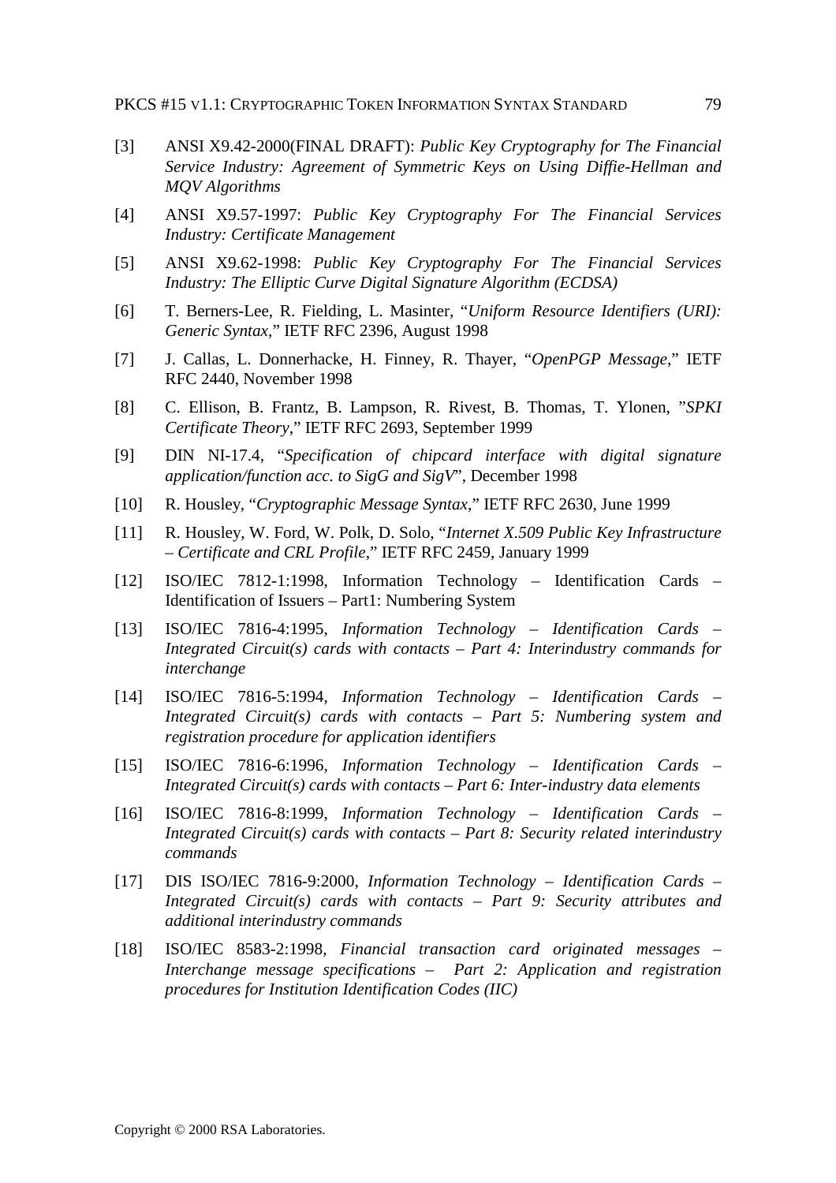[3] ANSI X9.42-2000(FINAL DRAFT): *Public Key Cryptography for The Financial Service Industry: Agreement of Symmetric Keys on Using Diffie-Hellman and MQV Algorithms*

[4] ANSI X9.57-1997: *Public Key Cryptography For The Financial Services Industry: Certificate Management*

[5] ANSI X9.62-1998: *Public Key Cryptography For The Financial Services Industry: The Elliptic Curve Digital Signature Algorithm (ECDSA)*

[6] T. Berners-Lee, R. Fielding, L. Masinter, "*Uniform Resource Identifiers (URI): Generic Syntax*," IETF RFC 2396, August 1998

[7] J. Callas, L. Donnerhacke, H. Finney, R. Thayer, "*OpenPGP Message*," IETF RFC 2440, November 1998

[8] C. Ellison, B. Frantz, B. Lampson, R. Rivest, B. Thomas, T. Ylonen, "*SPKI Certificate Theory*," IETF RFC 2693, September 1999

[9] DIN NI-17.4, "*Specification of chipcard interface with digital signature application/function acc. to SigG and SigV*", December 1998

[10] R. Housley, "*Cryptographic Message Syntax*," IETF RFC 2630, June 1999

[11] R. Housley, W. Ford, W. Polk, D. Solo, "*Internet X.509 Public Key Infrastructure – Certificate and CRL Profile*," IETF RFC 2459, January 1999

[12] ISO/IEC 7812-1:1998, Information Technology – Identification Cards – Identification of Issuers – Part1: Numbering System

[13] ISO/IEC 7816-4:1995, *Information Technology – Identification Cards – Integrated Circuit(s) cards with contacts – Part 4: Interindustry commands for interchange*

[14] ISO/IEC 7816-5:1994, *Information Technology – Identification Cards – Integrated Circuit(s) cards with contacts – Part 5: Numbering system and registration procedure for application identifiers*

[15] ISO/IEC 7816-6:1996, *Information Technology – Identification Cards – Integrated Circuit(s) cards with contacts – Part 6: Inter-industry data elements*

[16] ISO/IEC 7816-8:1999, *Information Technology – Identification Cards – Integrated Circuit(s) cards with contacts – Part 8: Security related interindustry commands*

[17] DIS ISO/IEC 7816-9:2000, *Information Technology – Identification Cards – Integrated Circuit(s) cards with contacts – Part 9: Security attributes and additional interindustry commands*

[18] ISO/IEC 8583-2:1998, *Financial transaction card originated messages – Interchange message specifications – Part 2: Application and registration procedures for Institution Identification Codes (IIC)*

Copyright © 2000 RSA Laboratories.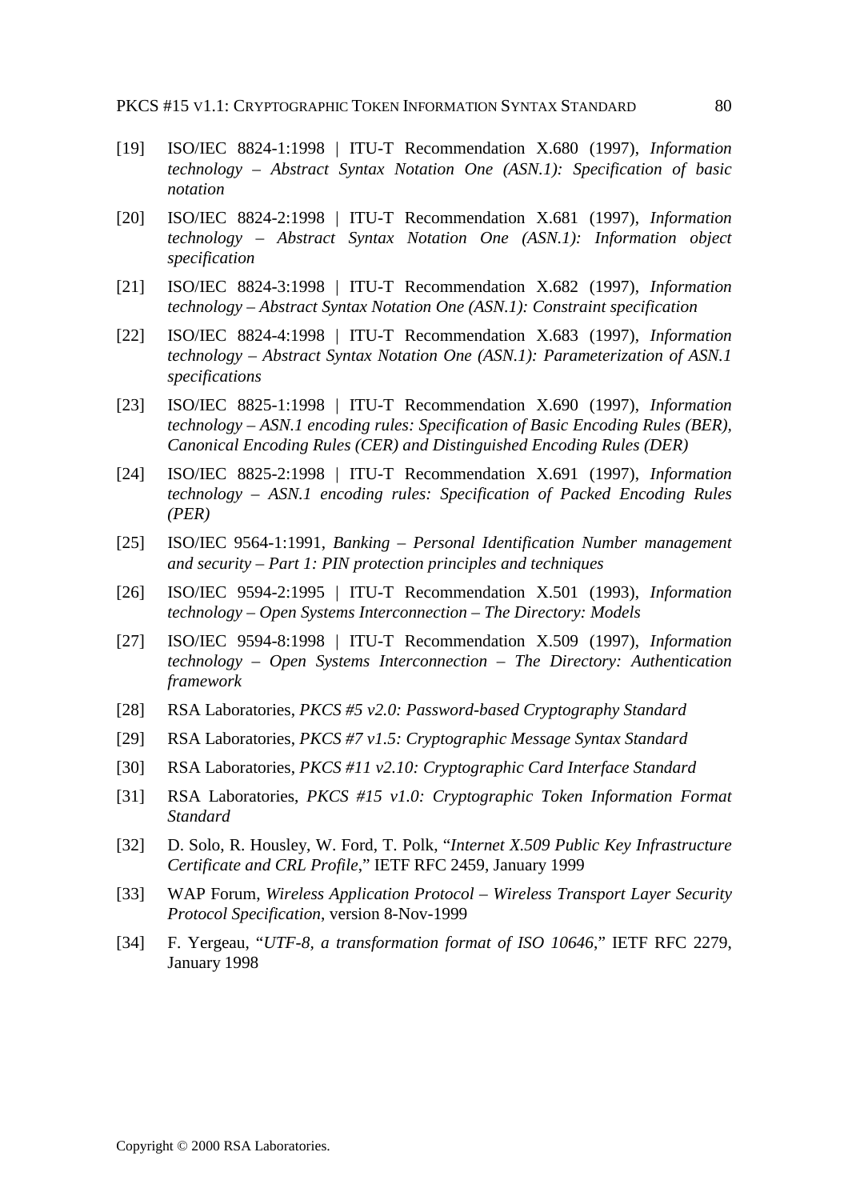[19] ISO/IEC 8824-1:1998 | ITU-T Recommendation X.680 (1997), *Information technology – Abstract Syntax Notation One (ASN.1): Specification of basic notation*

[20] ISO/IEC 8824-2:1998 | ITU-T Recommendation X.681 (1997), *Information technology – Abstract Syntax Notation One (ASN.1): Information object specification*

[21] ISO/IEC 8824-3:1998 | ITU-T Recommendation X.682 (1997), *Information technology – Abstract Syntax Notation One (ASN.1): Constraint specification*

[22] ISO/IEC 8824-4:1998 | ITU-T Recommendation X.683 (1997), *Information technology – Abstract Syntax Notation One (ASN.1): Parameterization of ASN.1 specifications*

[23] ISO/IEC 8825-1:1998 | ITU-T Recommendation X.690 (1997), *Information technology – ASN.1 encoding rules: Specification of Basic Encoding Rules (BER), Canonical Encoding Rules (CER) and Distinguished Encoding Rules (DER)*

[24] ISO/IEC 8825-2:1998 | ITU-T Recommendation X.691 (1997), *Information technology – ASN.1 encoding rules: Specification of Packed Encoding Rules (PER)*

[25] ISO/IEC 9564-1:1991, *Banking – Personal Identification Number management and security – Part 1: PIN protection principles and techniques*

[26] ISO/IEC 9594-2:1995 | ITU-T Recommendation X.501 (1993), *Information technology – Open Systems Interconnection – The Directory: Models*

[27] ISO/IEC 9594-8:1998 | ITU-T Recommendation X.509 (1997), *Information technology – Open Systems Interconnection – The Directory: Authentication framework*

[28] RSA Laboratories, *PKCS #5 v2.0: Password-based Cryptography Standard*

[29] RSA Laboratories, *PKCS #7 v1.5: Cryptographic Message Syntax Standard*

[30] RSA Laboratories, *PKCS #11 v2.10: Cryptographic Card Interface Standard*

[31] RSA Laboratories, *PKCS #15 v1.0: Cryptographic Token Information Format Standard*

[32] D. Solo, R. Housley, W. Ford, T. Polk, "*Internet X.509 Public Key Infrastructure Certificate and CRL Profile*," IETF RFC 2459, January 1999

[33] WAP Forum, *Wireless Application Protocol – Wireless Transport Layer Security Protocol Specification*, version 8-Nov-1999

[34] F. Yergeau, "*UTF-8, a transformation format of ISO 10646*," IETF RFC 2279, January 1998

Copyright © 2000 RSA Laboratories.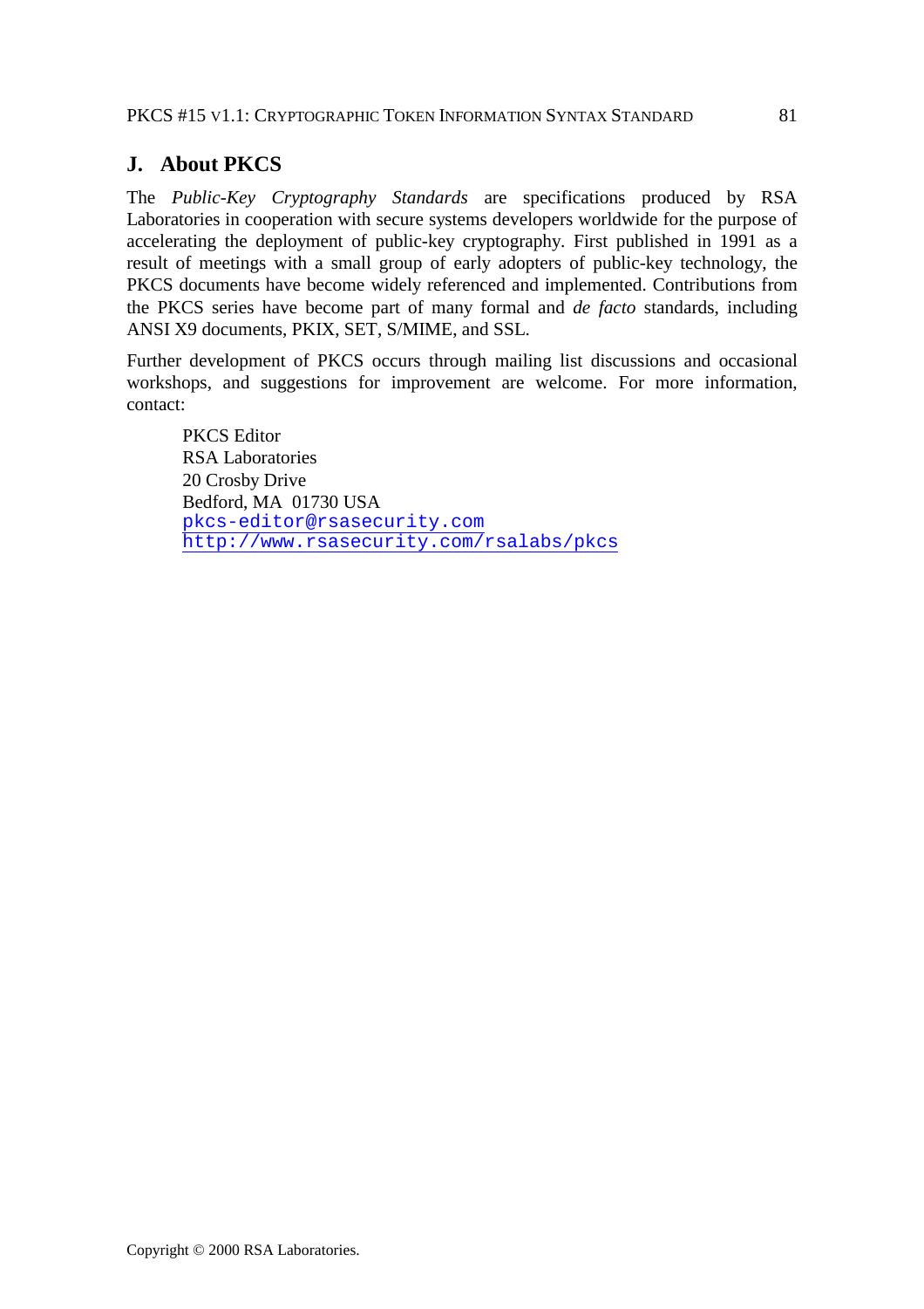## J. About PKCS

The *Public-Key Cryptography Standards* are specifications produced by RSA Laboratories in cooperation with secure systems developers worldwide for the purpose of accelerating the deployment of public-key cryptography. First published in 1991 as a result of meetings with a small group of early adopters of public-key technology, the PKCS documents have become widely referenced and implemented. Contributions from the PKCS series have become part of many formal and *de facto* standards, including ANSI X9 documents, PKIX, SET, S/MIME, and SSL.

Further development of PKCS occurs through mailing list discussions and occasional workshops, and suggestions for improvement are welcome. For more information, contact:

> PKCS Editor
> RSA Laboratories
> 20 Crosby Drive
> Bedford, MA 01730 USA
> pkcs-editor@rsasecurity.com
> http://www.rsasecurity.com/rsalabs/pkcs

Copyright © 2000 RSA Laboratories.